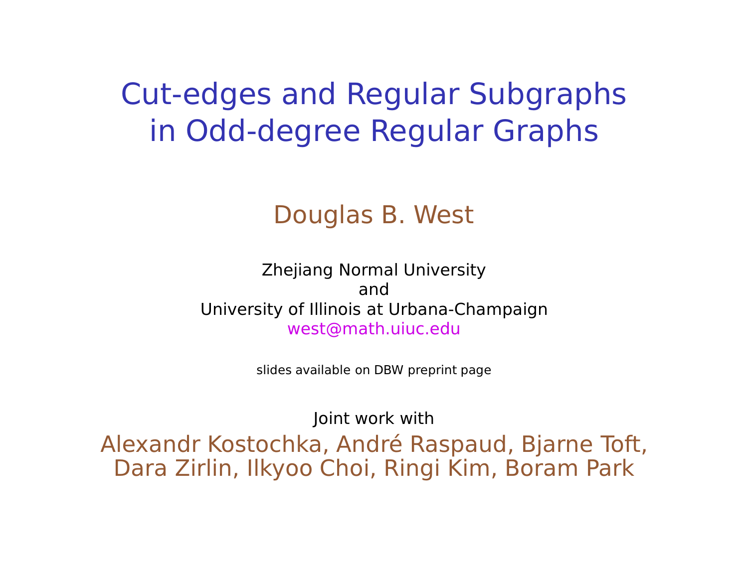# Cut-edges and Regular Subgraphs in Odd-degree Regular Graphs

Douglas B. West

Zhejiang Normal University
and
University of Illinois at Urbana-Champaign
west@math.uiuc.edu

slides available on DBW preprint page

Joint work with

Alexandr Kostochka, André Raspaud, Bjarne Toft, Dara Zirlin, Ilkyoo Choi, Ringi Kim, Boram Park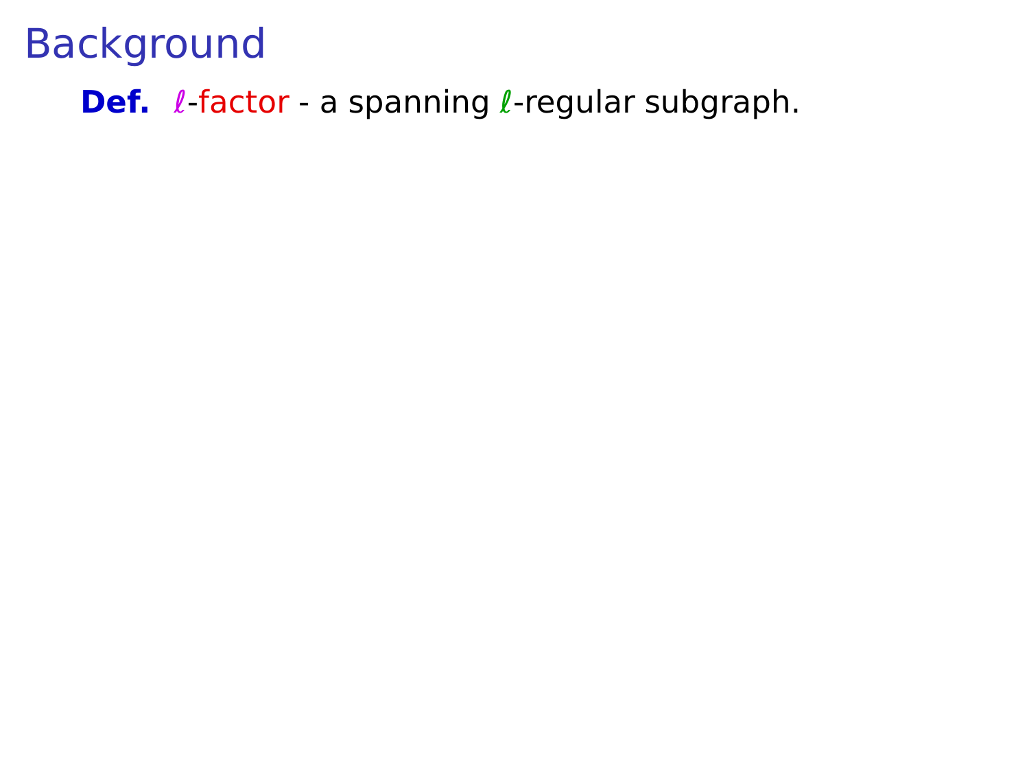# Background

**Def.** $\ell$-factor - a spanning $\ell$-regular subgraph.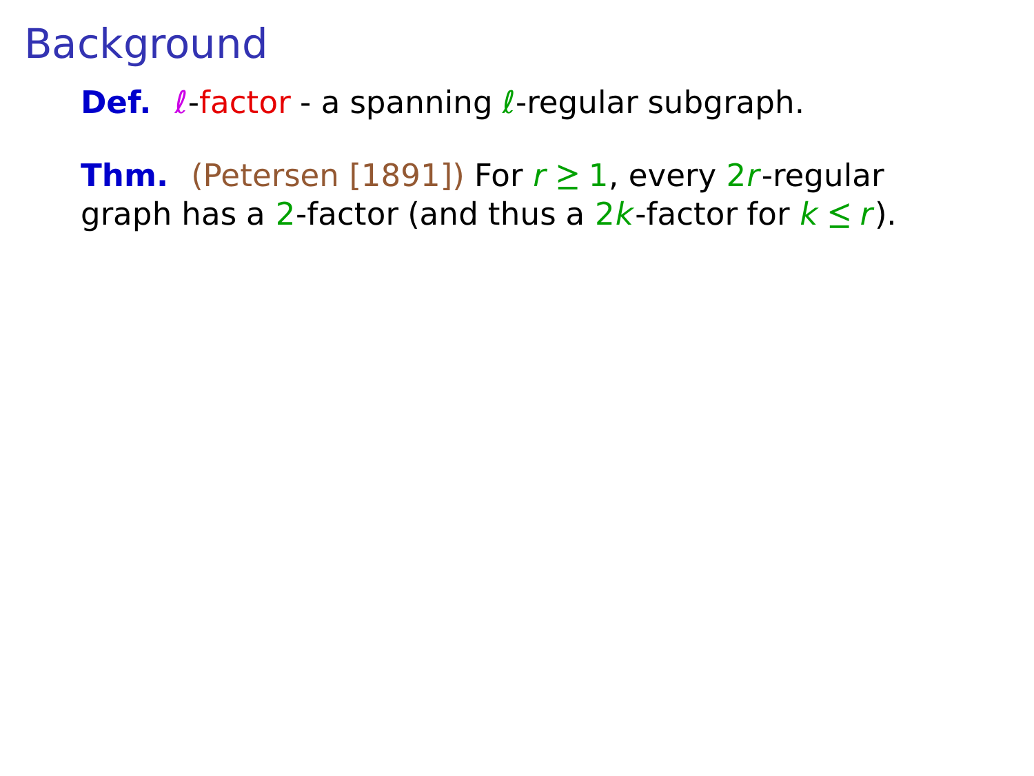# Background

**Def.** $\ell$-factor - a spanning $\ell$-regular subgraph.

**Thm.** (Petersen [1891]) For $r \geq 1$, every $2r$-regular graph has a $2$-factor (and thus a $2k$-factor for $k \leq r$).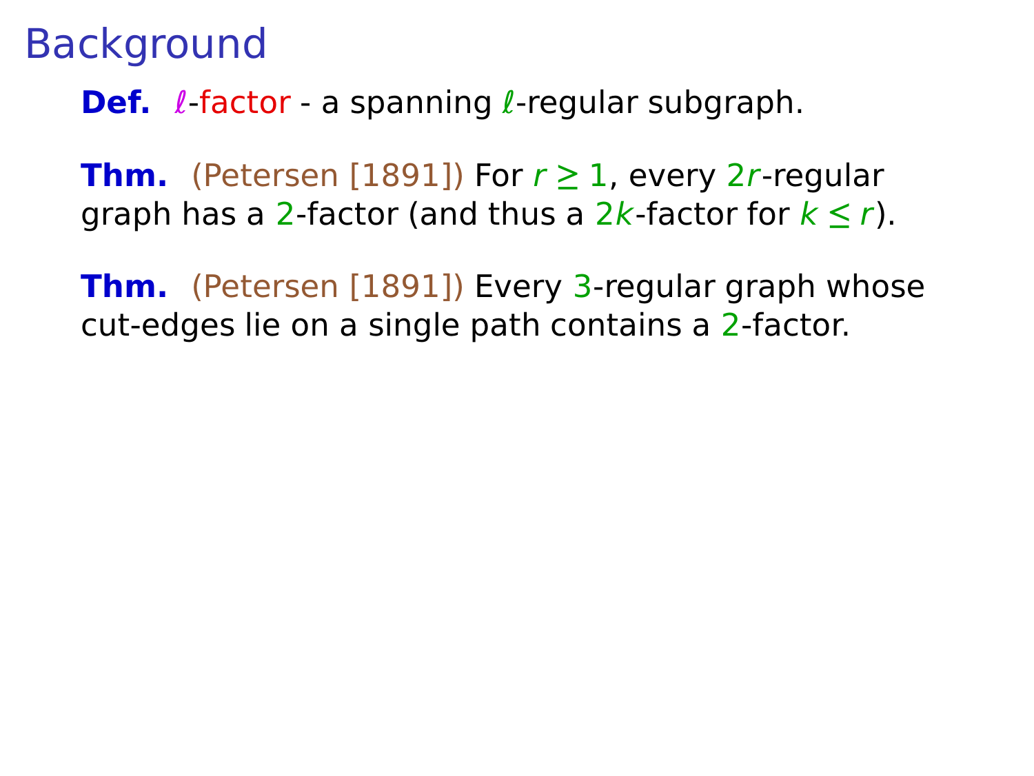# Background

**Def.** $\ell$-factor - a spanning $\ell$-regular subgraph.

**Thm.** (Petersen [1891]) For $r \geq 1$, every $2r$-regular graph has a $2$-factor (and thus a $2k$-factor for $k \leq r$).

**Thm.** (Petersen [1891]) Every $3$-regular graph whose cut-edges lie on a single path contains a $2$-factor.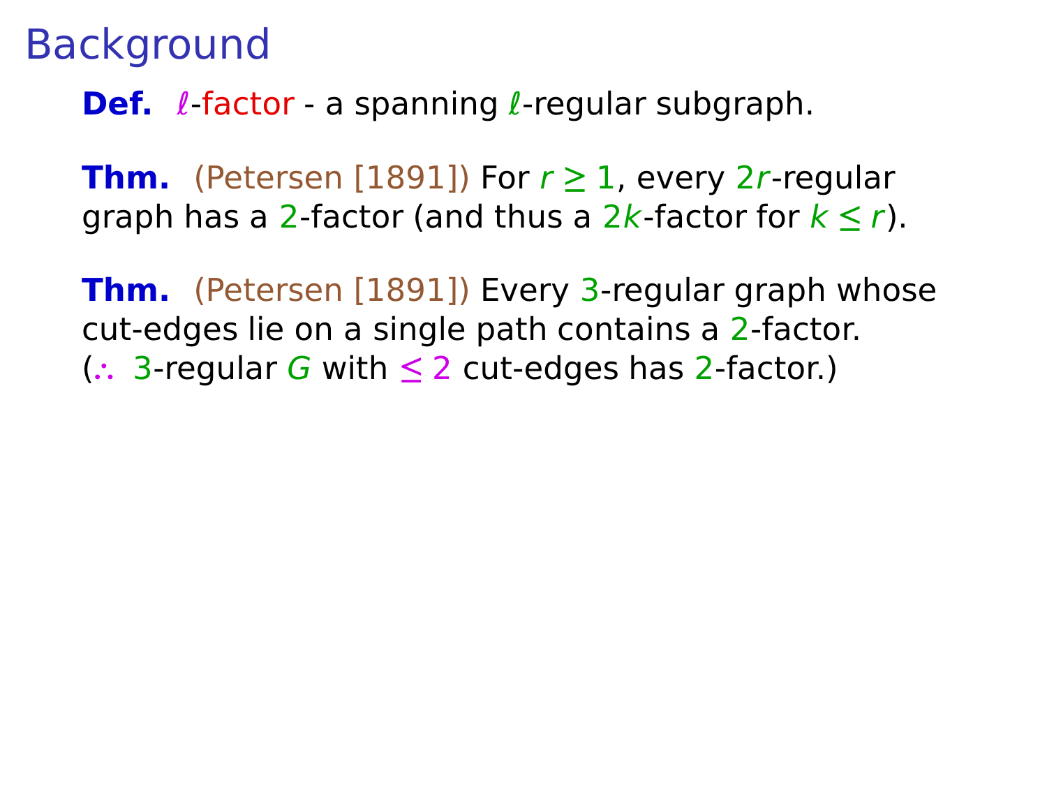# Background

**Def.** $\ell$-factor - a spanning $\ell$-regular subgraph.

**Thm.** (Petersen [1891]) For $r \geq 1$, every $2r$-regular graph has a $2$-factor (and thus a $2k$-factor for $k \leq r$).

**Thm.** (Petersen [1891]) Every $3$-regular graph whose cut-edges lie on a single path contains a $2$-factor.
($\therefore$ $3$-regular $G$ with $\leq 2$ cut-edges has $2$-factor.)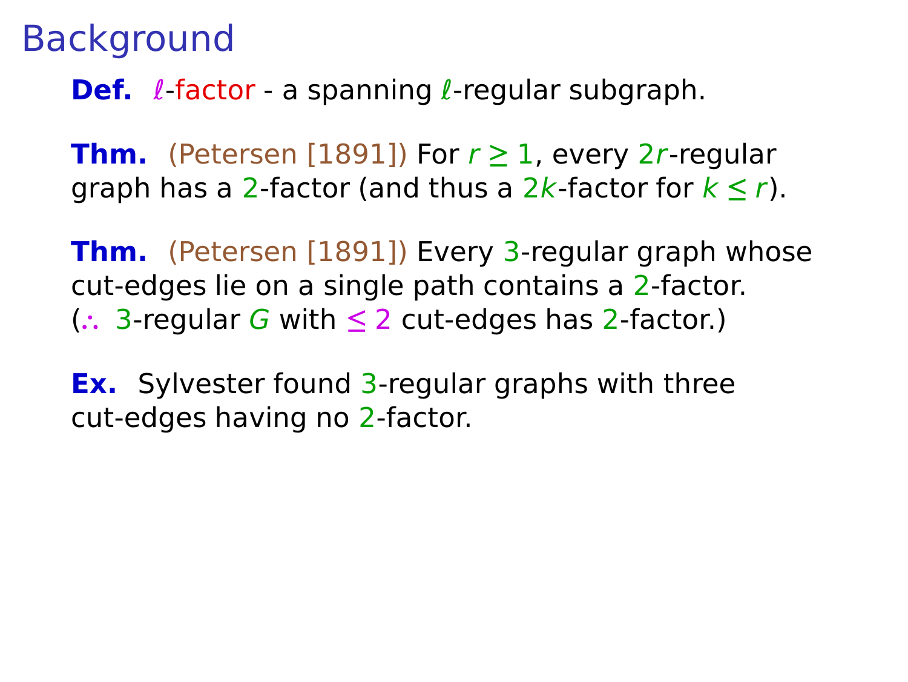# Background

**Def.** $\ell$-factor - a spanning $\ell$-regular subgraph.

**Thm.** (Petersen [1891]) For $r \geq 1$, every $2r$-regular graph has a $2$-factor (and thus a $2k$-factor for $k \leq r$).

**Thm.** (Petersen [1891]) Every $3$-regular graph whose cut-edges lie on a single path contains a $2$-factor. ($\therefore$ $3$-regular $G$ with $\leq 2$ cut-edges has $2$-factor.)

**Ex.** Sylvester found $3$-regular graphs with three cut-edges having no $2$-factor.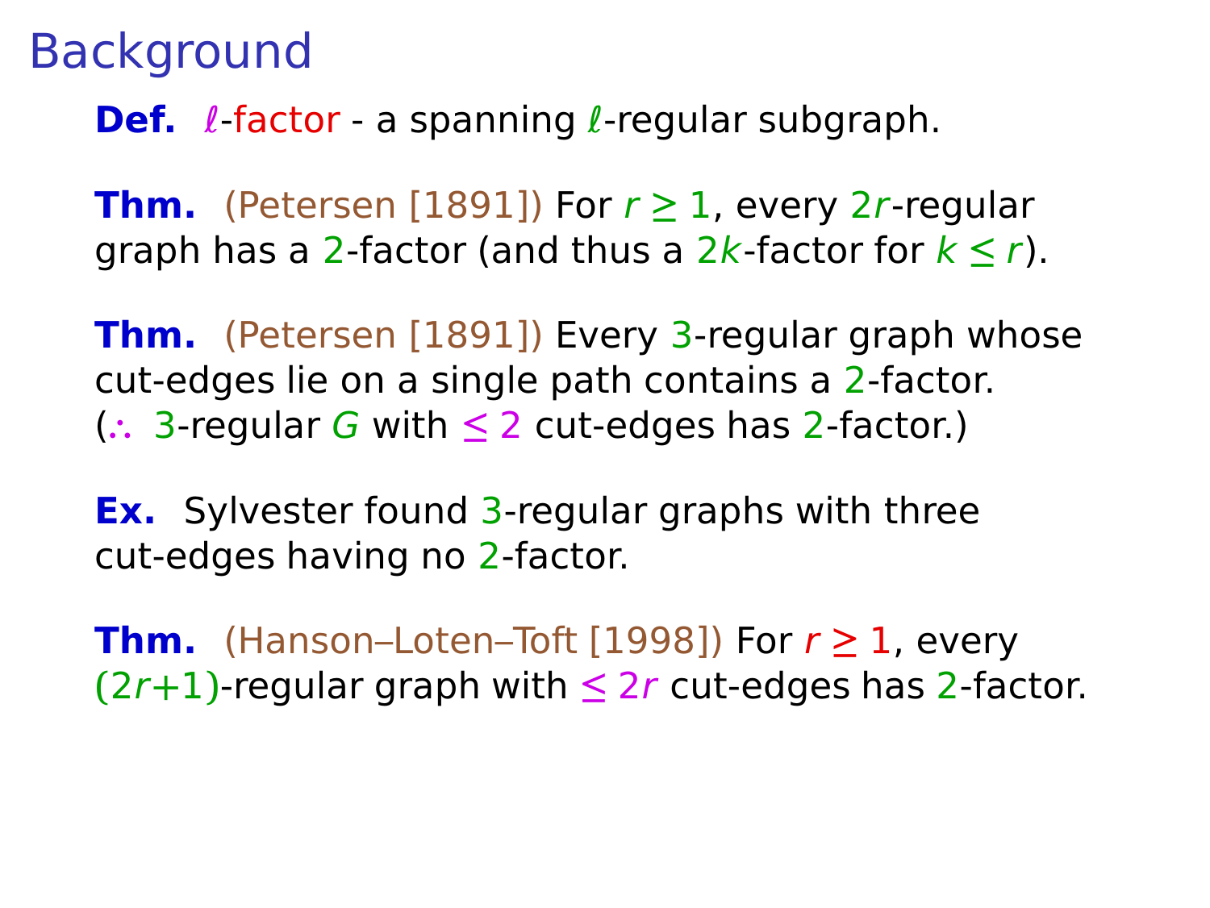# Background

**Def.** $\ell$-factor - a spanning $\ell$-regular subgraph.

**Thm.** (Petersen [1891]) For $r \geq 1$, every $2r$-regular graph has a $2$-factor (and thus a $2k$-factor for $k \leq r$).

**Thm.** (Petersen [1891]) Every $3$-regular graph whose cut-edges lie on a single path contains a $2$-factor. ($\therefore$ $3$-regular $G$ with $\leq 2$ cut-edges has $2$-factor.)

**Ex.** Sylvester found $3$-regular graphs with three cut-edges having no $2$-factor.

**Thm.** (Hanson–Loten–Toft [1998]) For $r \geq 1$, every $(2r+1)$-regular graph with $\leq 2r$ cut-edges has $2$-factor.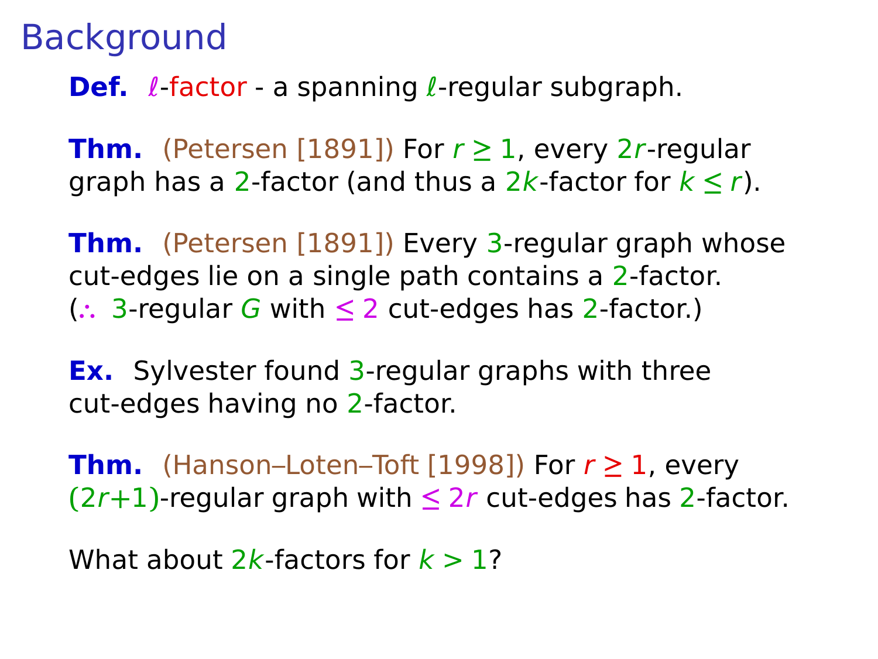# Background

**Def.** $\ell$-factor - a spanning $\ell$-regular subgraph.

**Thm.** (Petersen [1891]) For $r \geq 1$, every $2r$-regular graph has a $2$-factor (and thus a $2k$-factor for $k \leq r$).

**Thm.** (Petersen [1891]) Every $3$-regular graph whose cut-edges lie on a single path contains a $2$-factor. ($\therefore$ $3$-regular $G$ with $\leq 2$ cut-edges has $2$-factor.)

**Ex.** Sylvester found $3$-regular graphs with three cut-edges having no $2$-factor.

**Thm.** (Hanson–Loten–Toft [1998]) For $r \geq 1$, every $(2r{+}1)$-regular graph with $\leq 2r$ cut-edges has $2$-factor.

What about $2k$-factors for $k > 1$?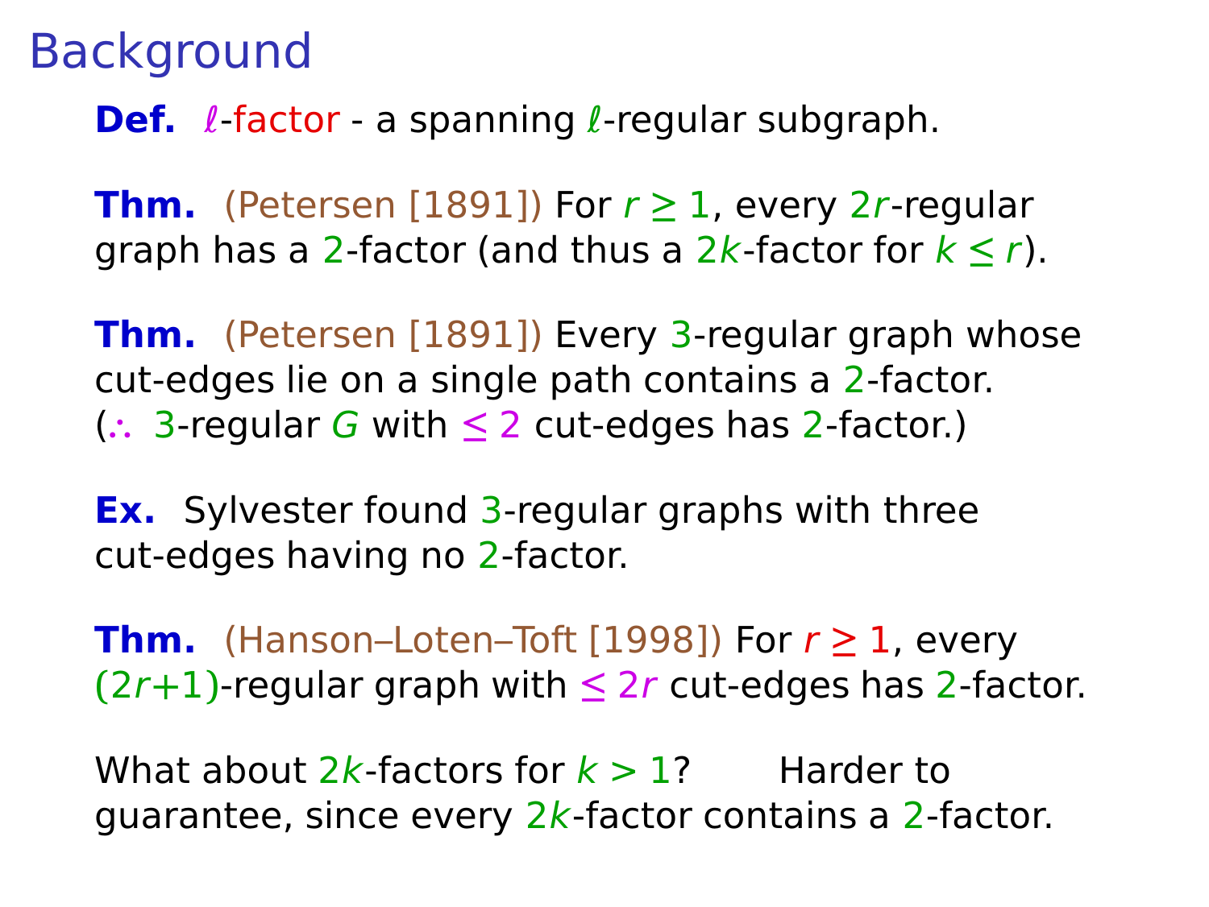# Background

**Def.** $\ell$-factor - a spanning $\ell$-regular subgraph.

**Thm.** (Petersen [1891]) For $r \geq 1$, every $2r$-regular graph has a $2$-factor (and thus a $2k$-factor for $k \leq r$).

**Thm.** (Petersen [1891]) Every $3$-regular graph whose cut-edges lie on a single path contains a $2$-factor. ($\therefore$ $3$-regular $G$ with $\leq 2$ cut-edges has $2$-factor.)

**Ex.** Sylvester found $3$-regular graphs with three cut-edges having no $2$-factor.

**Thm.** (Hanson–Loten–Toft [1998]) For $r \geq 1$, every $(2r+1)$-regular graph with $\leq 2r$ cut-edges has $2$-factor.

What about $2k$-factors for $k > 1$? Harder to guarantee, since every $2k$-factor contains a $2$-factor.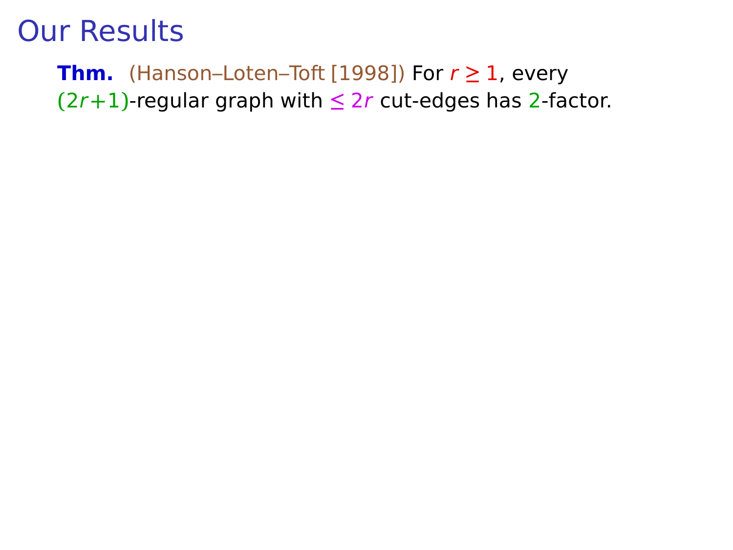# Our Results

**Thm.** (Hanson–Loten–Toft [1998]) For $r \geq 1$, every $(2r+1)$-regular graph with $\leq 2r$ cut-edges has 2-factor.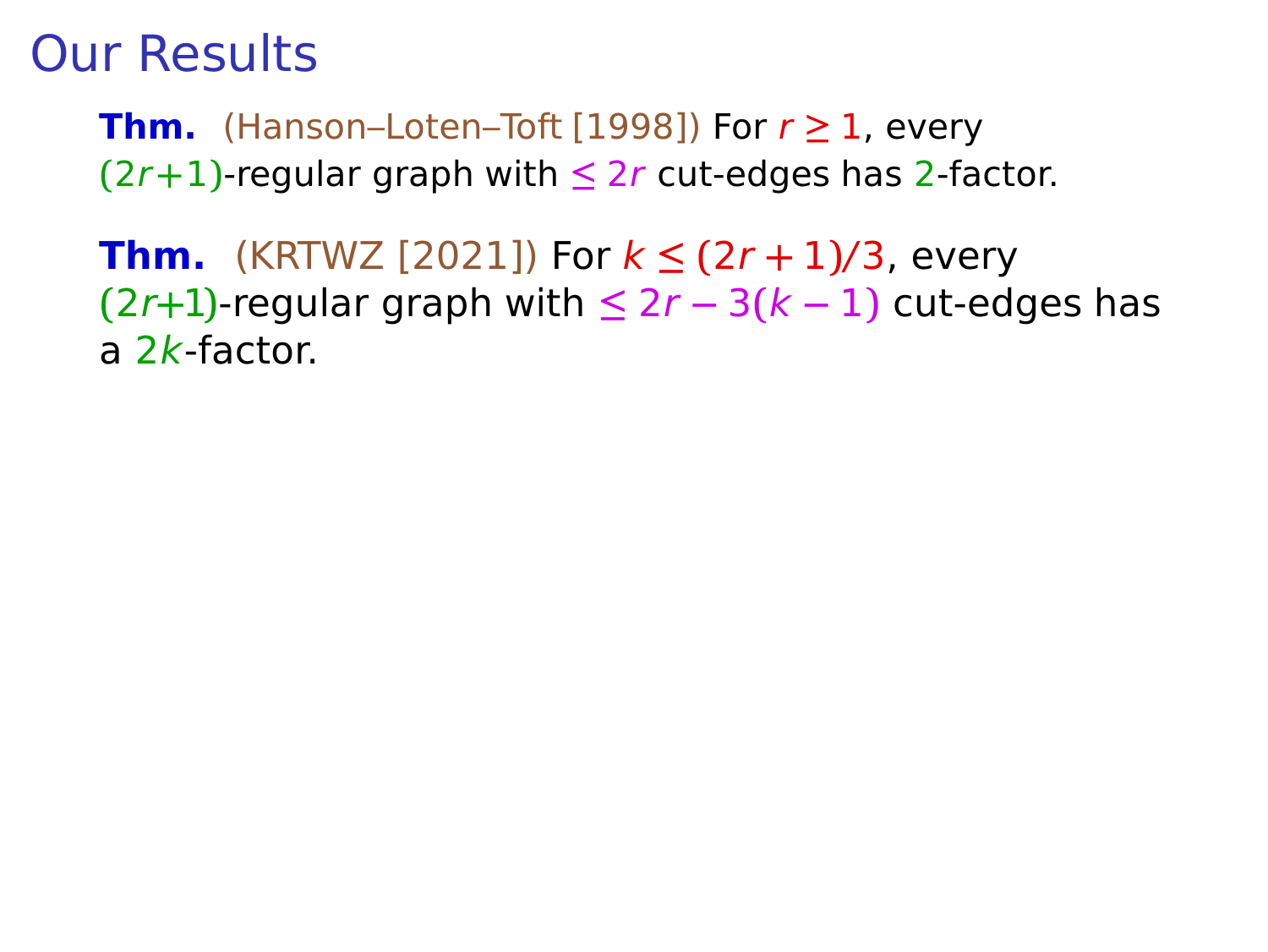# Our Results

**Thm.** (Hanson–Loten–Toft [1998]) For $r \geq 1$, every $(2r+1)$-regular graph with $\leq 2r$ cut-edges has $2$-factor.

**Thm.** (KRTWZ [2021]) For $k \leq (2r+1)/3$, every $(2r+1)$-regular graph with $\leq 2r - 3(k-1)$ cut-edges has a $2k$-factor.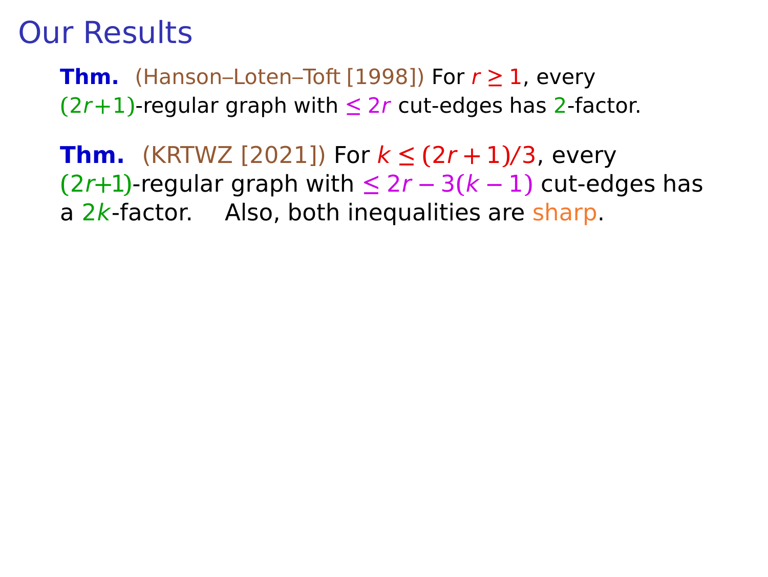# Our Results

**Thm.** (Hanson–Loten–Toft [1998]) For $r \geq 1$, every $(2r+1)$-regular graph with $\leq 2r$ cut-edges has 2-factor.

**Thm.** (KRTWZ [2021]) For $k \leq (2r+1)/3$, every $(2r+1)$-regular graph with $\leq 2r - 3(k-1)$ cut-edges has a $2k$-factor. Also, both inequalities are sharp.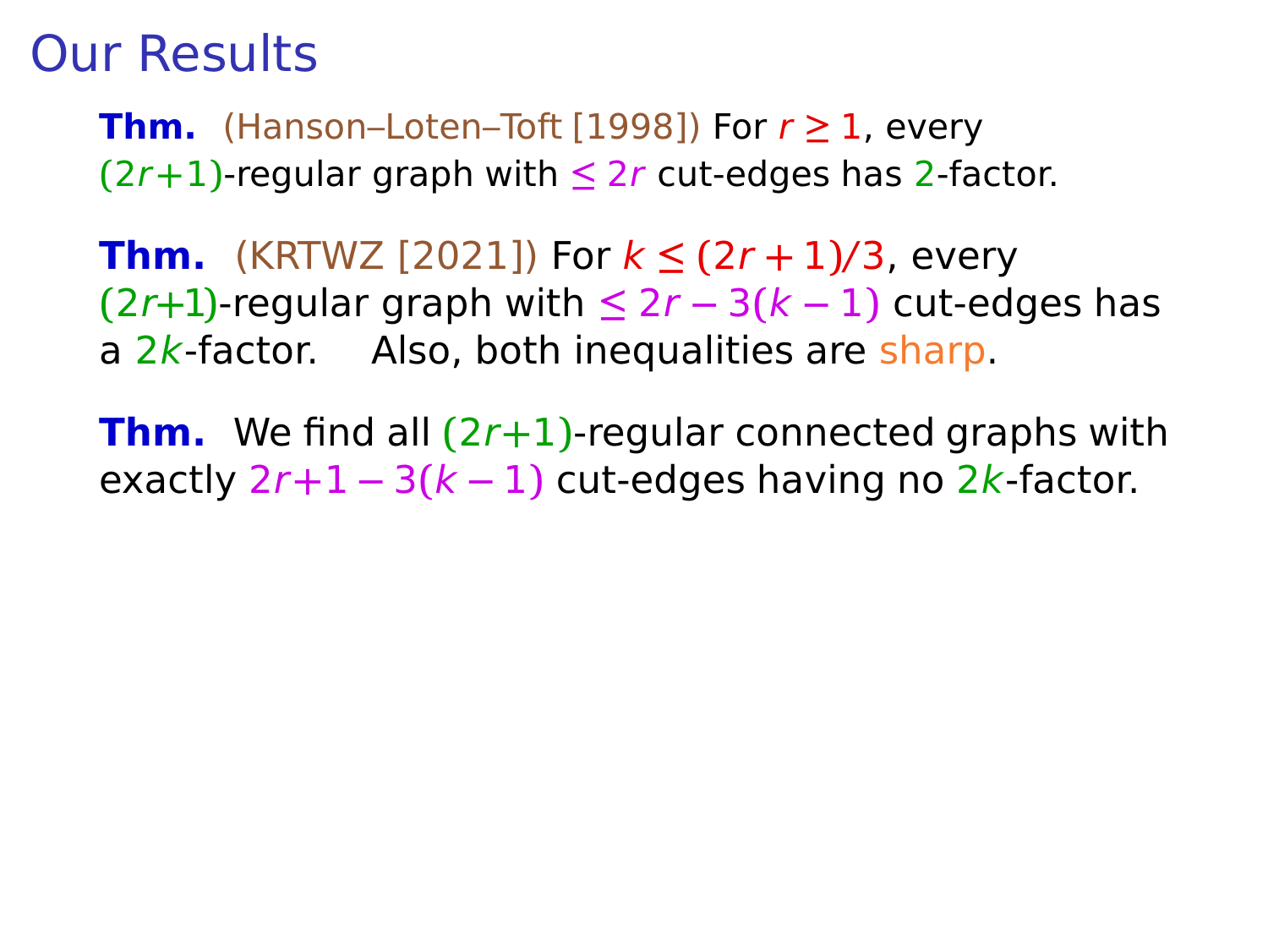# Our Results

**Thm.** (Hanson–Loten–Toft [1998]) For $r \geq 1$, every $(2r+1)$-regular graph with $\leq 2r$ cut-edges has $2$-factor.

**Thm.** (KRTWZ [2021]) For $k \leq (2r+1)/3$, every $(2r+1)$-regular graph with $\leq 2r - 3(k-1)$ cut-edges has a $2k$-factor. Also, both inequalities are sharp.

**Thm.** We find all $(2r+1)$-regular connected graphs with exactly $2r+1-3(k-1)$ cut-edges having no $2k$-factor.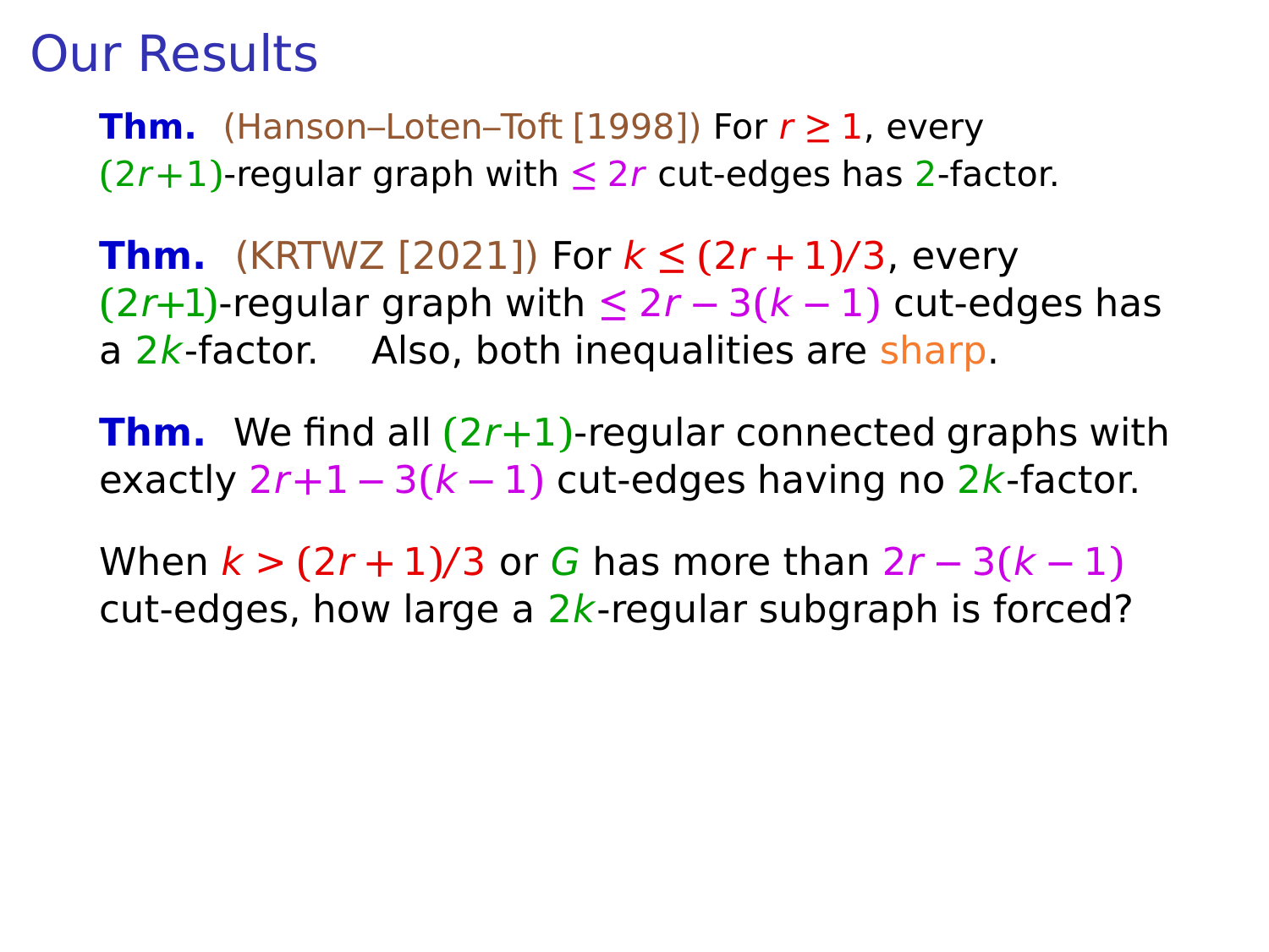# Our Results

**Thm.** (Hanson–Loten–Toft [1998]) For $r \geq 1$, every $(2r{+}1)$-regular graph with $\leq 2r$ cut-edges has $2$-factor.

**Thm.** (KRTWZ [2021]) For $k \leq (2r+1)/3$, every $(2r{+}1)$-regular graph with $\leq 2r - 3(k-1)$ cut-edges has a $2k$-factor. Also, both inequalities are sharp.

**Thm.** We find all $(2r{+}1)$-regular connected graphs with exactly $2r{+}1 - 3(k-1)$ cut-edges having no $2k$-factor.

When $k > (2r+1)/3$ or $G$ has more than $2r - 3(k-1)$ cut-edges, how large a $2k$-regular subgraph is forced?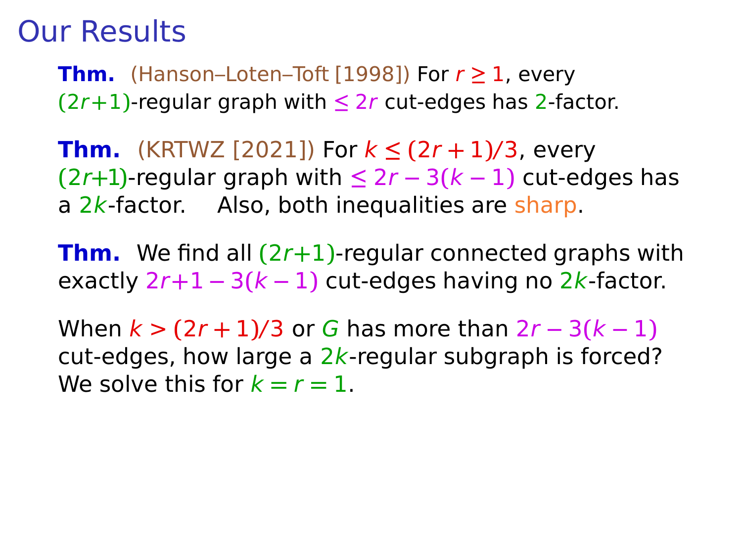# Our Results

**Thm.** (Hanson–Loten–Toft [1998]) For $r \geq 1$, every $(2r+1)$-regular graph with $\leq 2r$ cut-edges has 2-factor.

**Thm.** (KRTWZ [2021]) For $k \leq (2r+1)/3$, every $(2r+1)$-regular graph with $\leq 2r - 3(k-1)$ cut-edges has a $2k$-factor. Also, both inequalities are sharp.

**Thm.** We find all $(2r+1)$-regular connected graphs with exactly $2r+1-3(k-1)$ cut-edges having no $2k$-factor.

When $k > (2r+1)/3$ or $G$ has more than $2r - 3(k-1)$ cut-edges, how large a $2k$-regular subgraph is forced? We solve this for $k = r = 1$.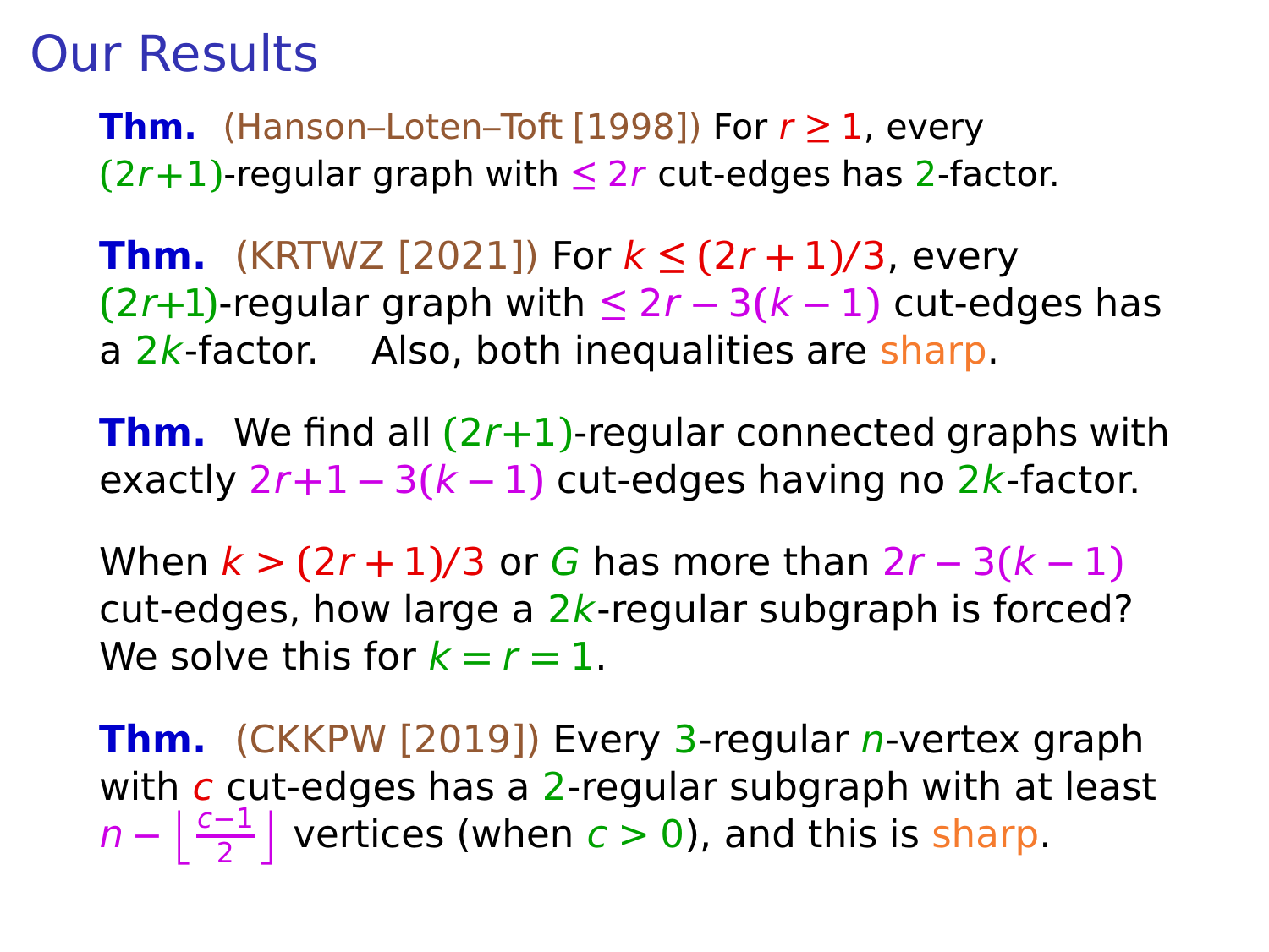# Our Results

**Thm.** (Hanson–Loten–Toft [1998]) For $r \geq 1$, every $(2r+1)$-regular graph with $\leq 2r$ cut-edges has $2$-factor.

**Thm.** (KRTWZ [2021]) For $k \leq (2r+1)/3$, every $(2r+1)$-regular graph with $\leq 2r - 3(k-1)$ cut-edges has a $2k$-factor. Also, both inequalities are sharp.

**Thm.** We find all $(2r+1)$-regular connected graphs with exactly $2r+1-3(k-1)$ cut-edges having no $2k$-factor.

When $k > (2r+1)/3$ or $G$ has more than $2r - 3(k-1)$ cut-edges, how large a $2k$-regular subgraph is forced? We solve this for $k = r = 1$.

**Thm.** (CKKPW [2019]) Every $3$-regular $n$-vertex graph with $c$ cut-edges has a $2$-regular subgraph with at least $n - \left\lfloor \frac{c-1}{2} \right\rfloor$ vertices (when $c > 0$), and this is sharp.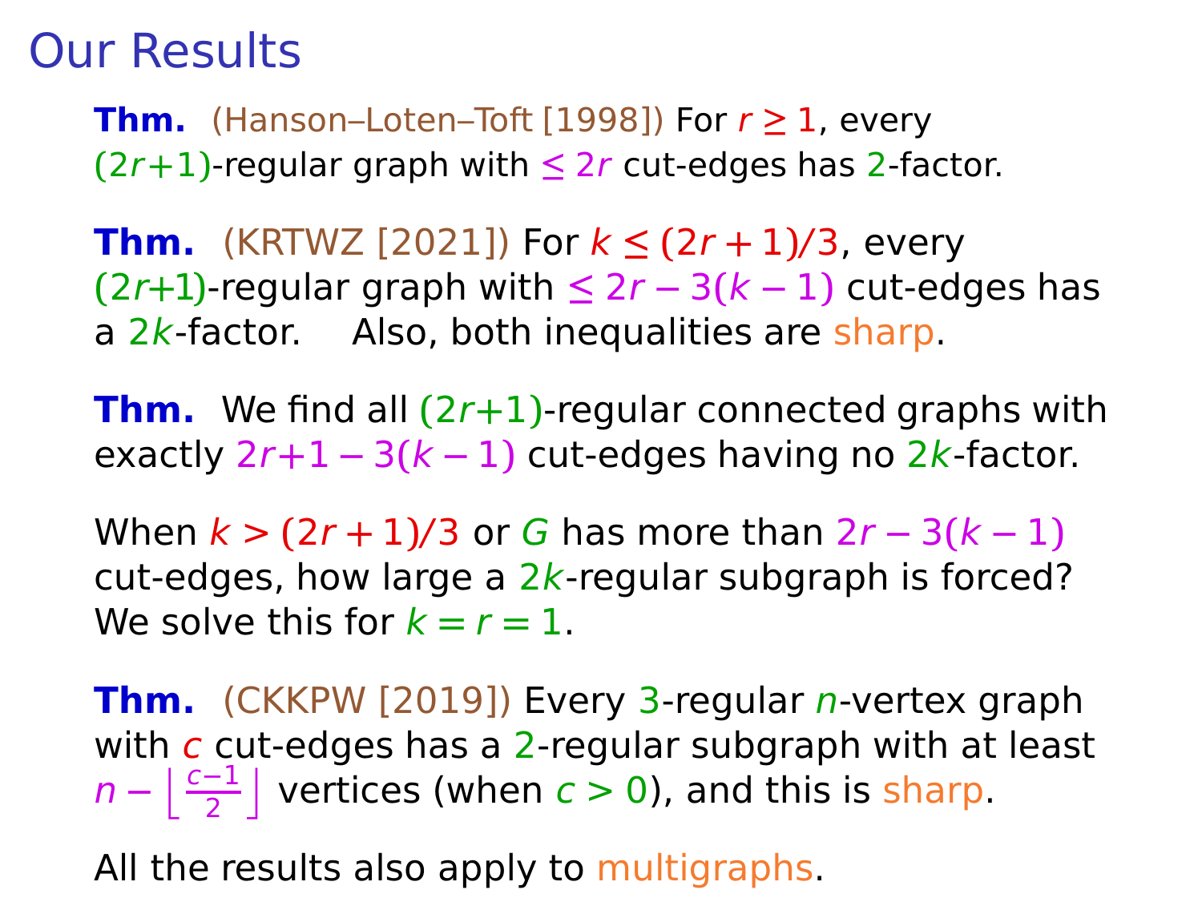# Our Results

**Thm.** (Hanson–Loten–Toft [1998]) For $r \geq 1$, every $(2r+1)$-regular graph with $\leq 2r$ cut-edges has 2-factor.

**Thm.** (KRTWZ [2021]) For $k \leq (2r+1)/3$, every $(2r+1)$-regular graph with $\leq 2r - 3(k-1)$ cut-edges has a $2k$-factor. Also, both inequalities are sharp.

**Thm.** We find all $(2r+1)$-regular connected graphs with exactly $2r+1-3(k-1)$ cut-edges having no $2k$-factor.

When $k > (2r+1)/3$ or $G$ has more than $2r - 3(k-1)$ cut-edges, how large a $2k$-regular subgraph is forced? We solve this for $k = r = 1$.

**Thm.** (CKKPW [2019]) Every 3-regular $n$-vertex graph with $c$ cut-edges has a 2-regular subgraph with at least $n - \left\lfloor \frac{c-1}{2} \right\rfloor$ vertices (when $c > 0$), and this is sharp.

All the results also apply to multigraphs.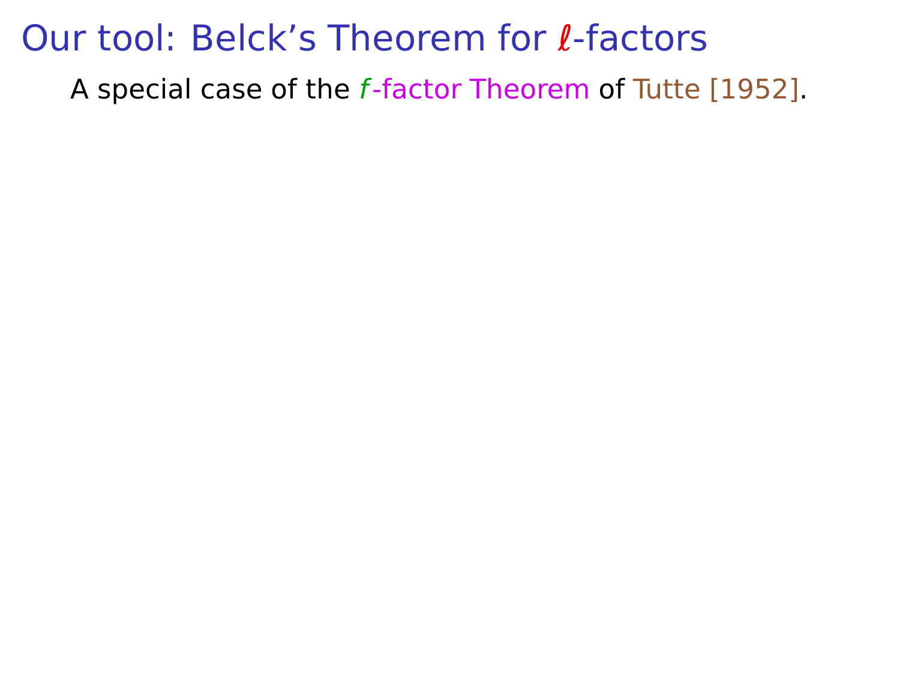# Our tool: Belck's Theorem for $\ell$-factors

A special case of the $f$-factor Theorem of Tutte [1952].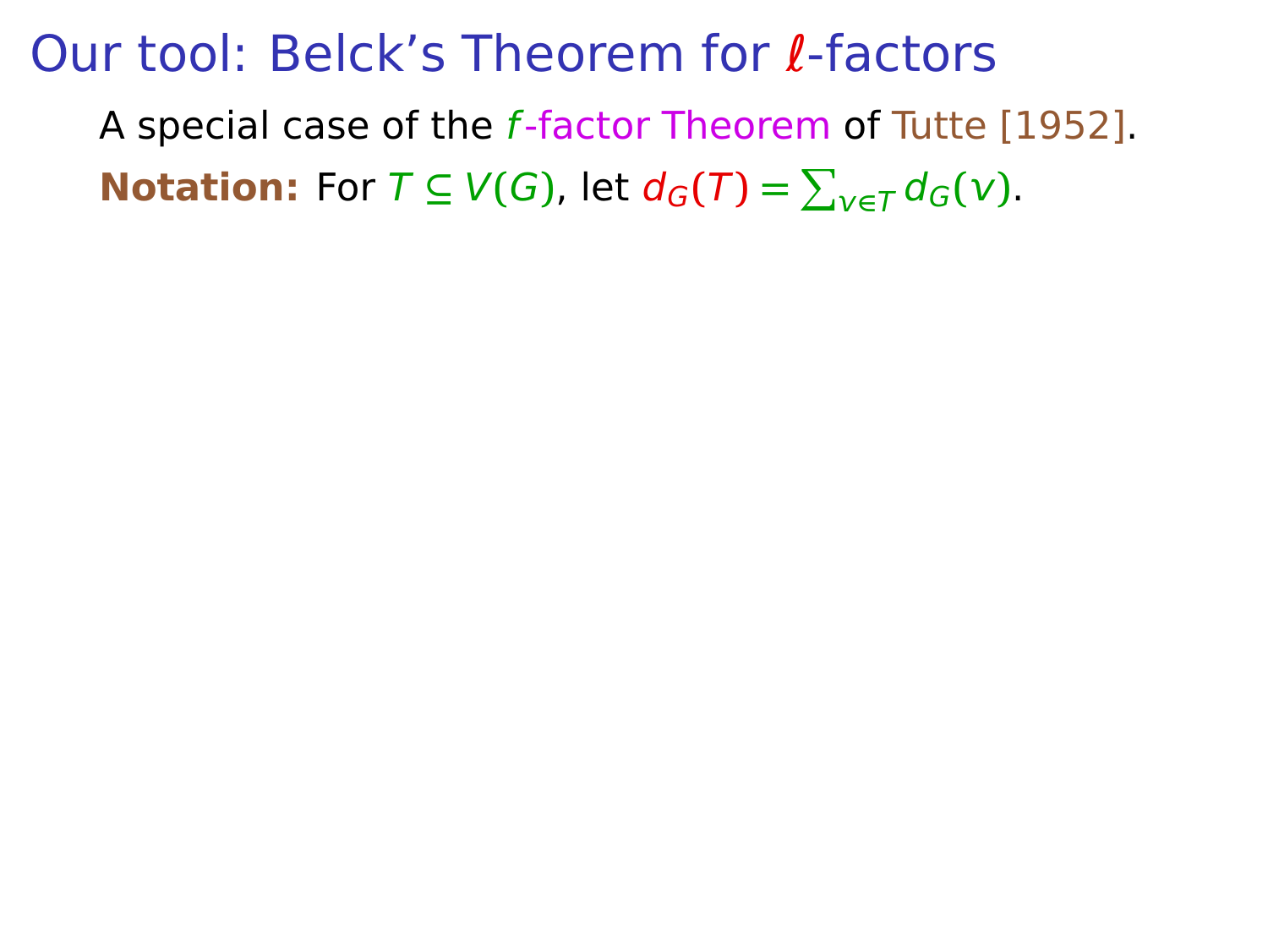# Our tool: Belck's Theorem for $\ell$-factors

A special case of the $f$-factor Theorem of Tutte [1952].

**Notation:** For $T \subseteq V(G)$, let $d_G(T) = \sum_{v \in T} d_G(v)$.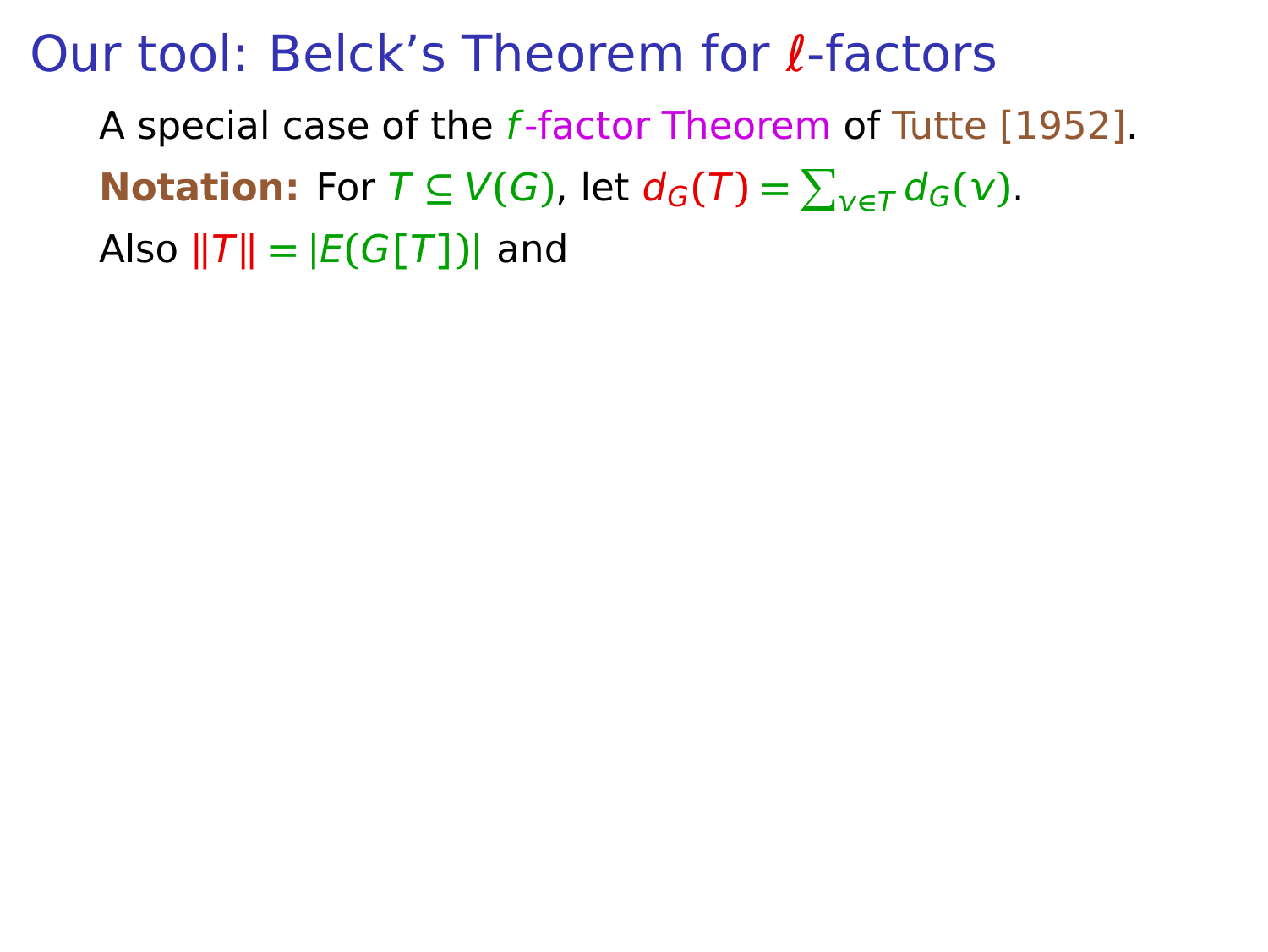# Our tool: Belck's Theorem for $\ell$-factors

A special case of the $f$-factor Theorem of Tutte [1952].

**Notation:** For $T \subseteq V(G)$, let $d_G(T) = \sum_{v \in T} d_G(v)$.

Also $\|T\| = |E(G[T])|$ and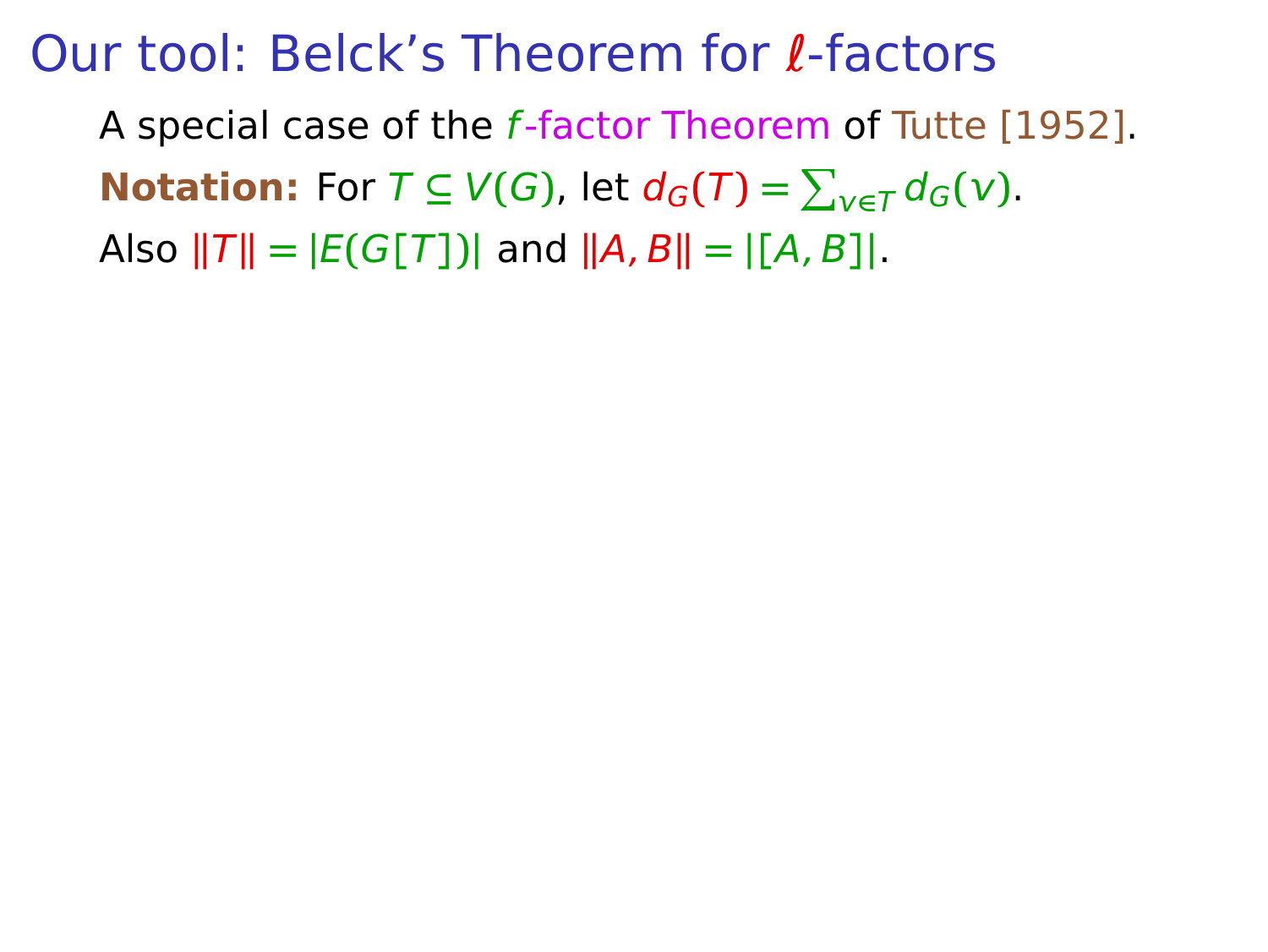# Our tool: Belck's Theorem for $\ell$-factors

A special case of the $f$-factor Theorem of Tutte [1952].

**Notation:** For $T \subseteq V(G)$, let $d_G(T) = \sum_{v \in T} d_G(v)$.

Also $\|T\| = |E(G[T])|$ and $\|A, B\| = |[A, B]|$.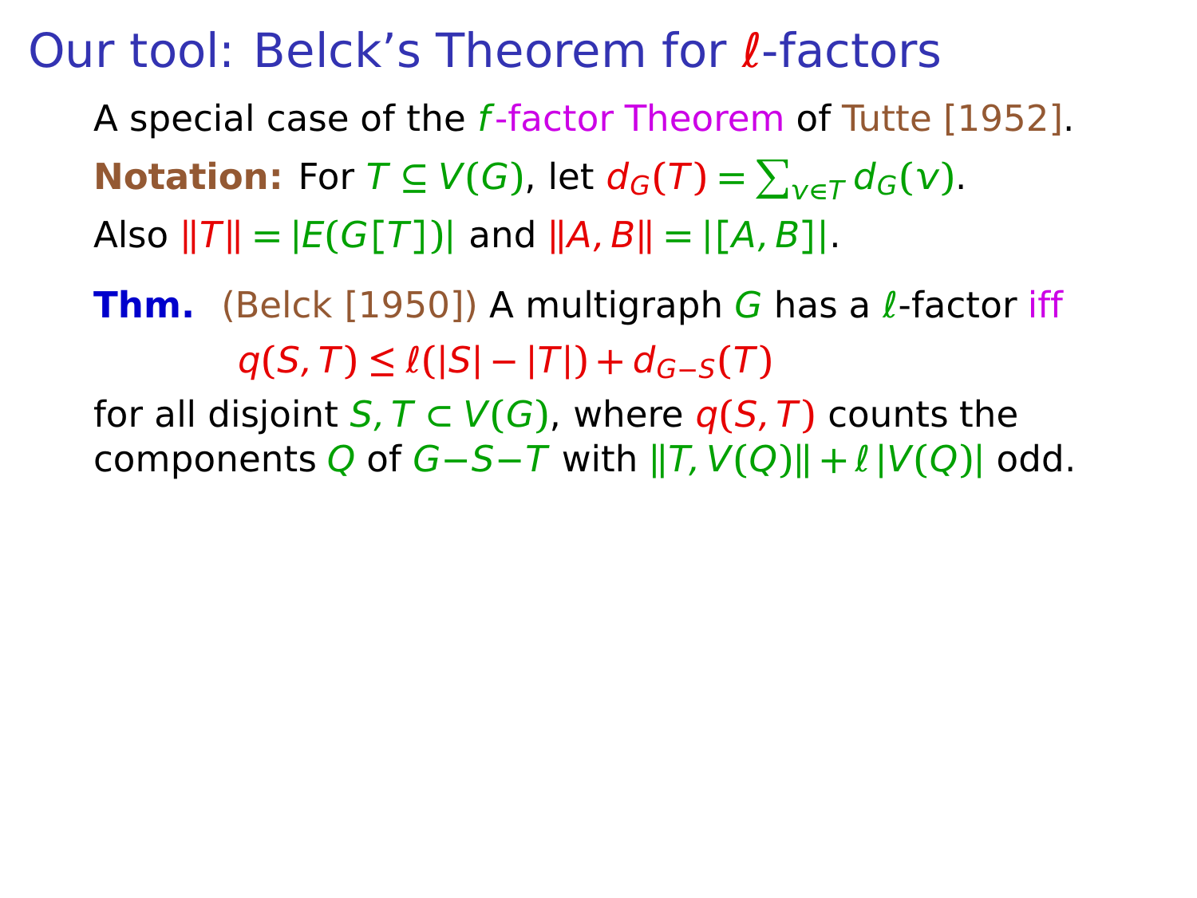# Our tool: Belck's Theorem for $\ell$-factors

A special case of the $f$-factor Theorem of Tutte [1952].

**Notation:** For $T \subseteq V(G)$, let $d_G(T) = \sum_{v \in T} d_G(v)$.

Also $\|T\| = |E(G[T])|$ and $\|A, B\| = |[A, B]|$.

**Thm.** (Belck [1950]) A multigraph $G$ has a $\ell$-factor iff

$$q(S,T) \leq \ell(|S| - |T|) + d_{G-S}(T)$$

for all disjoint $S, T \subset V(G)$, where $q(S,T)$ counts the components $Q$ of $G - S - T$ with $\|T, V(Q)\| + \ell\,|V(Q)|$ odd.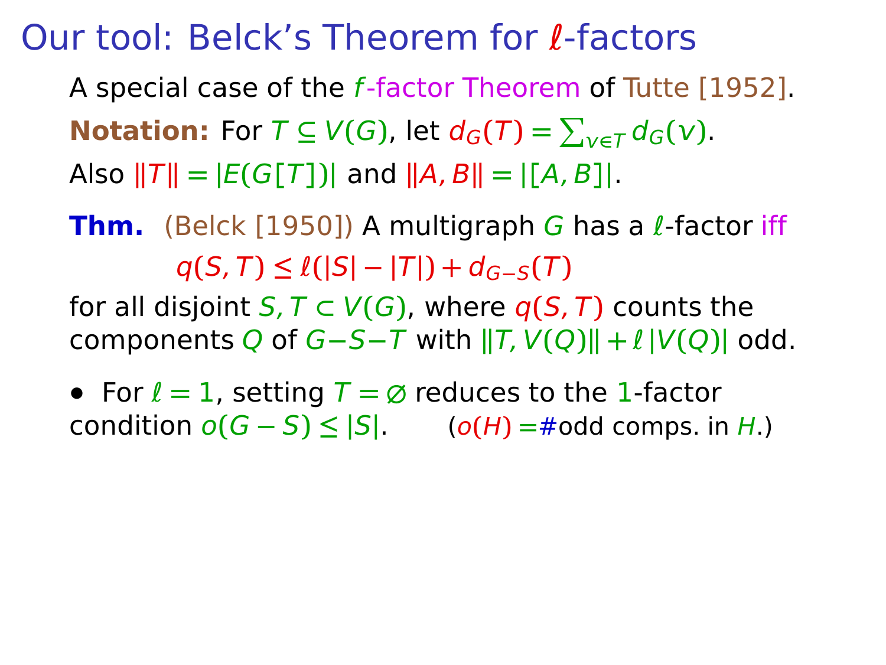# Our tool: Belck's Theorem for $\ell$-factors

A special case of the $f$-factor Theorem of Tutte [1952].

**Notation:** For $T \subseteq V(G)$, let $d_G(T) = \sum_{v \in T} d_G(v)$.

Also $\|T\| = |E(G[T])|$ and $\|A, B\| = |[A, B]|$.

**Thm.** (Belck [1950]) A multigraph $G$ has a $\ell$-factor iff

$$q(S,T) \leq \ell(|S| - |T|) + d_{G-S}(T)$$

for all disjoint $S, T \subset V(G)$, where $q(S,T)$ counts the components $Q$ of $G-S-T$ with $\|T, V(Q)\| + \ell\,|V(Q)|$ odd.

- For $\ell = 1$, setting $T = \varnothing$ reduces to the 1-factor condition $o(G - S) \leq |S|$. ($o(H) =$ #odd comps. in $H$.)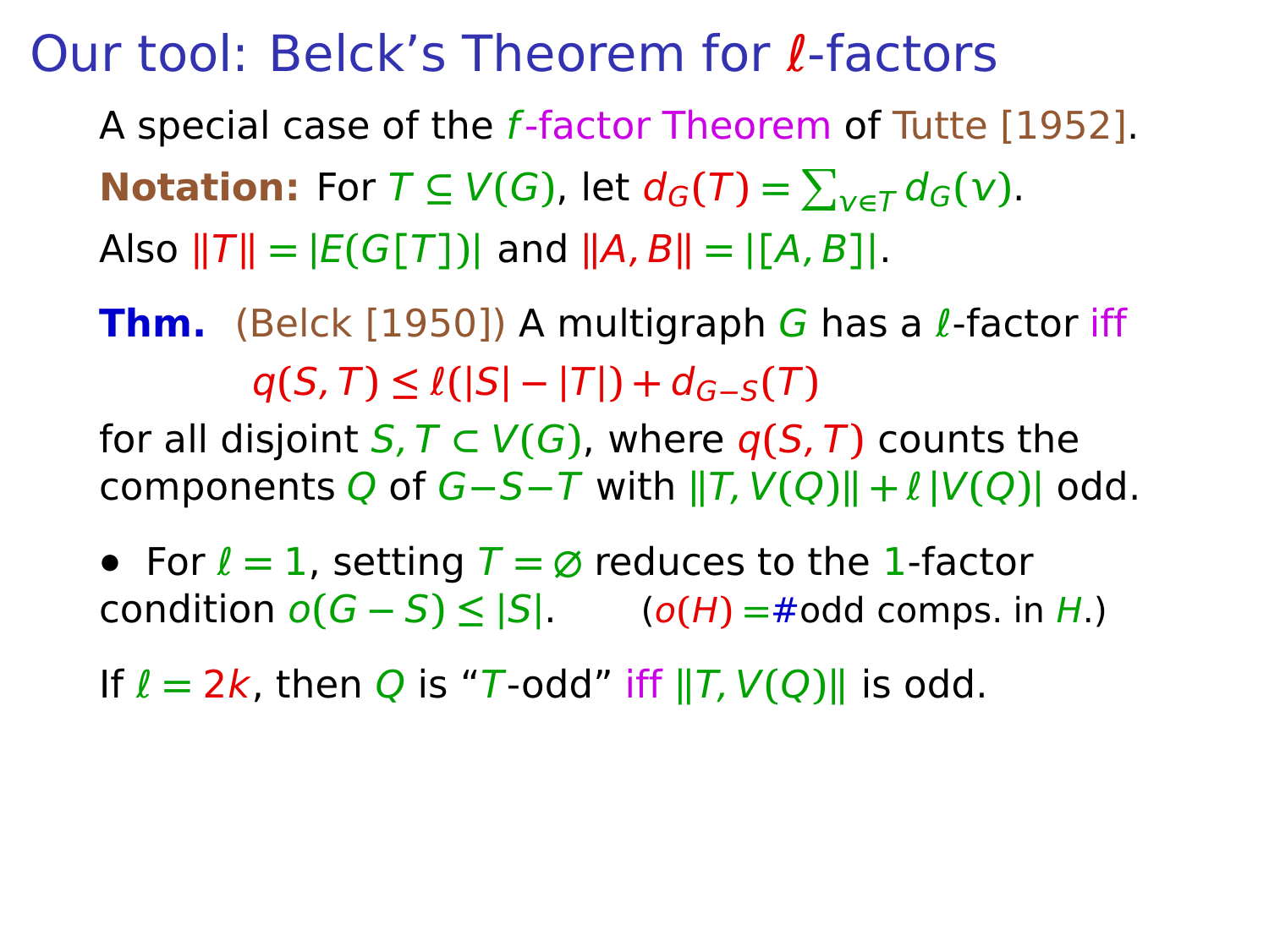# Our tool: Belck's Theorem for $\ell$-factors

A special case of the $f$-factor Theorem of Tutte [1952].

**Notation:** For $T \subseteq V(G)$, let $d_G(T) = \sum_{v \in T} d_G(v)$.

Also $\|T\| = |E(G[T])|$ and $\|A, B\| = |[A, B]|$.

**Thm.** (Belck [1950]) A multigraph $G$ has a $\ell$-factor iff

$$q(S, T) \le \ell(|S| - |T|) + d_{G-S}(T)$$

for all disjoint $S, T \subset V(G)$, where $q(S, T)$ counts the components $Q$ of $G-S-T$ with $\|T, V(Q)\| + \ell\,|V(Q)|$ odd.

- For $\ell = 1$, setting $T = \varnothing$ reduces to the $1$-factor condition $o(G - S) \le |S|$. ($o(H)$ =#odd comps. in $H$.)

If $\ell = 2k$, then $Q$ is "$T$-odd" iff $\|T, V(Q)\|$ is odd.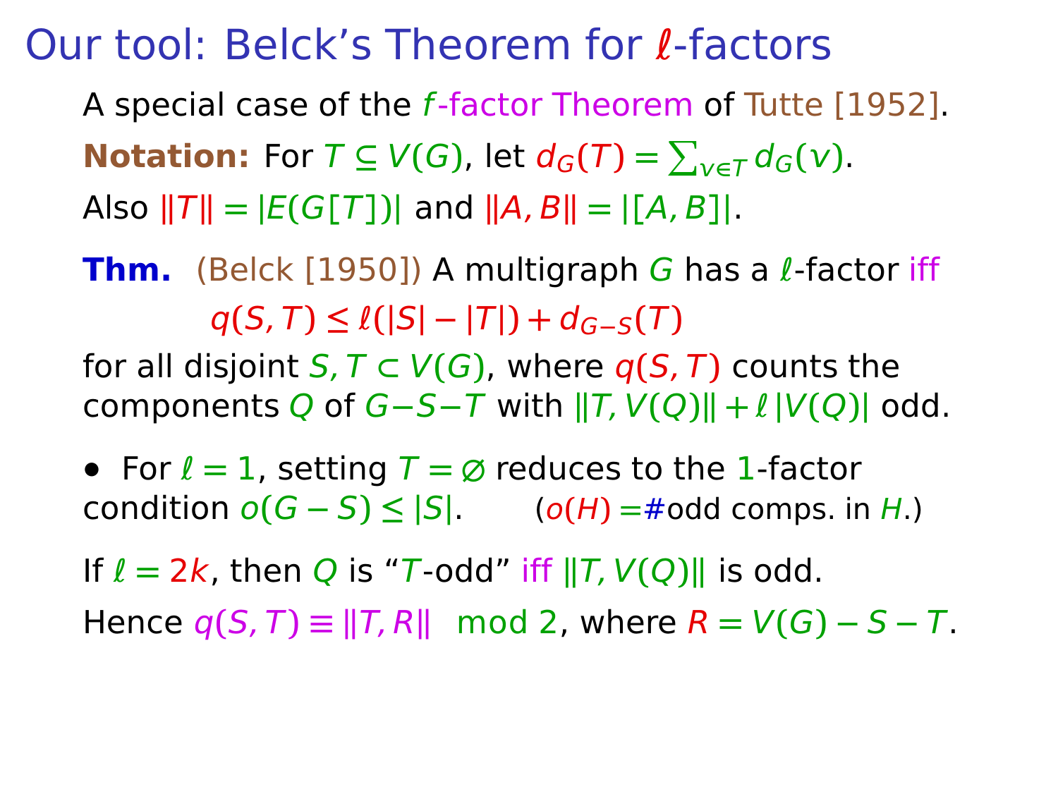# Our tool: Belck's Theorem for $\ell$-factors

A special case of the $f$-factor Theorem of Tutte [1952].

**Notation:** For $T \subseteq V(G)$, let $d_G(T) = \sum_{v \in T} d_G(v)$.

Also $\|T\| = |E(G[T])|$ and $\|A, B\| = |[A, B]|$.

**Thm.** (Belck [1950]) A multigraph $G$ has a $\ell$-factor iff

$$q(S,T) \le \ell(|S| - |T|) + d_{G-S}(T)$$

for all disjoint $S, T \subset V(G)$, where $q(S,T)$ counts the components $Q$ of $G-S-T$ with $\|T, V(Q)\| + \ell\,|V(Q)|$ odd.

- For $\ell = 1$, setting $T = \varnothing$ reduces to the 1-factor condition $o(G - S) \le |S|$. ($o(H)$ =#odd comps. in $H$.)

If $\ell = 2k$, then $Q$ is "$T$-odd" iff $\|T, V(Q)\|$ is odd.

Hence $q(S,T) \equiv \|T, R\| \mod 2$, where $R = V(G) - S - T$.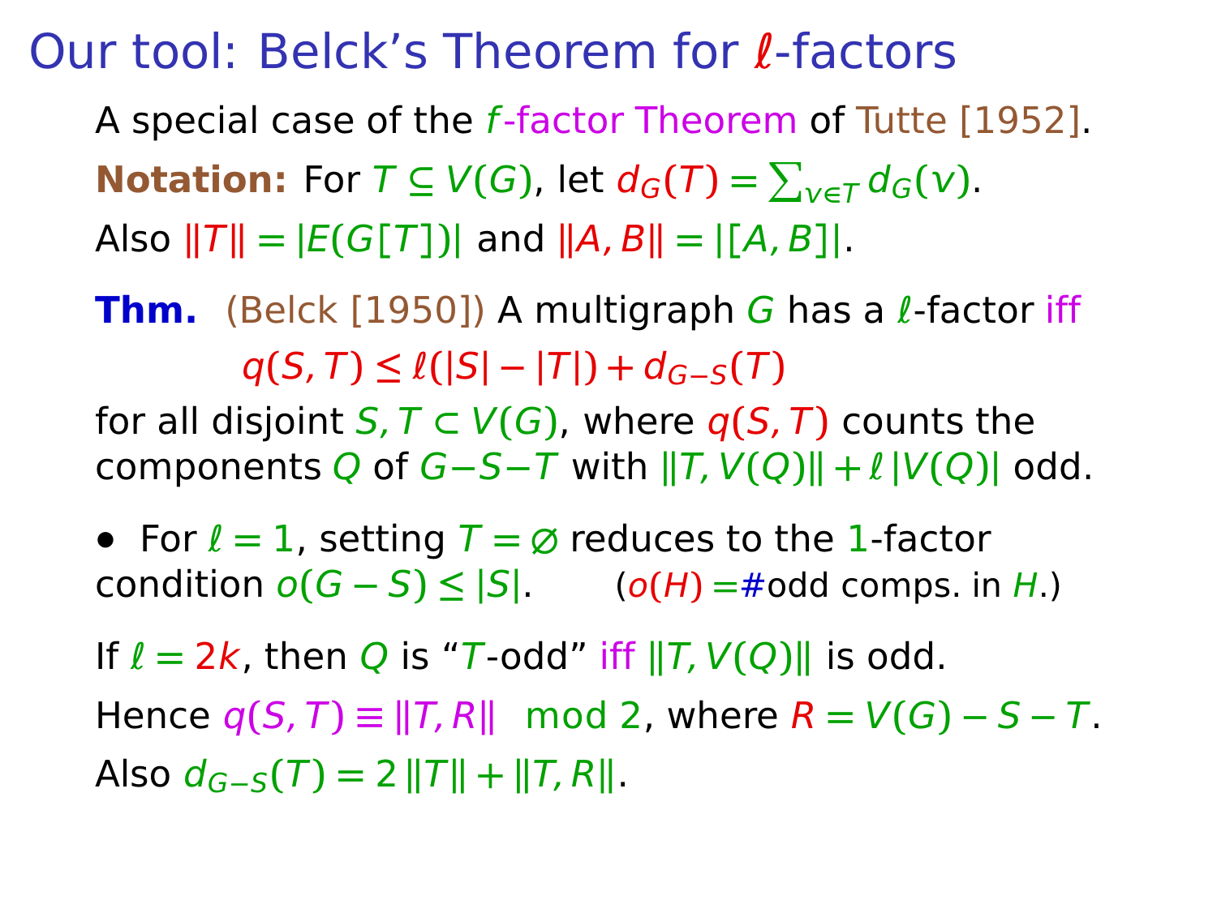# Our tool: Belck's Theorem for $\ell$-factors

A special case of the $f$-factor Theorem of Tutte [1952].

**Notation:** For $T \subseteq V(G)$, let $d_G(T) = \sum_{v \in T} d_G(v)$.

Also $\|T\| = |E(G[T])|$ and $\|A, B\| = |[A, B]|$.

**Thm.** (Belck [1950]) A multigraph $G$ has a $\ell$-factor iff

$$q(S, T) \leq \ell(|S| - |T|) + d_{G-S}(T)$$

for all disjoint $S, T \subset V(G)$, where $q(S, T)$ counts the components $Q$ of $G-S-T$ with $\|T, V(Q)\| + \ell\,|V(Q)|$ odd.

- For $\ell = 1$, setting $T = \varnothing$ reduces to the 1-factor condition $o(G - S) \leq |S|$. ($o(H)$ =#odd comps. in $H$.)

If $\ell = 2k$, then $Q$ is "$T$-odd" iff $\|T, V(Q)\|$ is odd.

Hence $q(S, T) \equiv \|T, R\| \mod 2$, where $R = V(G) - S - T$.

Also $d_{G-S}(T) = 2\,\|T\| + \|T, R\|$.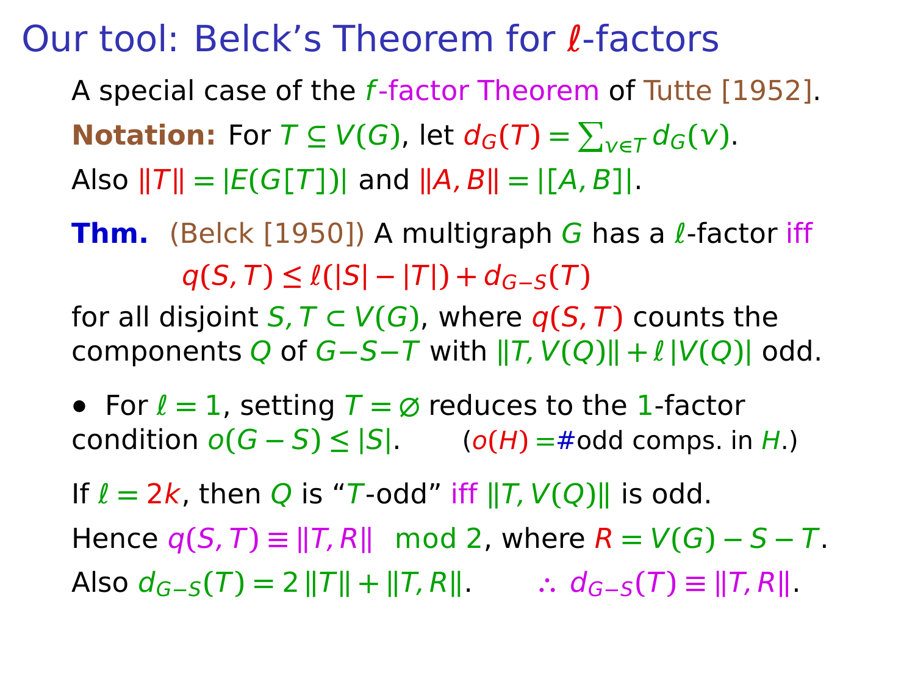# Our tool: Belck's Theorem for $\ell$-factors

A special case of the $f$-factor Theorem of Tutte [1952].

**Notation:** For $T \subseteq V(G)$, let $d_G(T) = \sum_{v \in T} d_G(v)$.

Also $\|T\| = |E(G[T])|$ and $\|A, B\| = |[A, B]|$.

**Thm.** (Belck [1950]) A multigraph $G$ has a $\ell$-factor iff

$$q(S, T) \le \ell(|S| - |T|) + d_{G-S}(T)$$

for all disjoint $S, T \subset V(G)$, where $q(S, T)$ counts the components $Q$ of $G - S - T$ with $\|T, V(Q)\| + \ell\,|V(Q)|$ odd.

- For $\ell = 1$, setting $T = \varnothing$ reduces to the 1-factor condition $o(G - S) \le |S|$. ($o(H) = \#$odd comps. in $H$.)

If $\ell = 2k$, then $Q$ is "$T$-odd" iff $\|T, V(Q)\|$ is odd.

Hence $q(S, T) \equiv \|T, R\| \mod 2$, where $R = V(G) - S - T$.

Also $d_{G-S}(T) = 2\,\|T\| + \|T, R\|$. $\therefore\ d_{G-S}(T) \equiv \|T, R\|$.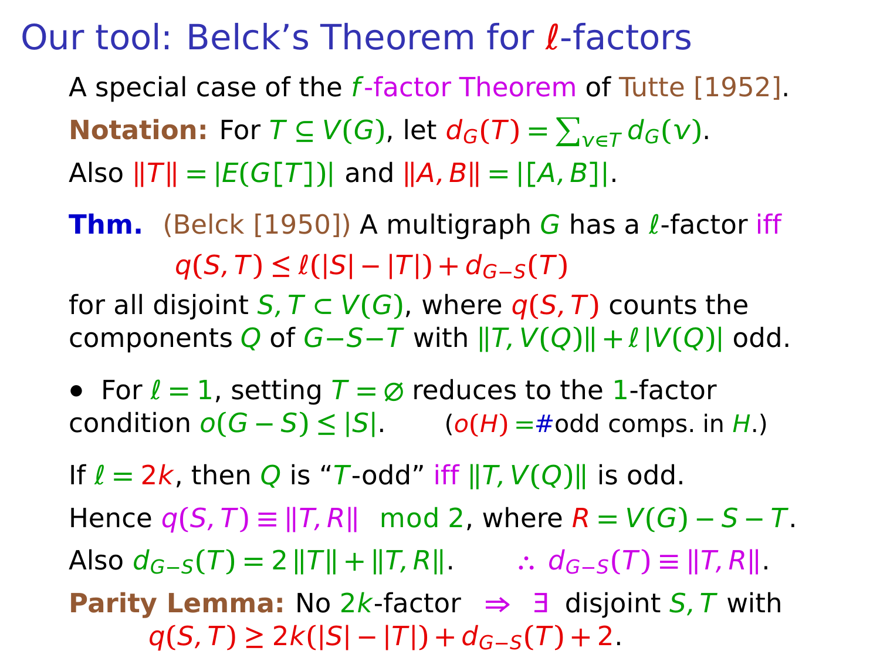# Our tool: Belck's Theorem for $\ell$-factors

A special case of the $f$-factor Theorem of Tutte [1952].

**Notation:** For $T \subseteq V(G)$, let $d_G(T) = \sum_{v \in T} d_G(v)$.

Also $\|T\| = |E(G[T])|$ and $\|A, B\| = |[A, B]|$.

**Thm.** (Belck [1950]) A multigraph $G$ has a $\ell$-factor iff

$$q(S,T) \le \ell(|S| - |T|) + d_{G-S}(T)$$

for all disjoint $S, T \subset V(G)$, where $q(S,T)$ counts the components $Q$ of $G-S-T$ with $\|T, V(Q)\| + \ell\,|V(Q)|$ odd.

- For $\ell = 1$, setting $T = \varnothing$ reduces to the 1-factor condition $o(G - S) \le |S|$. ($o(H)$ =#odd comps. in $H$.)

If $\ell = 2k$, then $Q$ is "$T$-odd" iff $\|T, V(Q)\|$ is odd.

Hence $q(S,T) \equiv \|T, R\| \mod 2$, where $R = V(G) - S - T$.

Also $d_{G-S}(T) = 2\,\|T\| + \|T, R\|$. $\quad \therefore\ d_{G-S}(T) \equiv \|T, R\|$.

**Parity Lemma:** No $2k$-factor $\Rightarrow$ $\exists$ disjoint $S, T$ with

$$q(S,T) \ge 2k(|S| - |T|) + d_{G-S}(T) + 2.$$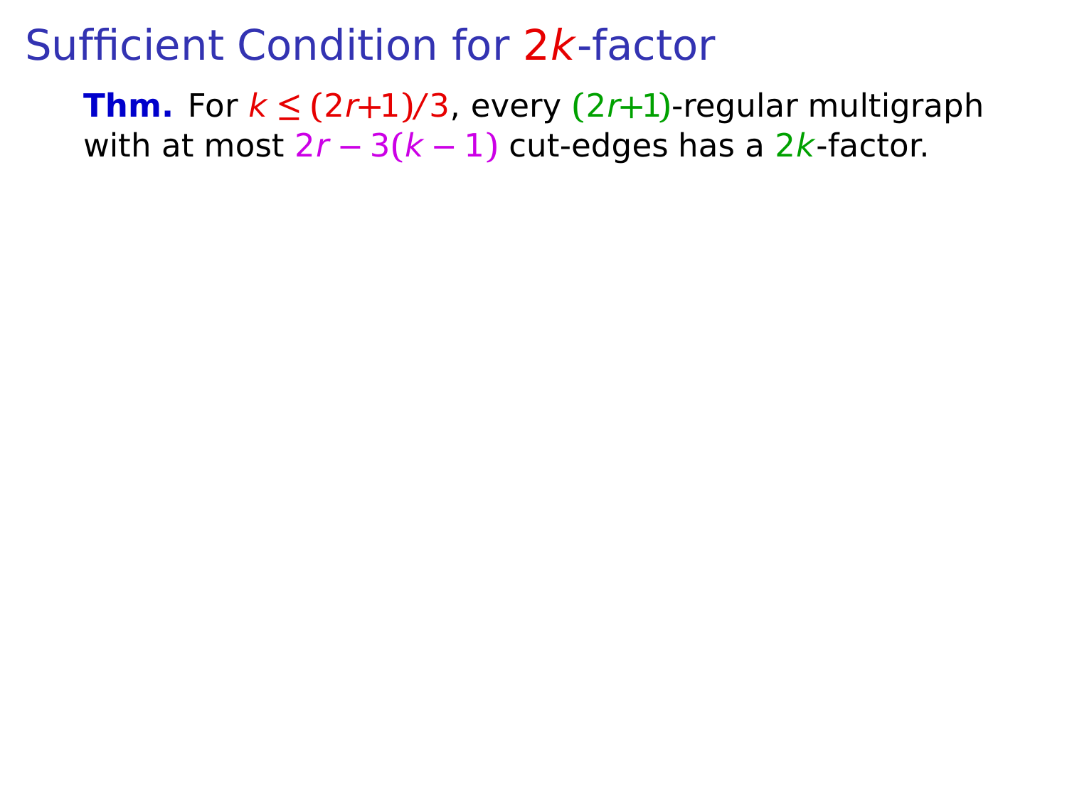# Sufficient Condition for $2k$-factor

**Thm.** For $k \leq (2r+1)/3$, every $(2r+1)$-regular multigraph with at most $2r - 3(k-1)$ cut-edges has a $2k$-factor.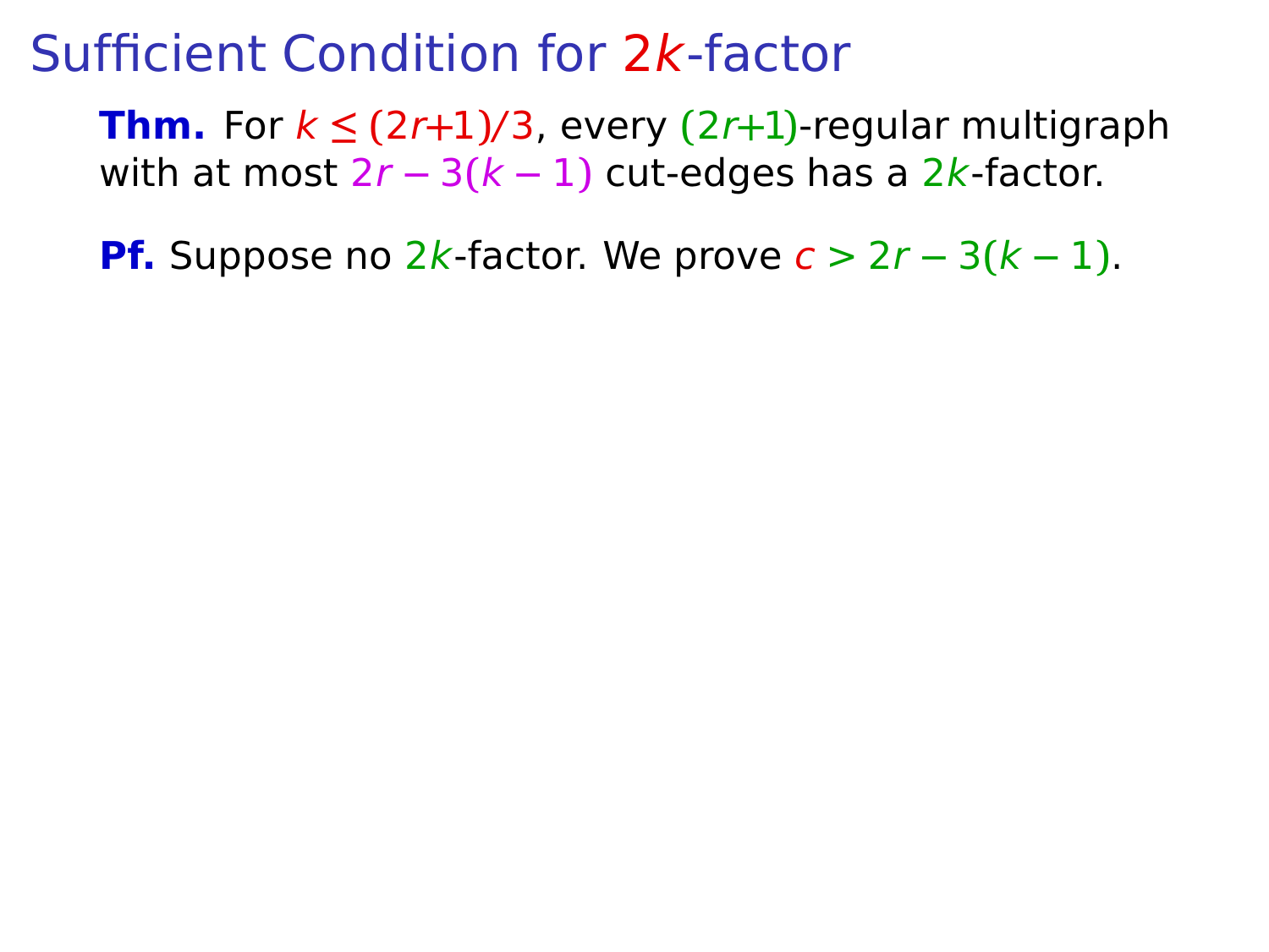# Sufficient Condition for $2k$-factor

**Thm.** For $k \le (2r+1)/3$, every $(2r+1)$-regular multigraph with at most $2r - 3(k-1)$ cut-edges has a $2k$-factor.

**Pf.** Suppose no $2k$-factor. We prove $c > 2r - 3(k-1)$.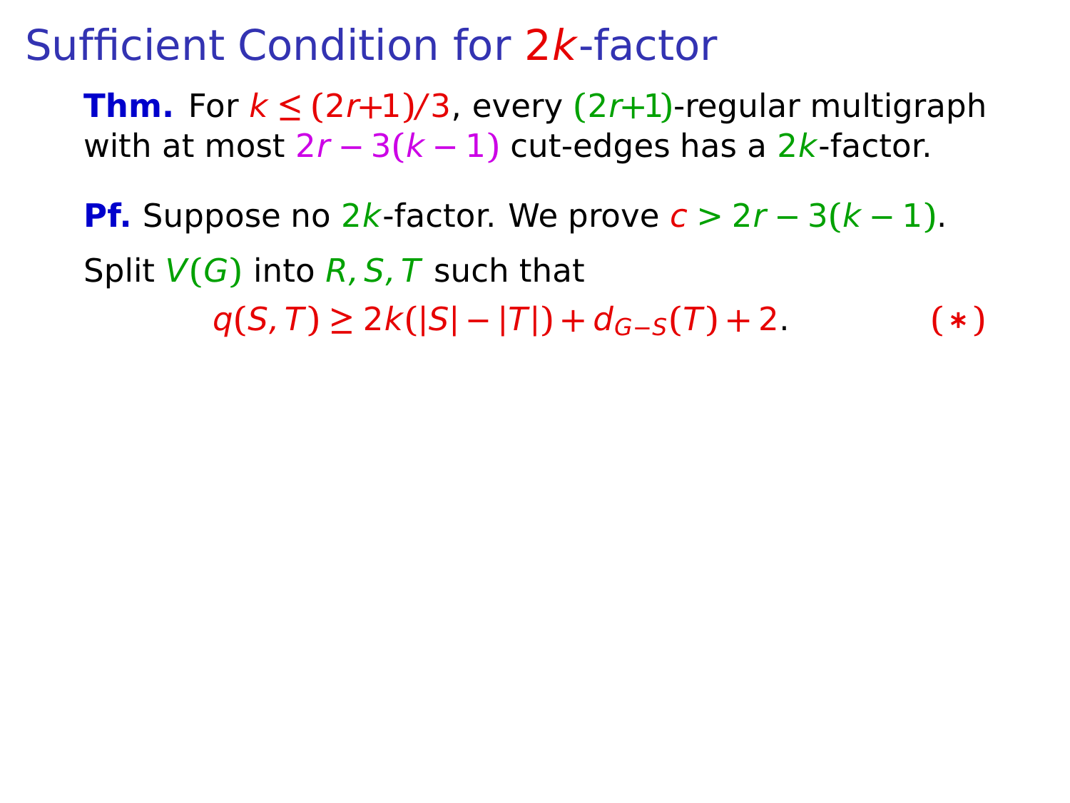# Sufficient Condition for $2k$-factor

**Thm.** For $k \le (2r{+}1)/3$, every $(2r{+}1)$-regular multigraph with at most $2r - 3(k-1)$ cut-edges has a $2k$-factor.

**Pf.** Suppose no $2k$-factor. We prove $c > 2r - 3(k-1)$.

Split $V(G)$ into $R, S, T$ such that

$$q(S,T) \ge 2k(|S| - |T|) + d_{G-S}(T) + 2. \qquad (*)$$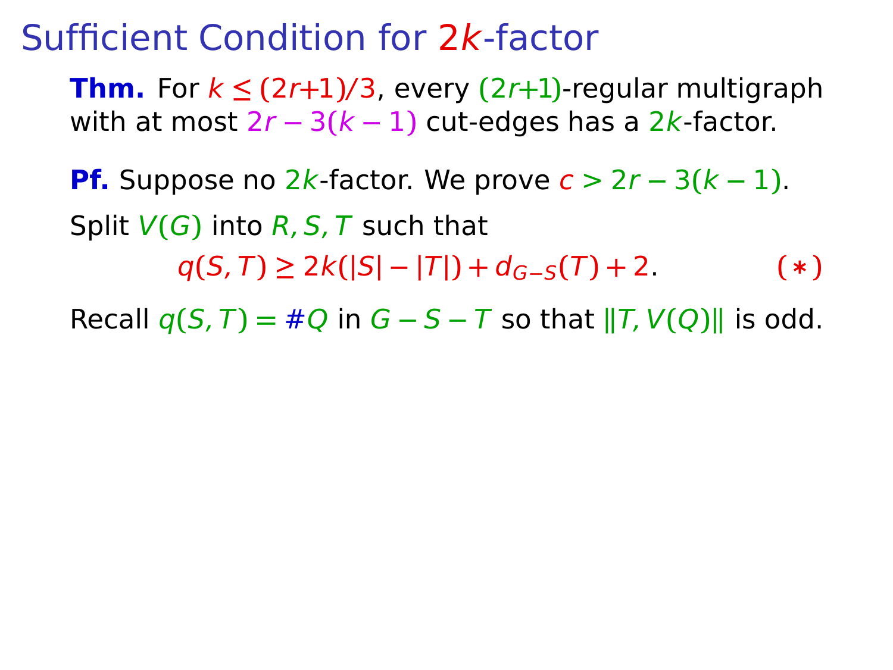# Sufficient Condition for $2k$-factor

**Thm.** For $k \le (2r+1)/3$, every $(2r+1)$-regular multigraph with at most $2r - 3(k-1)$ cut-edges has a $2k$-factor.

**Pf.** Suppose no $2k$-factor. We prove $c > 2r - 3(k-1)$.

Split $V(G)$ into $R, S, T$ such that

$$q(S,T) \ge 2k(|S| - |T|) + d_{G-S}(T) + 2. \qquad (*)$$

Recall $q(S,T) = \#Q$ in $G - S - T$ so that $\|T, V(Q)\|$ is odd.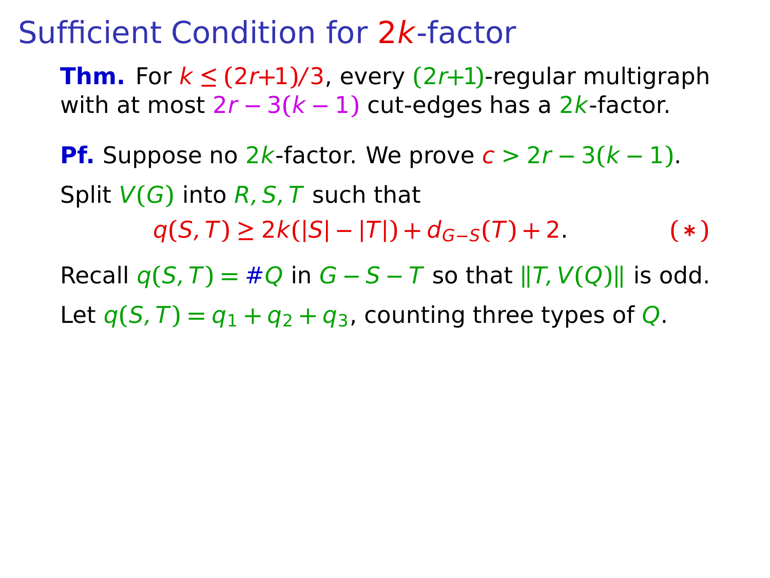# Sufficient Condition for $2k$-factor

**Thm.** For $k \le (2r+1)/3$, every $(2r+1)$-regular multigraph with at most $2r - 3(k-1)$ cut-edges has a $2k$-factor.

**Pf.** Suppose no $2k$-factor. We prove $c > 2r - 3(k-1)$.

Split $V(G)$ into $R, S, T$ such that

$$q(S,T) \ge 2k(|S| - |T|) + d_{G-S}(T) + 2. \qquad (*)$$

Recall $q(S,T) = \#Q$ in $G - S - T$ so that $\|T, V(Q)\|$ is odd.

Let $q(S,T) = q_1 + q_2 + q_3$, counting three types of $Q$.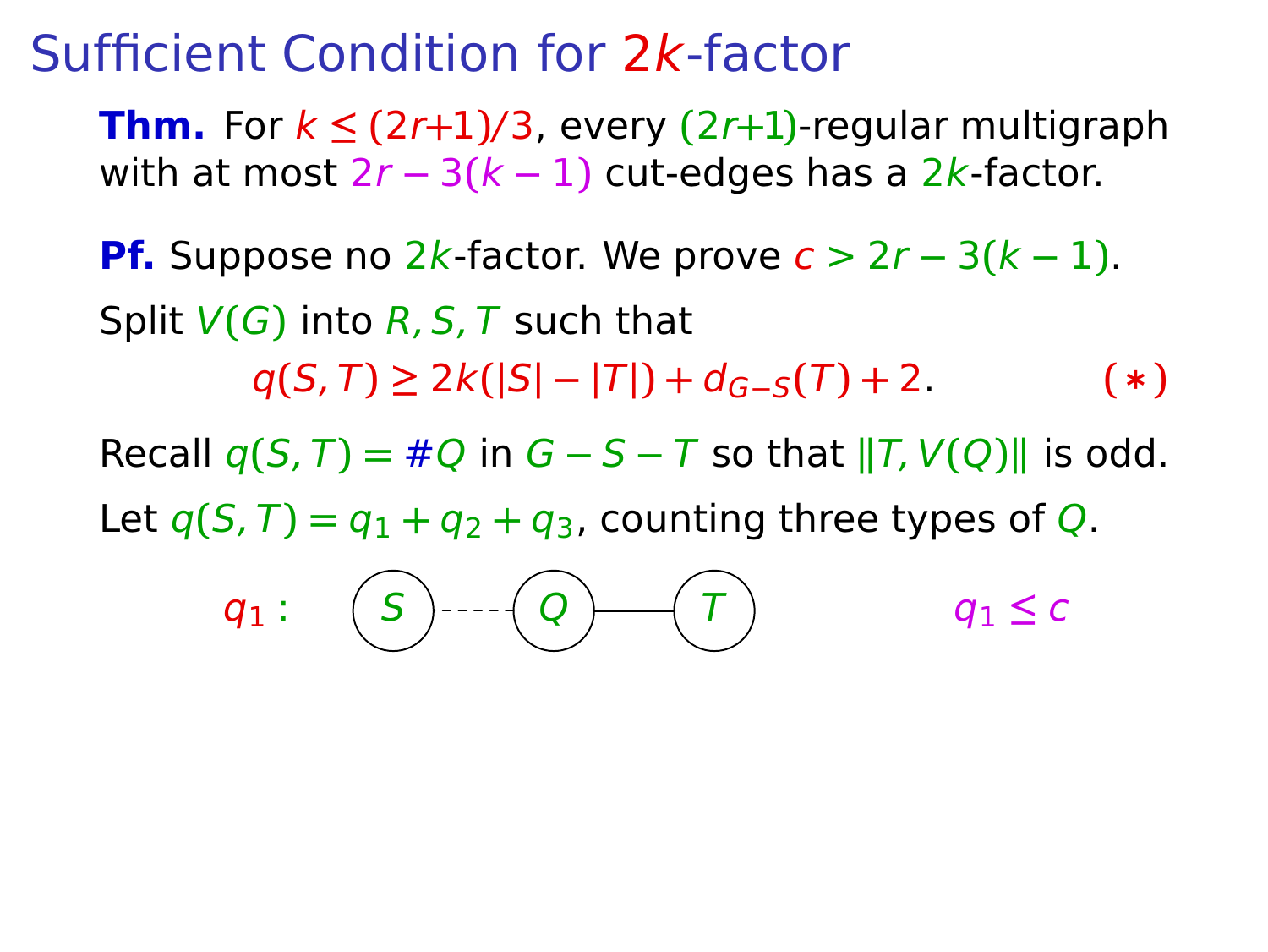# Sufficient Condition for $2k$-factor

**Thm.** For $k \le (2r+1)/3$, every $(2r+1)$-regular multigraph with at most $2r - 3(k-1)$ cut-edges has a $2k$-factor.

**Pf.** Suppose no $2k$-factor. We prove $c > 2r - 3(k-1)$.

Split $V(G)$ into $R, S, T$ such that

$$q(S,T) \ge 2k(|S| - |T|) + d_{G-S}(T) + 2. \qquad (*)$$

Recall $q(S,T) = \#Q$ in $G - S - T$ so that $\|T, V(Q)\|$ is odd.

Let $q(S,T) = q_1 + q_2 + q_3$, counting three types of $Q$.

$q_1$ : $S$ - - - - $Q$ —— $T$ $\qquad q_1 \le c$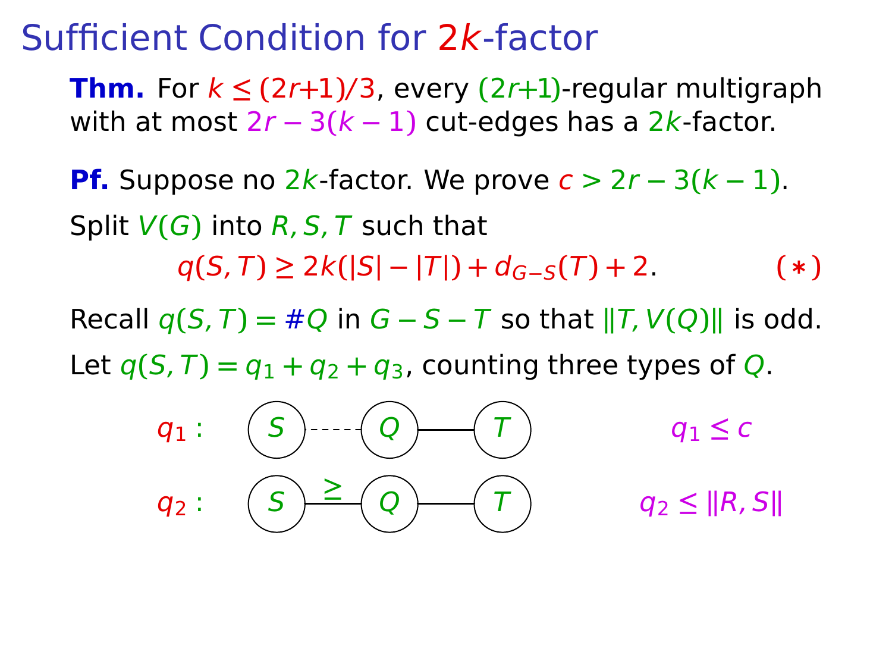# Sufficient Condition for $2k$-factor

**Thm.** For $k \le (2r+1)/3$, every $(2r+1)$-regular multigraph with at most $2r - 3(k-1)$ cut-edges has a $2k$-factor.

**Pf.** Suppose no $2k$-factor. We prove $c > 2r - 3(k-1)$.

Split $V(G)$ into $R, S, T$ such that

$$q(S,T) \ge 2k(|S| - |T|) + d_{G-S}(T) + 2. \qquad (*)$$

Recall $q(S,T) = \#Q$ in $G - S - T$ so that $\|T, V(Q)\|$ is odd.

Let $q(S,T) = q_1 + q_2 + q_3$, counting three types of $Q$.

$q_1$ : $S$ - - - - $Q$ —— $T$ $\qquad q_1 \le c$

$q_2$ : $S$ $\overset{\ge}{——}$ $Q$ —— $T$ $\qquad q_2 \le \|R, S\|$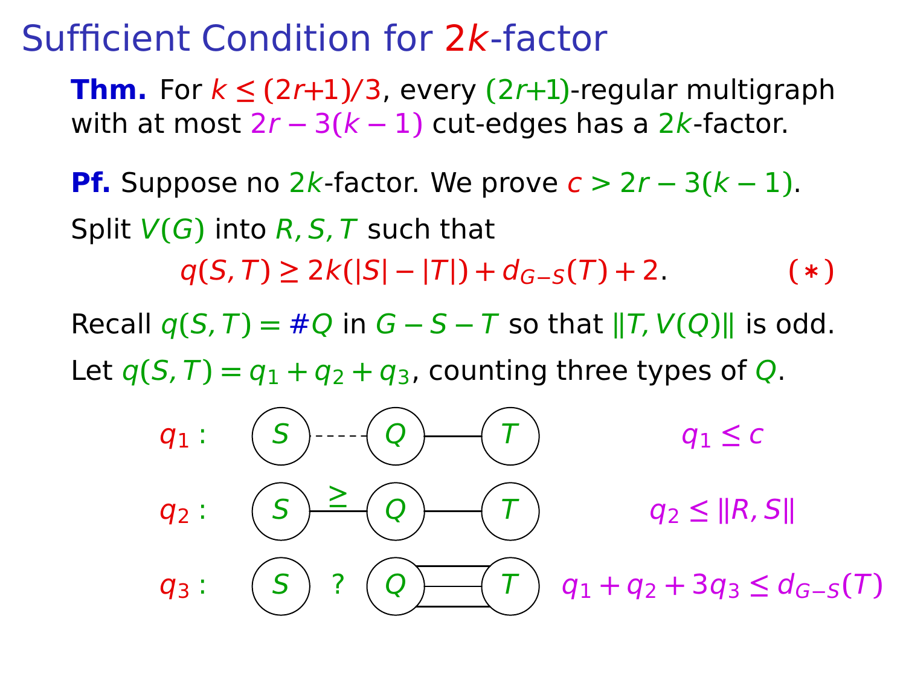# Sufficient Condition for $2k$-factor

**Thm.** For $k \le (2r+1)/3$, every $(2r+1)$-regular multigraph with at most $2r - 3(k-1)$ cut-edges has a $2k$-factor.

**Pf.** Suppose no $2k$-factor. We prove $c > 2r - 3(k-1)$.

Split $V(G)$ into $R, S, T$ such that

$$q(S,T) \ge 2k(|S| - |T|) + d_{G-S}(T) + 2. \qquad (*)$$

Recall $q(S,T) = \#Q$ in $G - S - T$ so that $\|T, V(Q)\|$ is odd.

Let $q(S,T) = q_1 + q_2 + q_3$, counting three types of $Q$.

$q_1$ : $S$ - - - $Q$ — $T$ $\qquad q_1 \le c$

$q_2$ : $S$ $\ge$ $Q$ — $T$ $\qquad q_2 \le \|R, S\|$

$q_3$ : $S$ ? $Q$ ≡ $T$ $\qquad q_1 + q_2 + 3q_3 \le d_{G-S}(T)$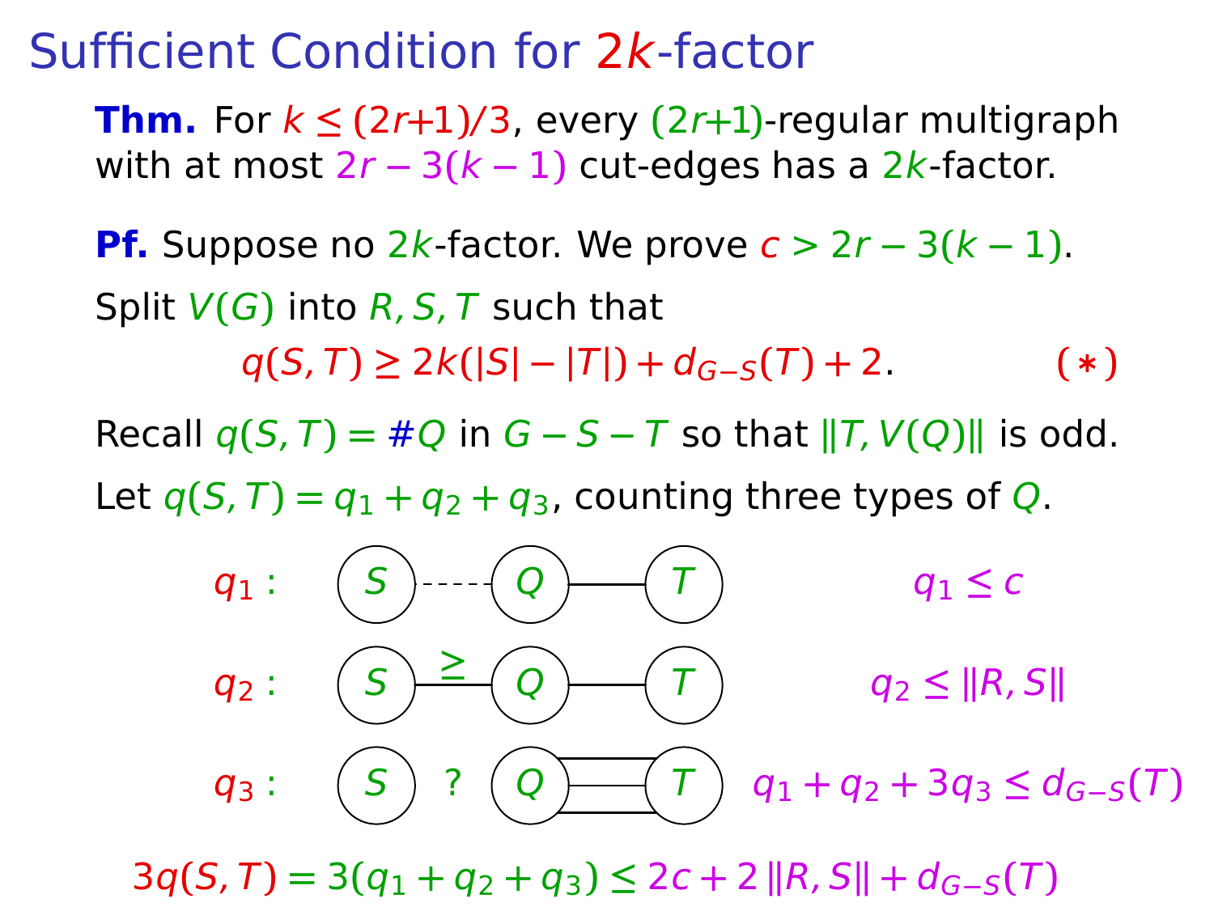# Sufficient Condition for $2k$-factor

**Thm.** For $k \le (2r+1)/3$, every $(2r+1)$-regular multigraph with at most $2r - 3(k-1)$ cut-edges has a $2k$-factor.

**Pf.** Suppose no $2k$-factor. We prove $c > 2r - 3(k-1)$.

Split $V(G)$ into $R, S, T$ such that

$$q(S,T) \ge 2k(|S| - |T|) + d_{G-S}(T) + 2. \qquad (*)$$

Recall $q(S,T) = \#Q$ in $G - S - T$ so that $\|T, V(Q)\|$ is odd.

Let $q(S,T) = q_1 + q_2 + q_3$, counting three types of $Q$.

$q_1$ : $S$ - - - $Q$ — $T$ $\qquad q_1 \le c$

$q_2$ : $S \overset{\ge}{—} Q$ — $T$ $\qquad q_2 \le \|R, S\|$

$q_3$ : $S$ ? $Q$ ≡ $T$ $\qquad q_1 + q_2 + 3q_3 \le d_{G-S}(T)$

$$3q(S,T) = 3(q_1 + q_2 + q_3) \le 2c + 2\|R,S\| + d_{G-S}(T)$$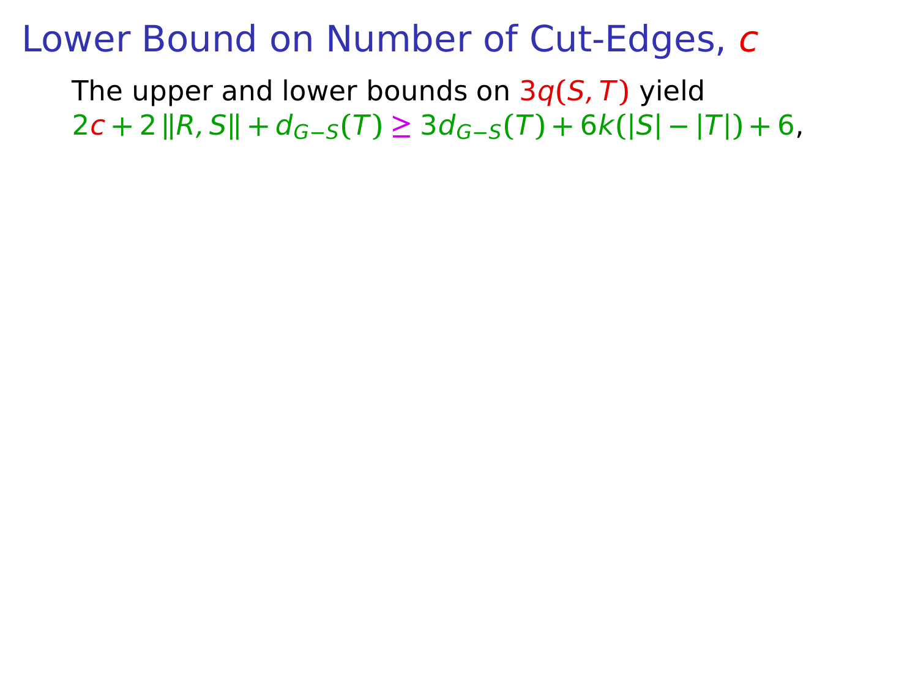# Lower Bound on Number of Cut-Edges, $c$

The upper and lower bounds on $3q(S,T)$ yield
$2c + 2\,\|R,S\| + d_{G-S}(T) \geq 3d_{G-S}(T) + 6k(|S| - |T|) + 6$,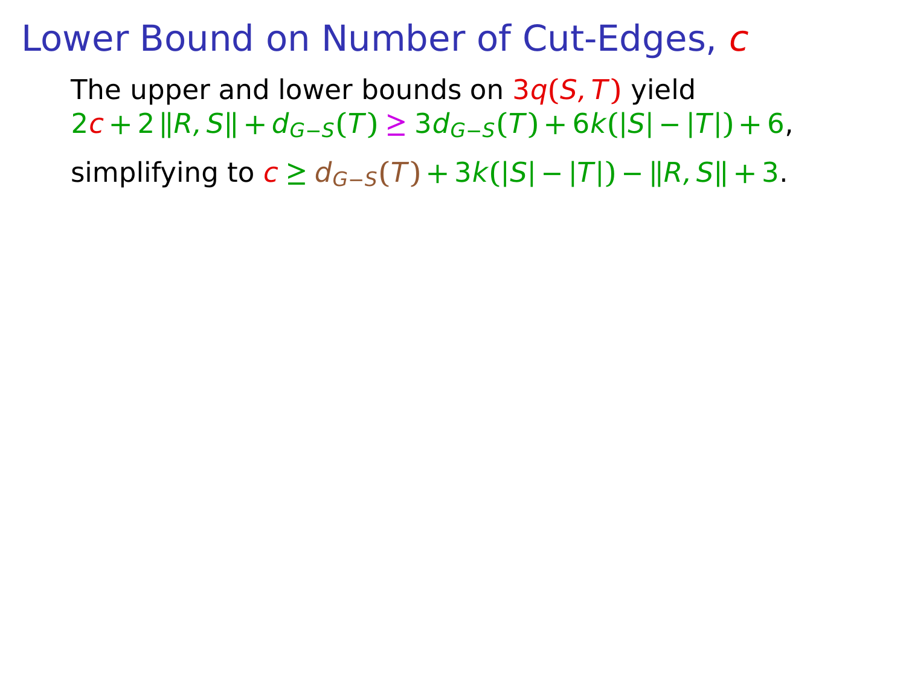# Lower Bound on Number of Cut-Edges, $c$

The upper and lower bounds on $3q(S,T)$ yield
$2c + 2\|R,S\| + d_{G-S}(T) \geq 3d_{G-S}(T) + 6k(|S| - |T|) + 6$,

simplifying to $c \geq d_{G-S}(T) + 3k(|S| - |T|) - \|R,S\| + 3$.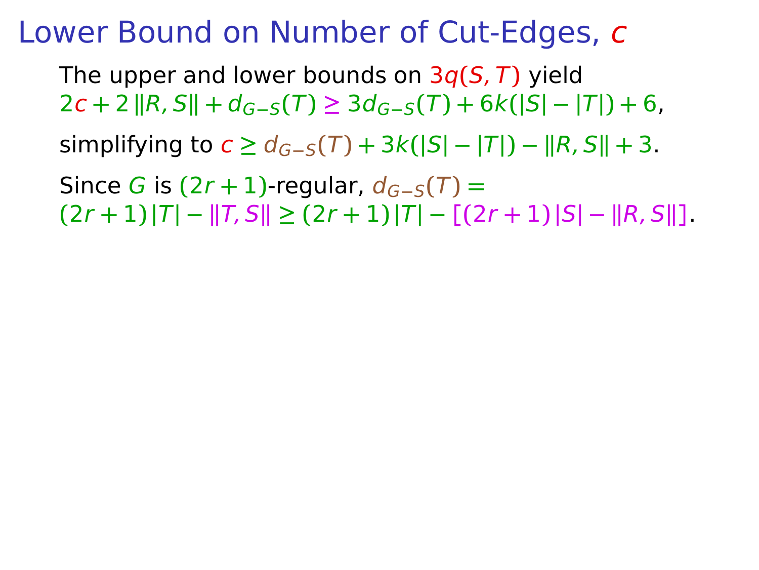# Lower Bound on Number of Cut-Edges, $c$

The upper and lower bounds on $3q(S,T)$ yield
$2c + 2\,\|R,S\| + d_{G-S}(T) \geq 3d_{G-S}(T) + 6k(|S| - |T|) + 6$,

simplifying to $c \geq d_{G-S}(T) + 3k(|S| - |T|) - \|R,S\| + 3$.

Since $G$ is $(2r+1)$-regular, $d_{G-S}(T) =$
$(2r+1)\,|T| - \|T,S\| \geq (2r+1)\,|T| - [(2r+1)\,|S| - \|R,S\|]$.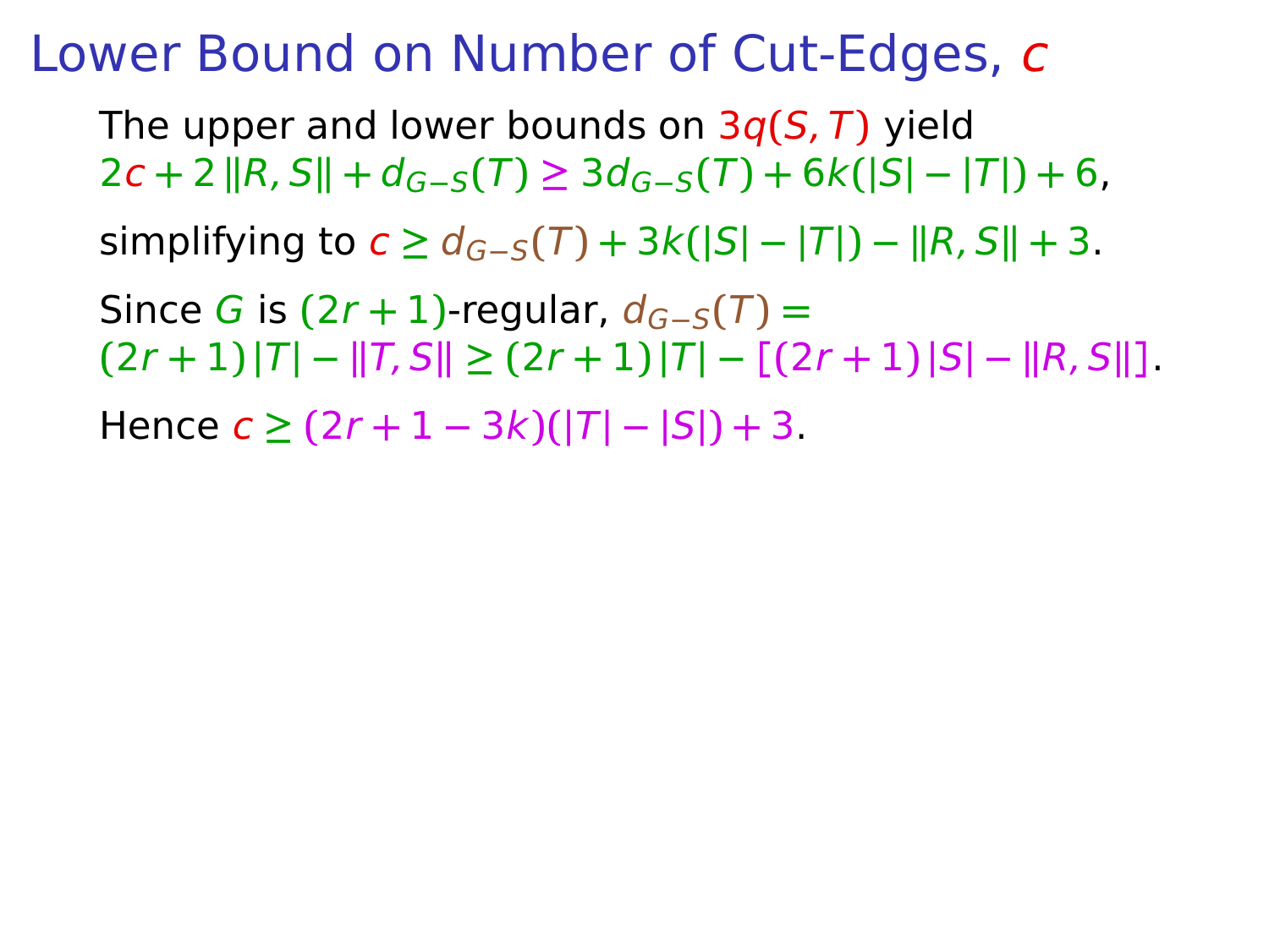# Lower Bound on Number of Cut-Edges, $c$

The upper and lower bounds on $3q(S,T)$ yield
$2c + 2\|R,S\| + d_{G-S}(T) \geq 3d_{G-S}(T) + 6k(|S| - |T|) + 6$,

simplifying to $c \geq d_{G-S}(T) + 3k(|S| - |T|) - \|R,S\| + 3$.

Since $G$ is $(2r+1)$-regular, $d_{G-S}(T) =$
$(2r+1)|T| - \|T,S\| \geq (2r+1)|T| - [(2r+1)|S| - \|R,S\|]$.

Hence $c \geq (2r+1-3k)(|T| - |S|) + 3$.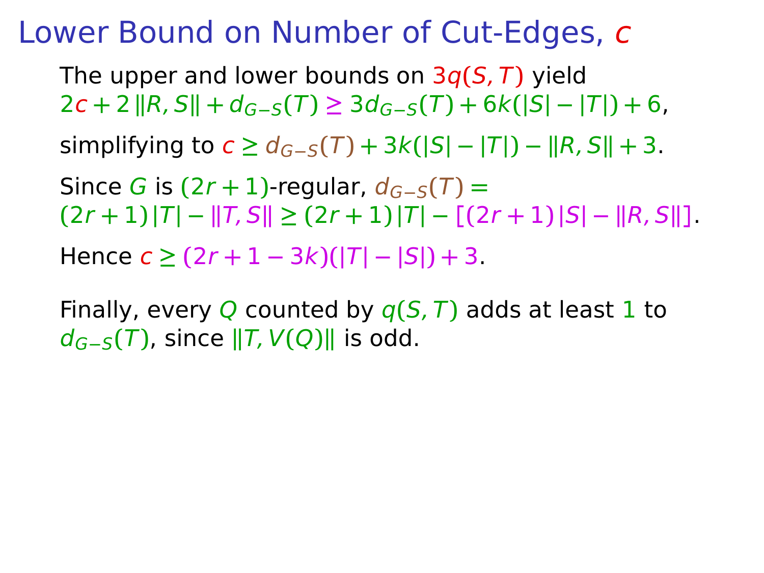# Lower Bound on Number of Cut-Edges, $c$

The upper and lower bounds on $3q(S,T)$ yield $2c + 2\,\|R,S\| + d_{G-S}(T) \geq 3d_{G-S}(T) + 6k(|S| - |T|) + 6$,

simplifying to $c \geq d_{G-S}(T) + 3k(|S| - |T|) - \|R,S\| + 3$.

Since $G$ is $(2r+1)$-regular, $d_{G-S}(T) = (2r+1)\,|T| - \|T,S\| \geq (2r+1)\,|T| - [(2r+1)\,|S| - \|R,S\|]$.

Hence $c \geq (2r + 1 - 3k)(|T| - |S|) + 3$.

Finally, every $Q$ counted by $q(S,T)$ adds at least $1$ to $d_{G-S}(T)$, since $\|T, V(Q)\|$ is odd.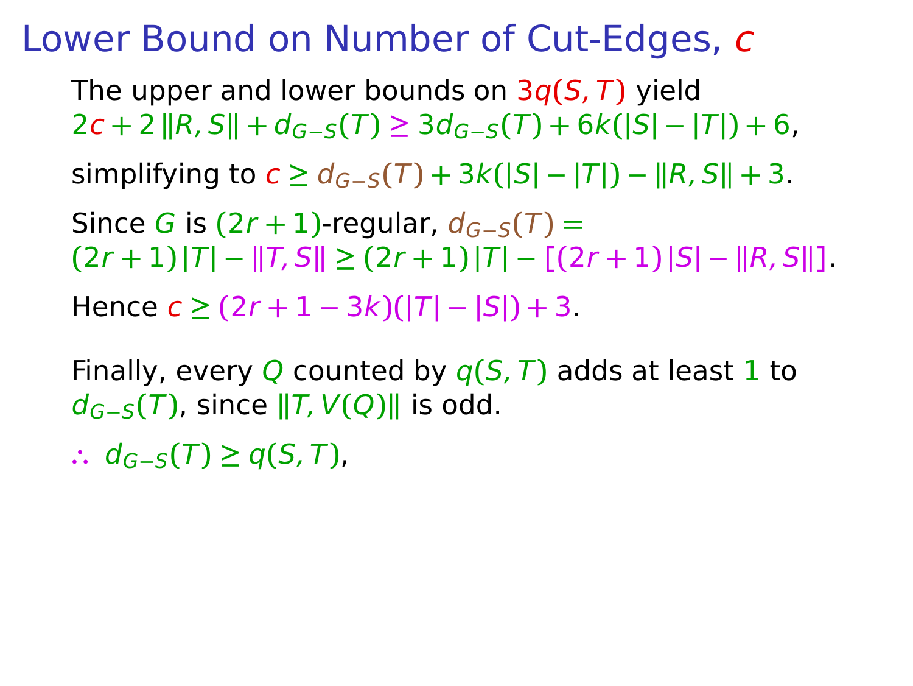# Lower Bound on Number of Cut-Edges, $c$

The upper and lower bounds on $3q(S,T)$ yield
$2c + 2\,\|R,S\| + d_{G-S}(T) \geq 3d_{G-S}(T) + 6k(|S| - |T|) + 6$,

simplifying to $c \geq d_{G-S}(T) + 3k(|S| - |T|) - \|R,S\| + 3$.

Since $G$ is $(2r+1)$-regular, $d_{G-S}(T) =$
$(2r+1)\,|T| - \|T,S\| \geq (2r+1)\,|T| - [(2r+1)\,|S| - \|R,S\|]$.

Hence $c \geq (2r+1-3k)(|T| - |S|) + 3$.

Finally, every $Q$ counted by $q(S,T)$ adds at least $1$ to $d_{G-S}(T)$, since $\|T,V(Q)\|$ is odd.

$\therefore\;\; d_{G-S}(T) \geq q(S,T)$,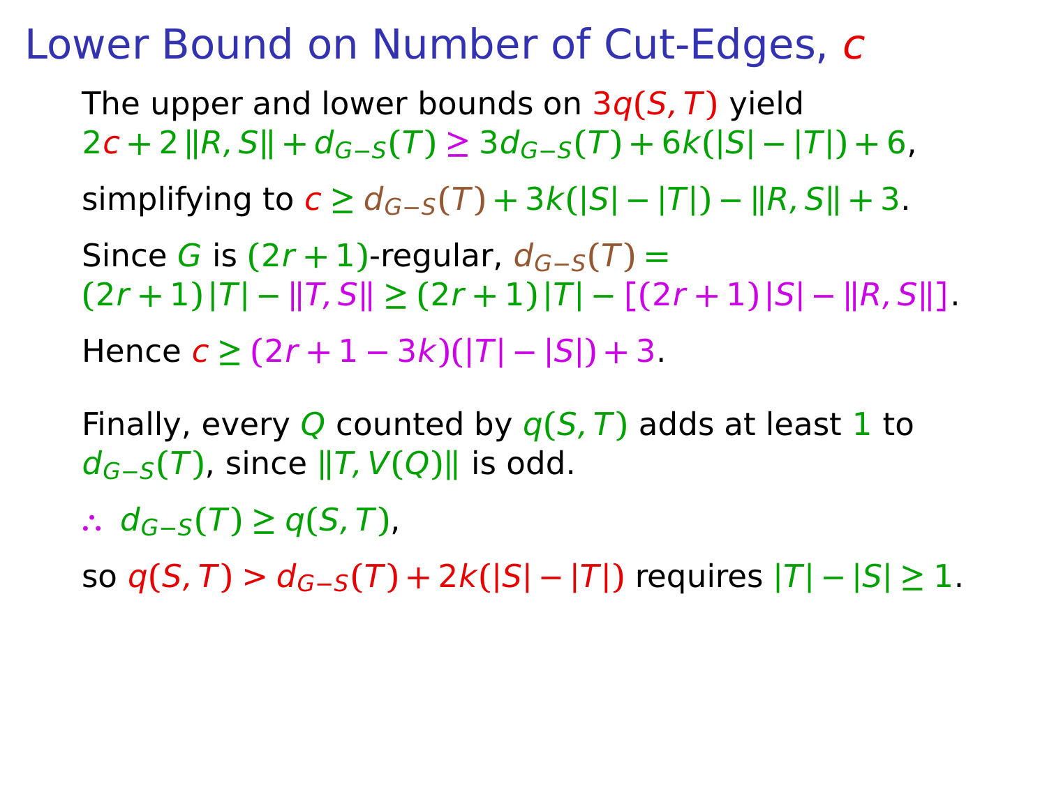# Lower Bound on Number of Cut-Edges, $c$

The upper and lower bounds on $3q(S,T)$ yield $2c + 2\,\|R,S\| + d_{G-S}(T) \geq 3d_{G-S}(T) + 6k(|S| - |T|) + 6$,

simplifying to $c \geq d_{G-S}(T) + 3k(|S| - |T|) - \|R,S\| + 3$.

Since $G$ is $(2r+1)$-regular, $d_{G-S}(T) = (2r+1)\,|T| - \|T,S\| \geq (2r+1)\,|T| - [(2r+1)\,|S| - \|R,S\|]$.

Hence $c \geq (2r + 1 - 3k)(|T| - |S|) + 3$.

Finally, every $Q$ counted by $q(S,T)$ adds at least $1$ to $d_{G-S}(T)$, since $\|T, V(Q)\|$ is odd.

$\therefore\ d_{G-S}(T) \geq q(S,T)$,

so $q(S,T) > d_{G-S}(T) + 2k(|S| - |T|)$ requires $|T| - |S| \geq 1$.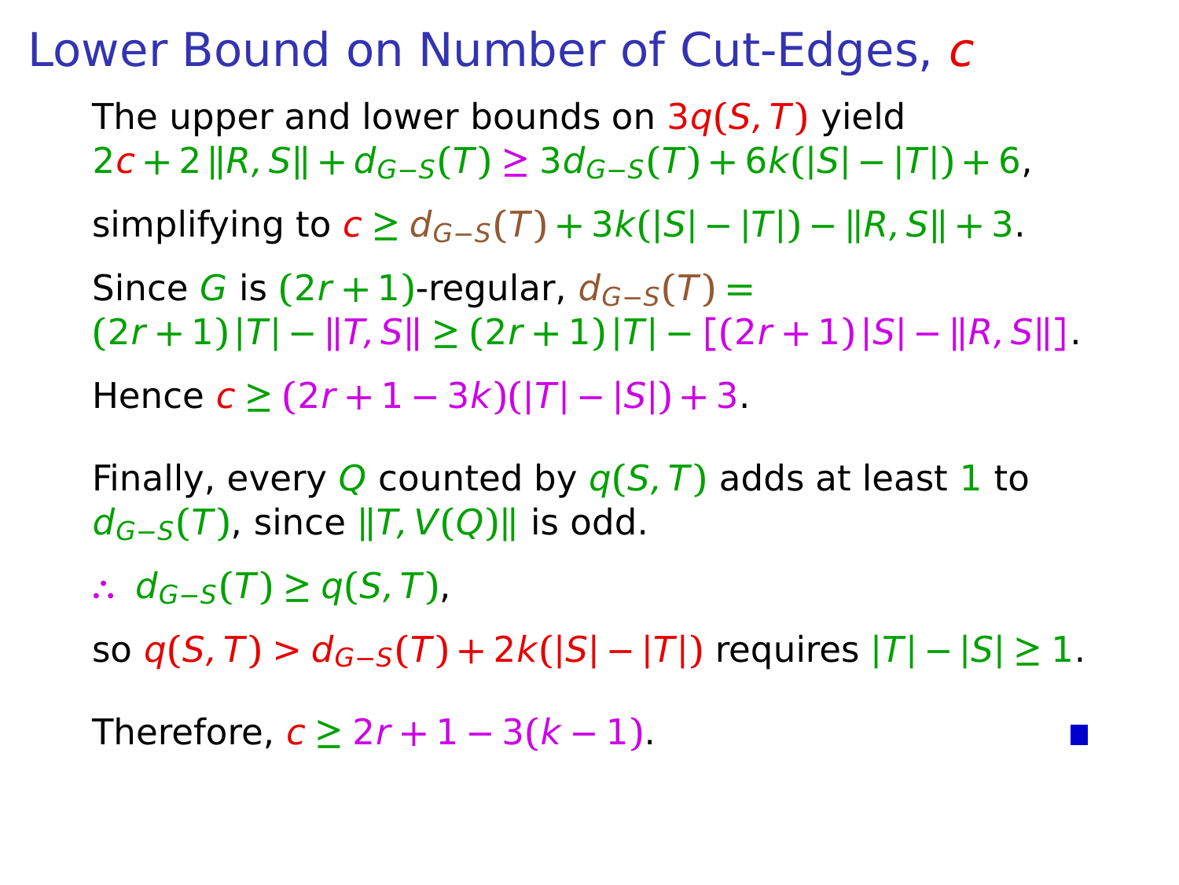# Lower Bound on Number of Cut-Edges, $c$

The upper and lower bounds on $3q(S,T)$ yield
$2c + 2\,\|R,S\| + d_{G-S}(T) \geq 3d_{G-S}(T) + 6k(|S| - |T|) + 6$,

simplifying to $c \geq d_{G-S}(T) + 3k(|S| - |T|) - \|R,S\| + 3$.

Since $G$ is $(2r+1)$-regular, $d_{G-S}(T) =$
$(2r+1)\,|T| - \|T,S\| \geq (2r+1)\,|T| - [(2r+1)\,|S| - \|R,S\|]$.

Hence $c \geq (2r + 1 - 3k)(|T| - |S|) + 3$.

Finally, every $Q$ counted by $q(S,T)$ adds at least $1$ to $d_{G-S}(T)$, since $\|T, V(Q)\|$ is odd.

$\therefore\ d_{G-S}(T) \geq q(S,T)$,

so $q(S,T) > d_{G-S}(T) + 2k(|S| - |T|)$ requires $|T| - |S| \geq 1$.

Therefore, $c \geq 2r + 1 - 3(k-1)$. ■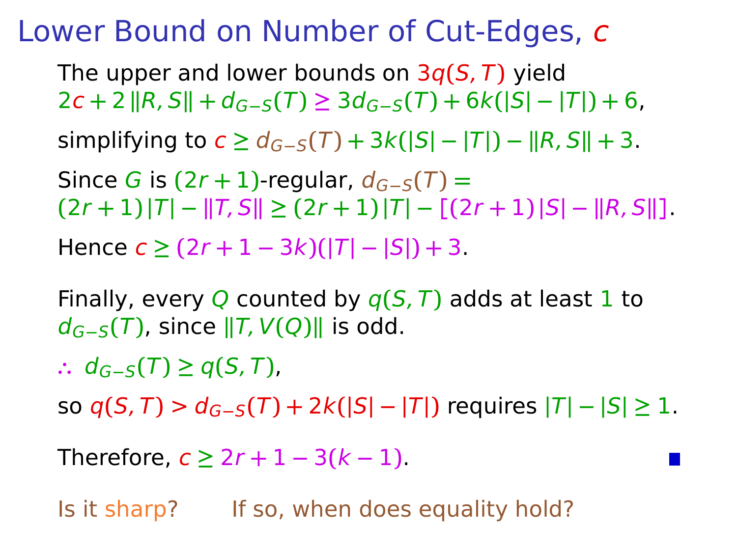# Lower Bound on Number of Cut-Edges, $c$

The upper and lower bounds on $3q(S,T)$ yield
$2c + 2\,\|R,S\| + d_{G-S}(T) \geq 3d_{G-S}(T) + 6k(|S| - |T|) + 6$,

simplifying to $c \geq d_{G-S}(T) + 3k(|S| - |T|) - \|R,S\| + 3$.

Since $G$ is $(2r+1)$-regular, $d_{G-S}(T) =$
$(2r+1)\,|T| - \|T,S\| \geq (2r+1)\,|T| - [(2r+1)\,|S| - \|R,S\|]$.

Hence $c \geq (2r+1-3k)(|T| - |S|) + 3$.

Finally, every $Q$ counted by $q(S,T)$ adds at least $1$ to $d_{G-S}(T)$, since $\|T, V(Q)\|$ is odd.

$\therefore\ d_{G-S}(T) \geq q(S,T)$,

so $q(S,T) > d_{G-S}(T) + 2k(|S| - |T|)$ requires $|T| - |S| \geq 1$.

Therefore, $c \geq 2r + 1 - 3(k-1)$. ∎

Is it sharp? If so, when does equality hold?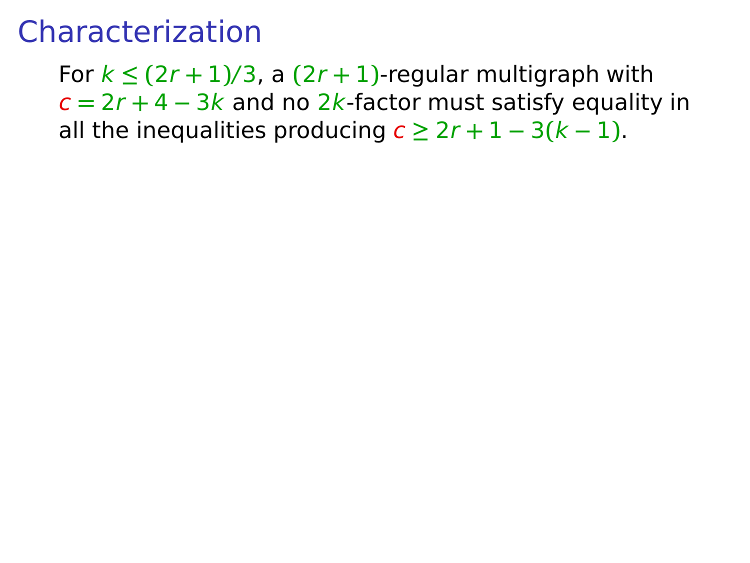# Characterization

For $k \leq (2r+1)/3$, a $(2r+1)$-regular multigraph with $c = 2r + 4 - 3k$ and no $2k$-factor must satisfy equality in all the inequalities producing $c \geq 2r + 1 - 3(k-1)$.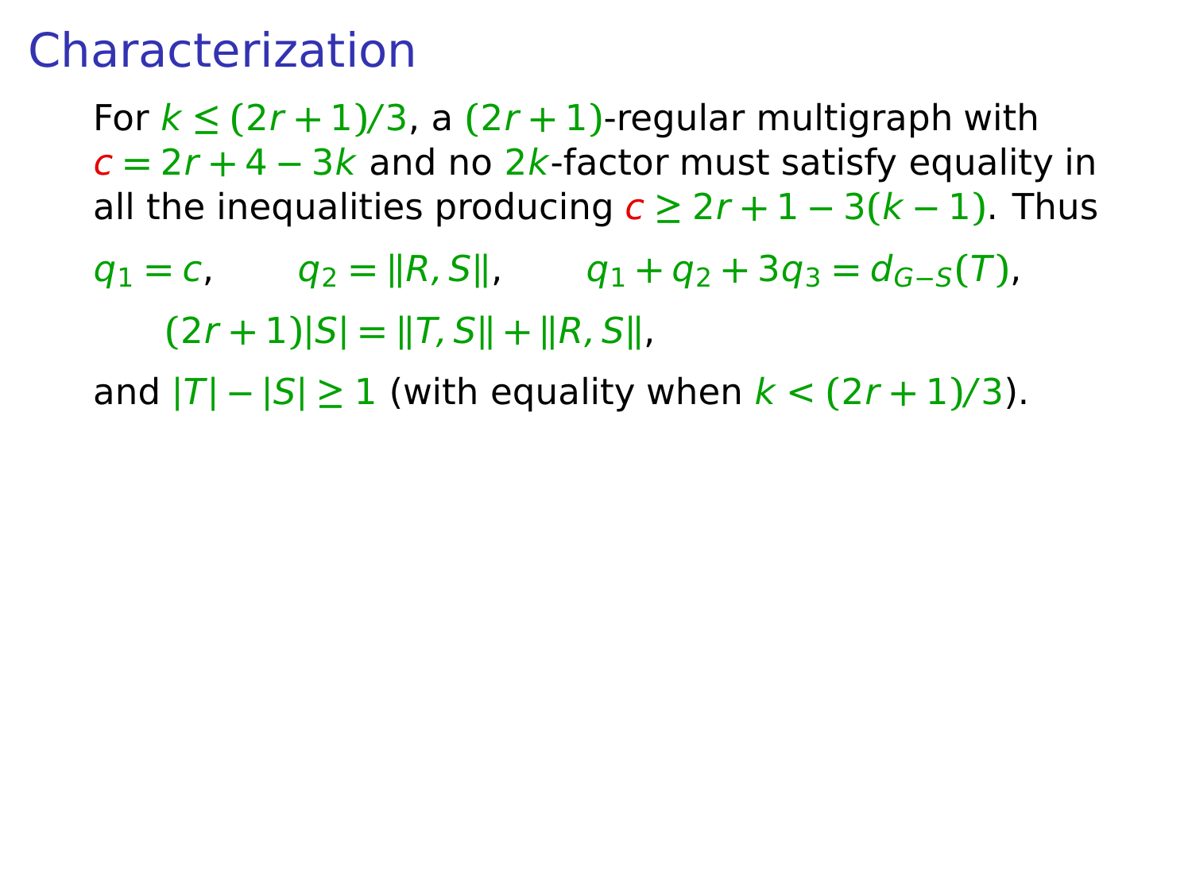# Characterization

For $k \le (2r+1)/3$, a $(2r+1)$-regular multigraph with $c = 2r + 4 - 3k$ and no $2k$-factor must satisfy equality in all the inequalities producing $c \ge 2r + 1 - 3(k-1)$. Thus

$$q_1 = c, \qquad q_2 = \|R, S\|, \qquad q_1 + q_2 + 3q_3 = d_{G-S}(T),$$

$$(2r+1)|S| = \|T, S\| + \|R, S\|,$$

and $|T| - |S| \ge 1$ (with equality when $k < (2r+1)/3$).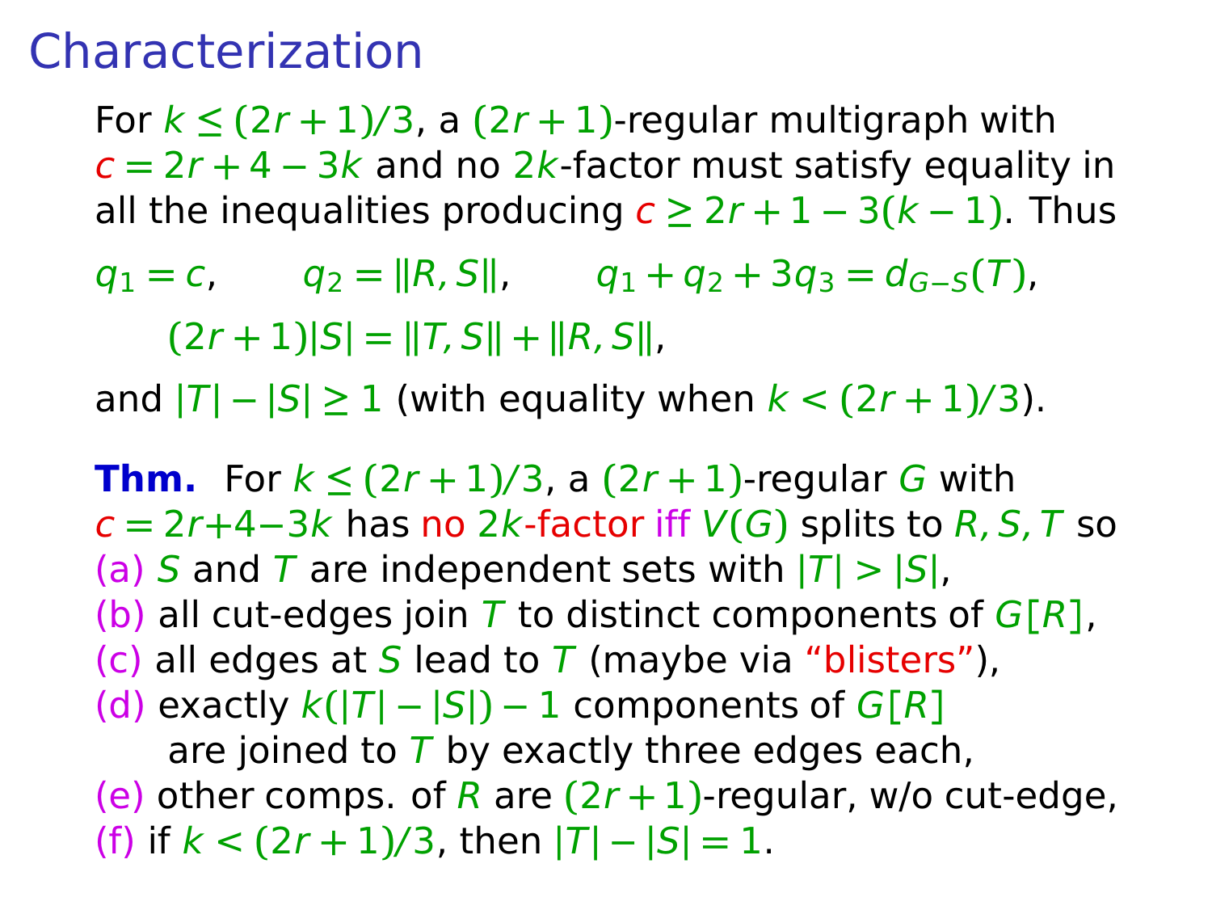# Characterization

For $k \le (2r+1)/3$, a $(2r+1)$-regular multigraph with $c = 2r+4-3k$ and no $2k$-factor must satisfy equality in all the inequalities producing $c \ge 2r+1-3(k-1)$. Thus

$$q_1 = c, \qquad q_2 = \|R, S\|, \qquad q_1 + q_2 + 3q_3 = d_{G-S}(T),$$

$$(2r+1)|S| = \|T, S\| + \|R, S\|,$$

and $|T| - |S| \ge 1$ (with equality when $k < (2r+1)/3$).

**Thm.** For $k \le (2r+1)/3$, a $(2r+1)$-regular $G$ with $c = 2r+4-3k$ has no $2k$-factor iff $V(G)$ splits to $R, S, T$ so

(a) $S$ and $T$ are independent sets with $|T| > |S|$,
(b) all cut-edges join $T$ to distinct components of $G[R]$,
(c) all edges at $S$ lead to $T$ (maybe via "blisters"),
(d) exactly $k(|T| - |S|) - 1$ components of $G[R]$
 are joined to $T$ by exactly three edges each,
(e) other comps. of $R$ are $(2r+1)$-regular, w/o cut-edge,
(f) if $k < (2r+1)/3$, then $|T| - |S| = 1$.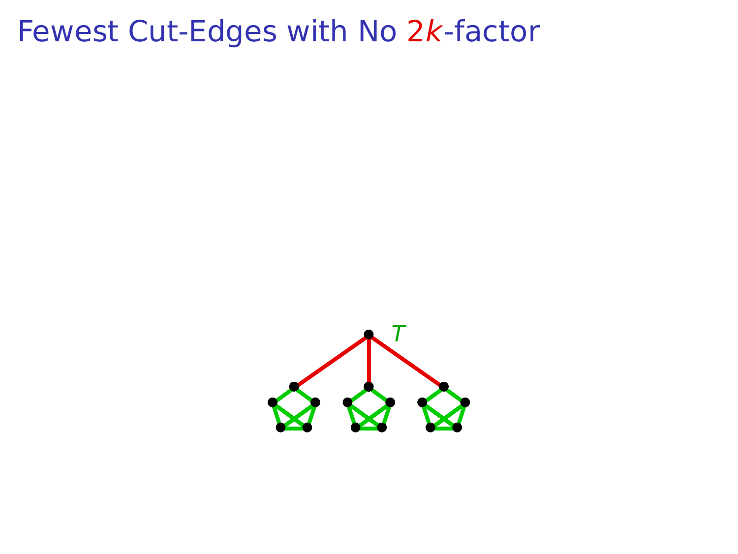# Fewest Cut-Edges with No $2k$-factor

$T$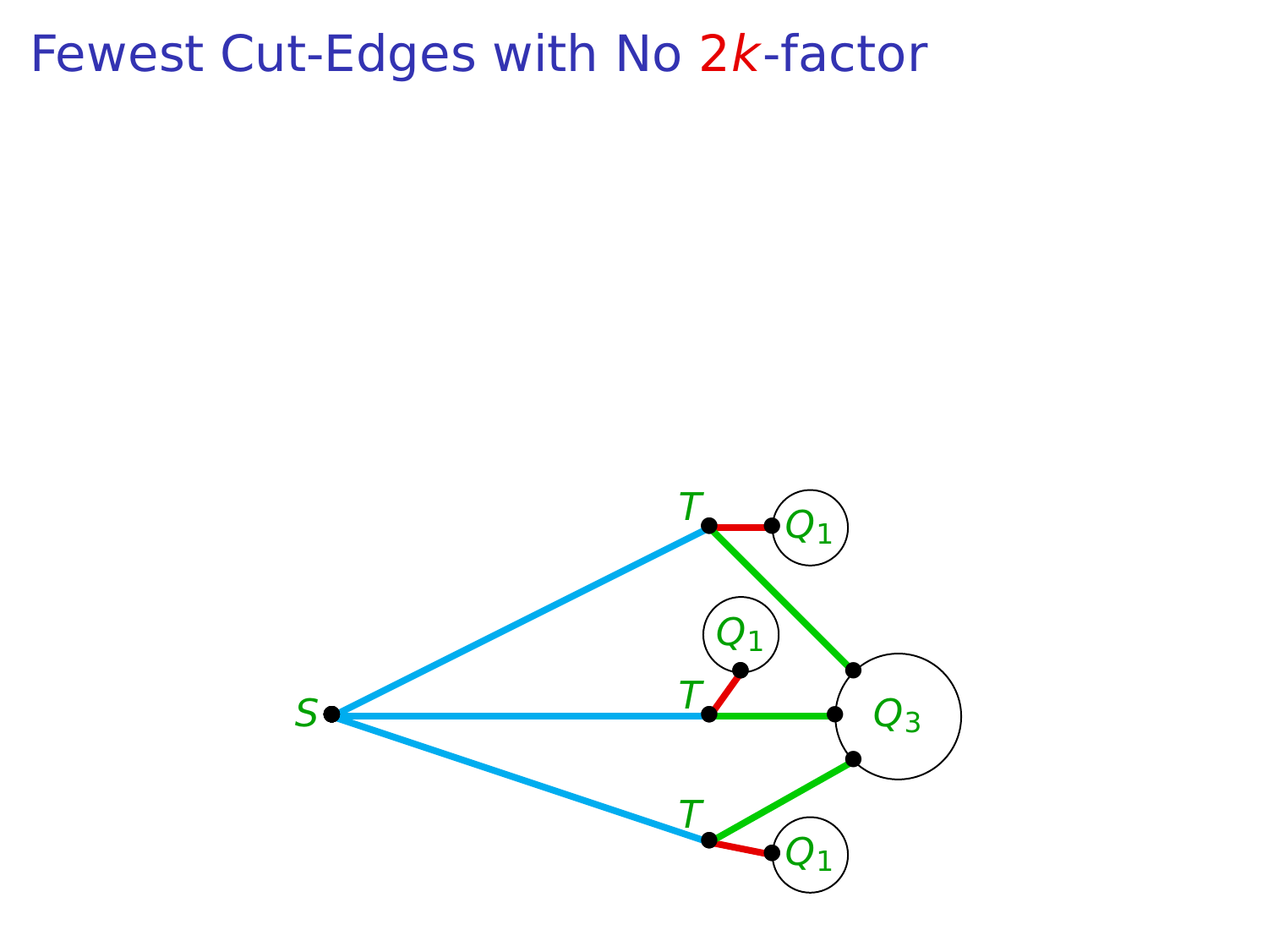# Fewest Cut-Edges with No $2k$-factor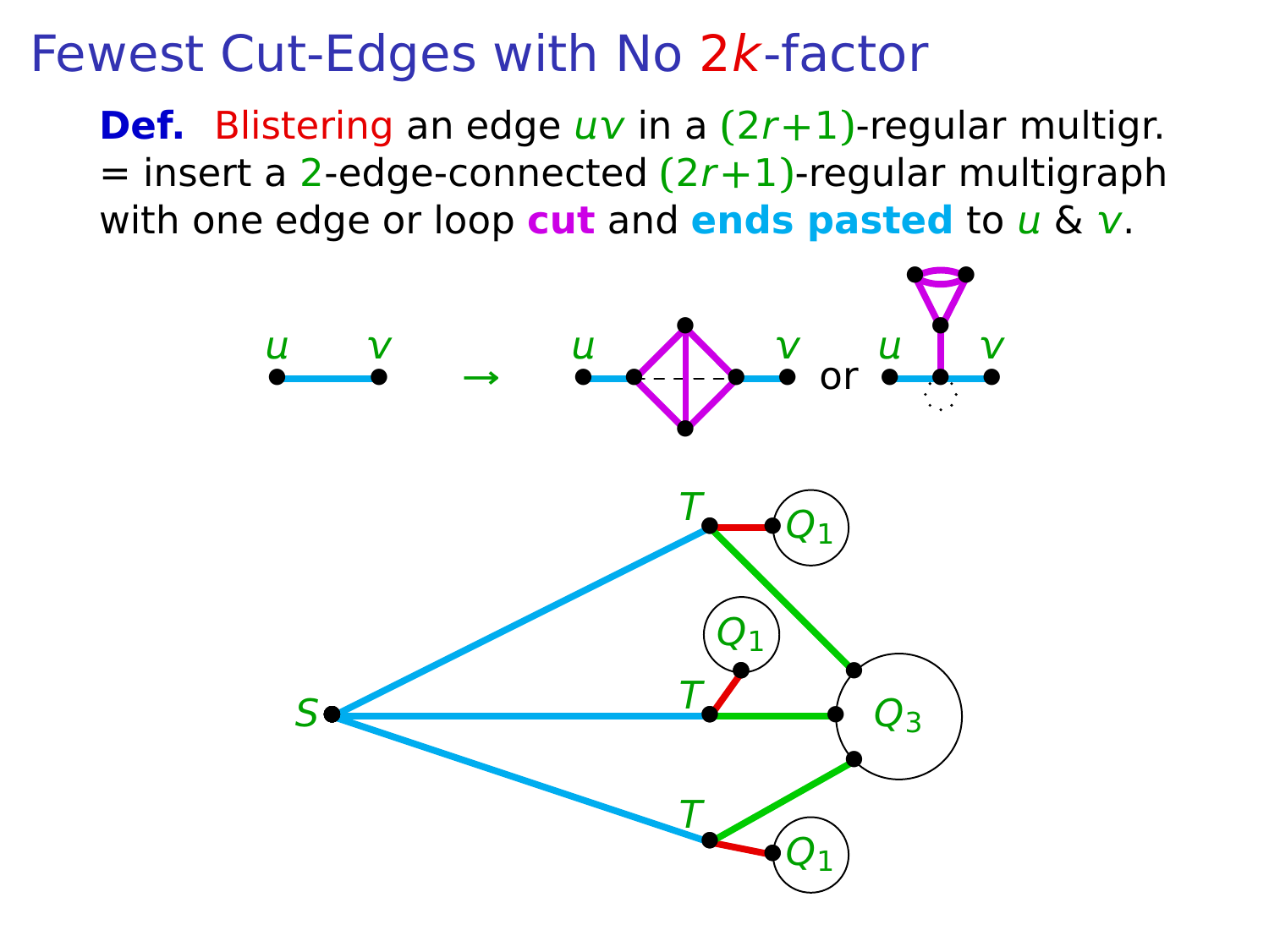# Fewest Cut-Edges with No $2k$-factor

**Def.** Blistering an edge $uv$ in a $(2r+1)$-regular multigr. = insert a $2$-edge-connected $(2r+1)$-regular multigraph with one edge or loop **cut** and **ends pasted** to $u$ & $v$.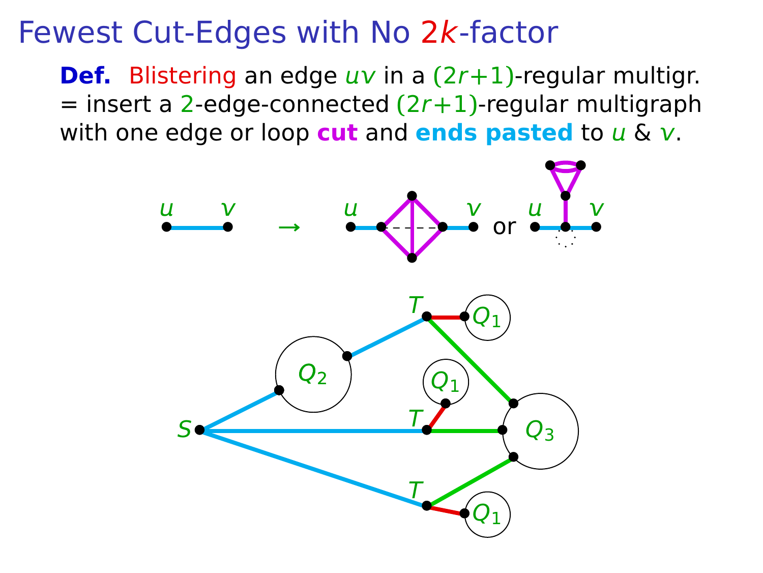# Fewest Cut-Edges with No $2k$-factor

**Def.** Blistering an edge $uv$ in a $(2r+1)$-regular multigr. = insert a $2$-edge-connected $(2r+1)$-regular multigraph with one edge or loop **cut** and **ends pasted** to $u$ & $v$.

$u$ $v$ $\rightarrow$ $u$ $v$ or $u$ $v$

$T$ $Q_1$ $Q_2$ $Q_1$ $T$ $Q_3$ $S$ $T$ $Q_1$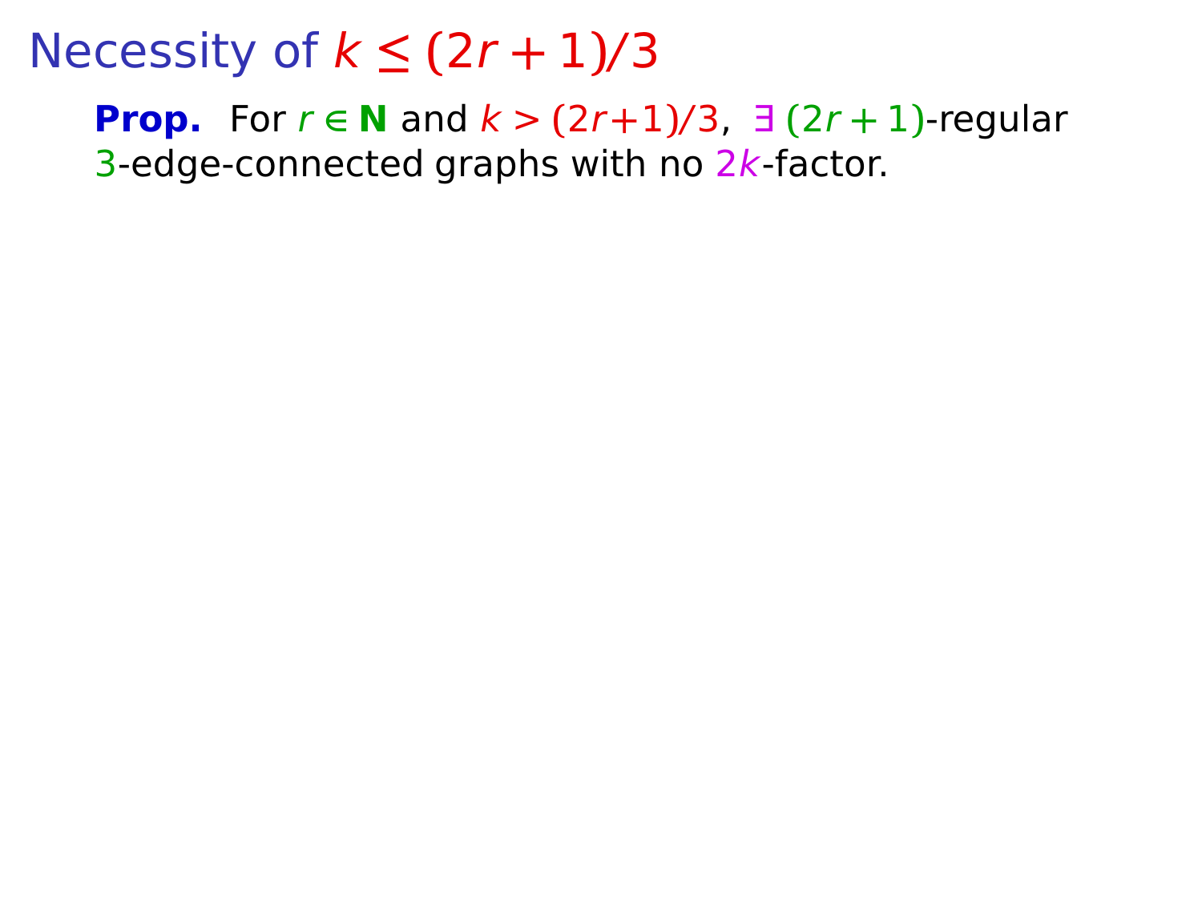# Necessity of $k \le (2r+1)/3$

**Prop.** For $r \in \mathbf{N}$ and $k > (2r+1)/3$, $\exists$ $(2r+1)$-regular 3-edge-connected graphs with no $2k$-factor.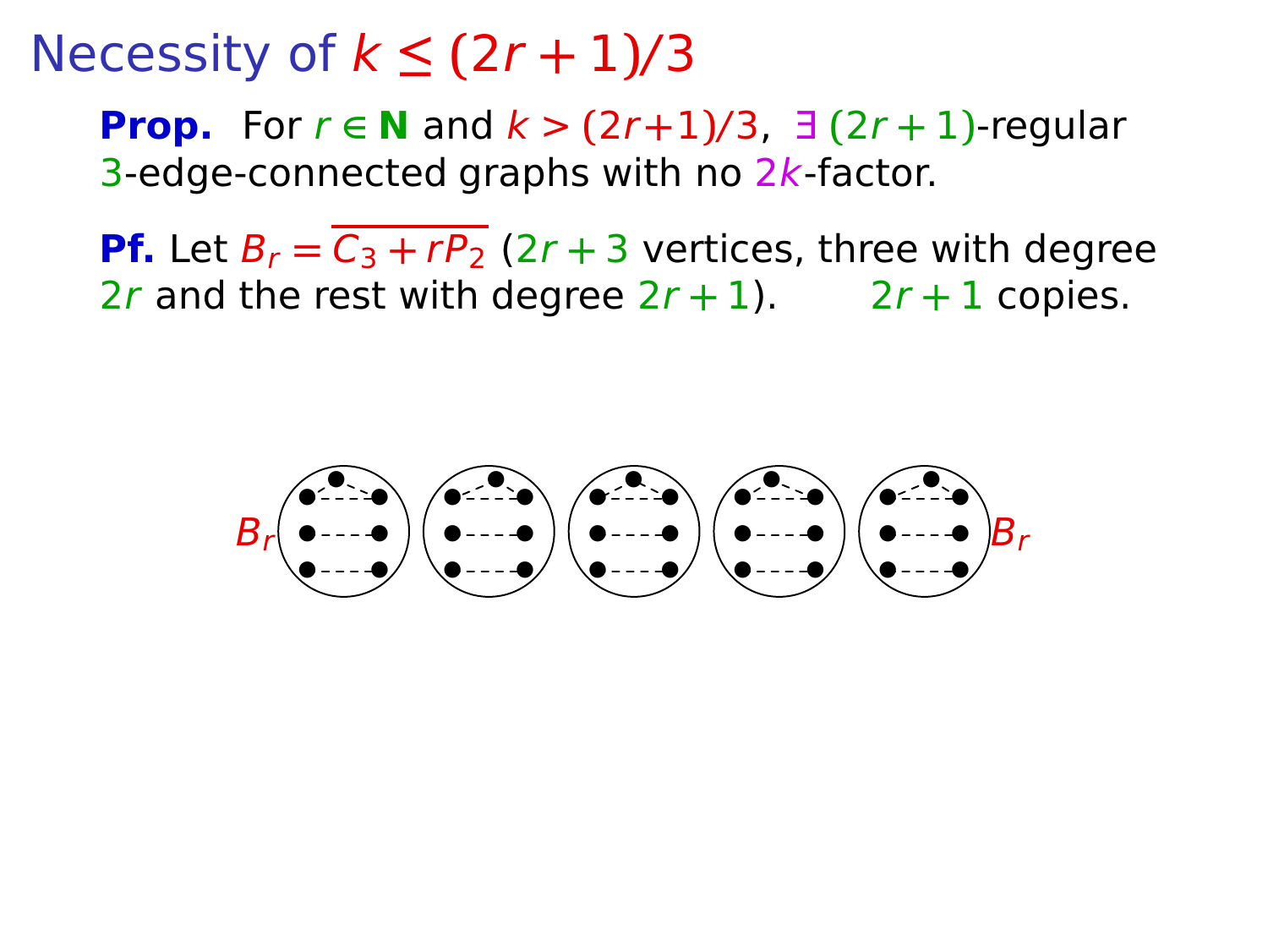# Necessity of $k \le (2r+1)/3$

**Prop.** For $r \in \mathbf{N}$ and $k > (2r+1)/3$, $\exists$ $(2r+1)$-regular 3-edge-connected graphs with no $2k$-factor.

**Pf.** Let $B_r = \overline{C_3 + rP_2}$ ($2r+3$ vertices, three with degree $2r$ and the rest with degree $2r+1$). $2r+1$ copies.

$B_r$ $B_r$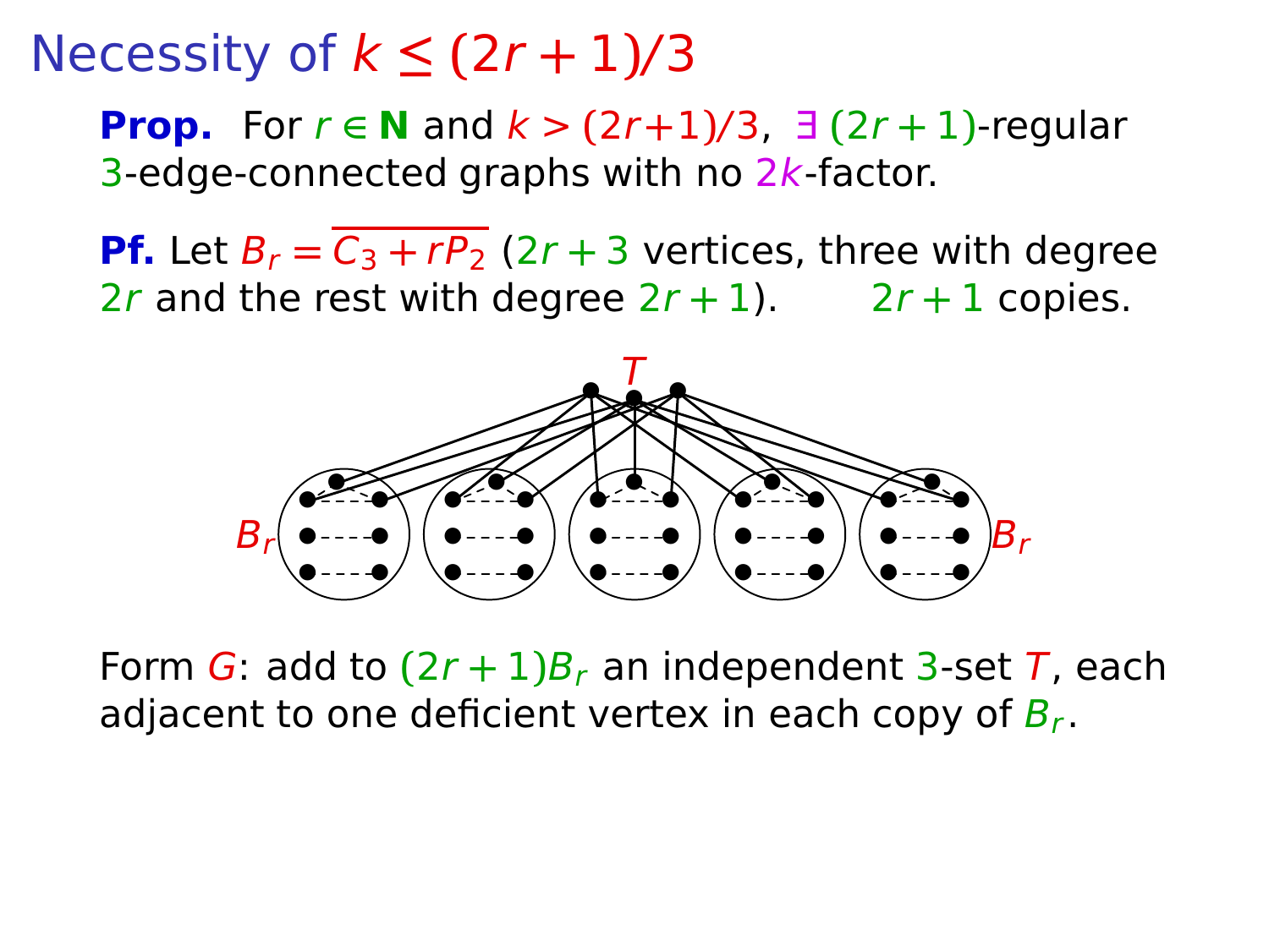# Necessity of $k \le (2r+1)/3$

**Prop.** For $r \in \mathbf{N}$ and $k > (2r+1)/3$, $\exists$ $(2r+1)$-regular 3-edge-connected graphs with no $2k$-factor.

**Pf.** Let $B_r = \overline{C_3 + rP_2}$ ($2r+3$ vertices, three with degree $2r$ and the rest with degree $2r+1$). $2r+1$ copies.

Form $G$: add to $(2r+1)B_r$ an independent 3-set $T$, each adjacent to one deficient vertex in each copy of $B_r$.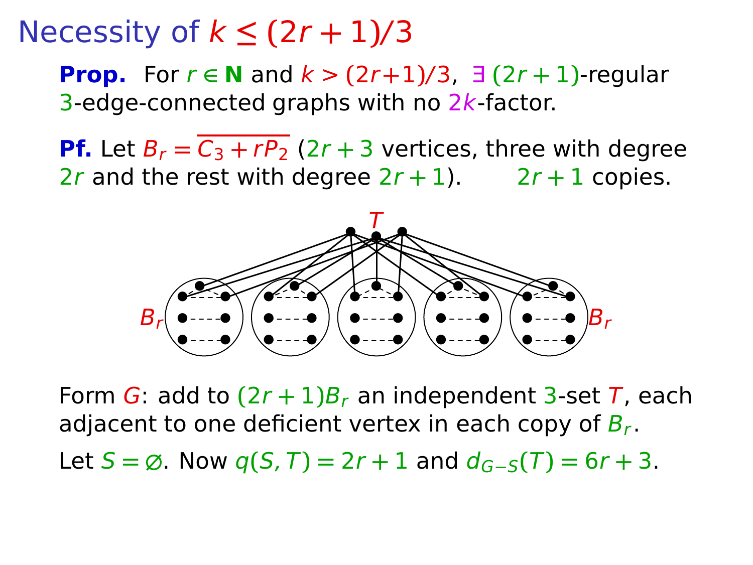# Necessity of $k \le (2r+1)/3$

**Prop.** For $r \in \mathbf{N}$ and $k > (2r+1)/3$, $\exists$ $(2r+1)$-regular 3-edge-connected graphs with no $2k$-factor.

**Pf.** Let $B_r = \overline{C_3 + rP_2}$ ($2r+3$ vertices, three with degree $2r$ and the rest with degree $2r+1$). $2r+1$ copies.

Form $G$: add to $(2r+1)B_r$ an independent 3-set $T$, each adjacent to one deficient vertex in each copy of $B_r$.

Let $S = \varnothing$. Now $q(S,T) = 2r+1$ and $d_{G-S}(T) = 6r+3$.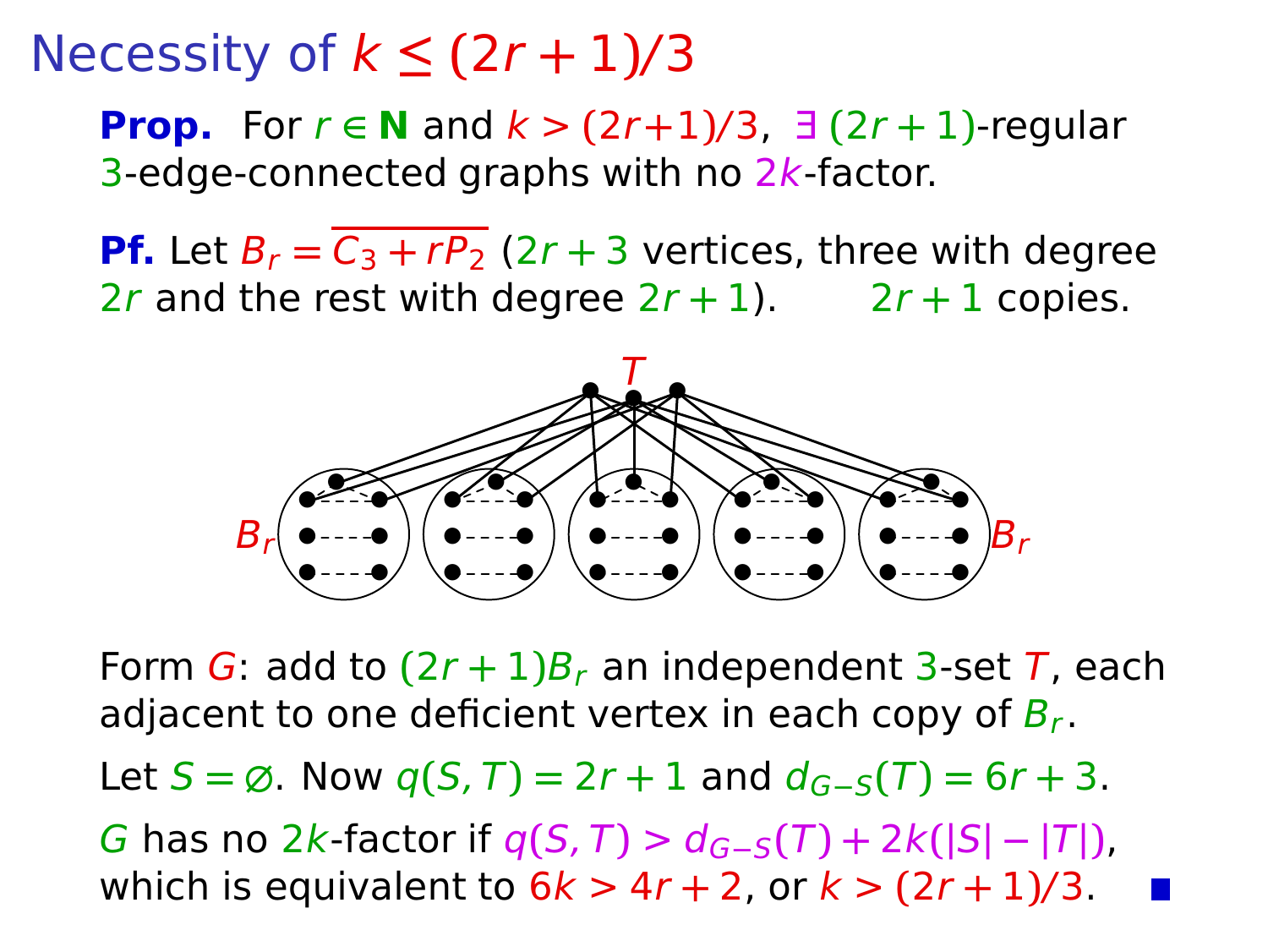# Necessity of $k \le (2r+1)/3$

**Prop.** For $r \in \mathbf{N}$ and $k > (2r+1)/3$, $\exists$ $(2r+1)$-regular 3-edge-connected graphs with no $2k$-factor.

**Pf.** Let $B_r = \overline{C_3 + rP_2}$ ($2r+3$ vertices, three with degree $2r$ and the rest with degree $2r+1$). $2r+1$ copies.

Form $G$: add to $(2r+1)B_r$ an independent 3-set $T$, each adjacent to one deficient vertex in each copy of $B_r$.

Let $S = \varnothing$. Now $q(S,T) = 2r+1$ and $d_{G-S}(T) = 6r+3$.

$G$ has no $2k$-factor if $q(S,T) > d_{G-S}(T) + 2k(|S| - |T|)$, which is equivalent to $6k > 4r+2$, or $k > (2r+1)/3$. ■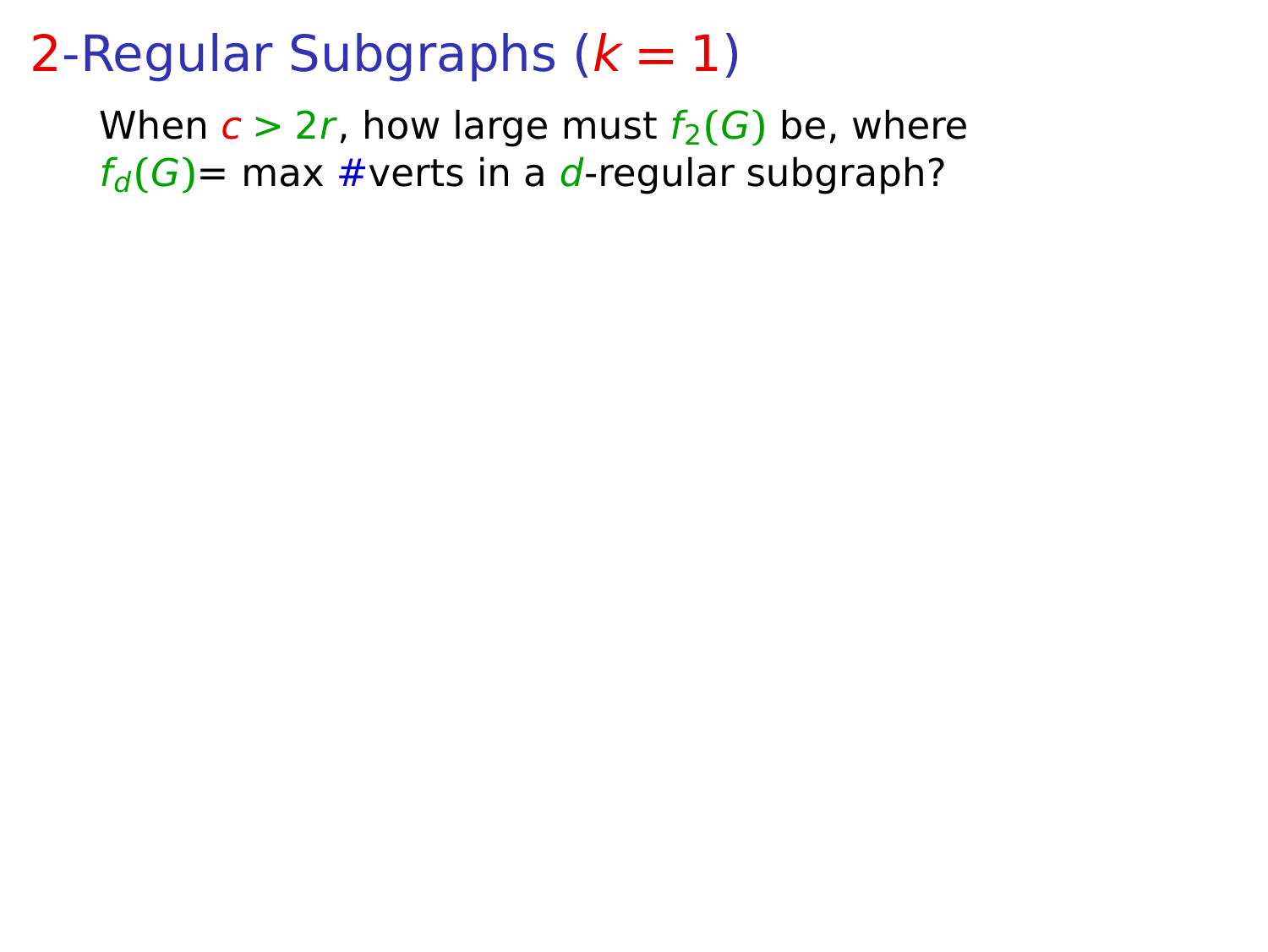# 2-Regular Subgraphs ($k = 1$)

When $c > 2r$, how large must $f_2(G)$ be, where $f_d(G)$= max #verts in a $d$-regular subgraph?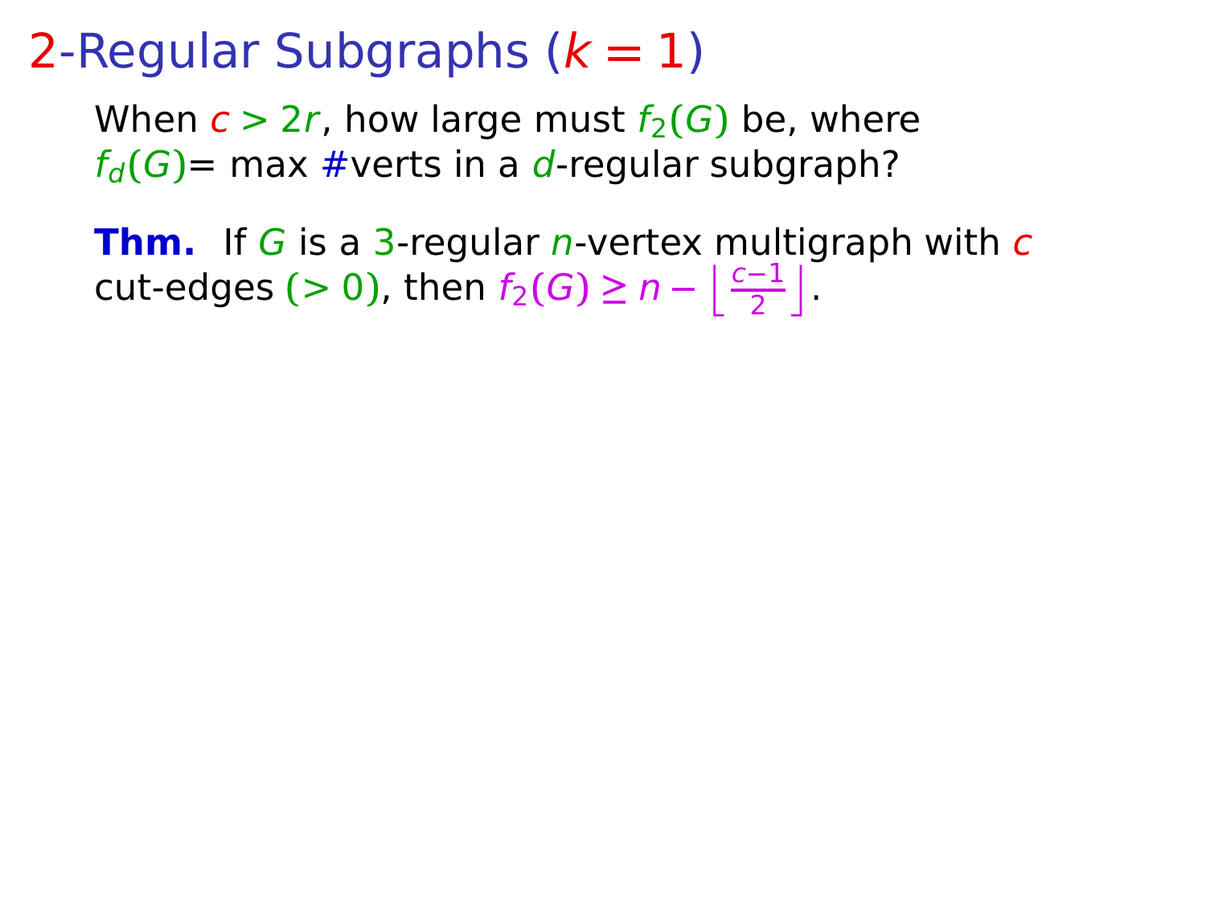# 2-Regular Subgraphs ($k = 1$)

When $c > 2r$, how large must $f_2(G)$ be, where $f_d(G)$= max #verts in a $d$-regular subgraph?

**Thm.** If $G$ is a 3-regular $n$-vertex multigraph with $c$ cut-edges ($> 0$), then $f_2(G) \geq n - \left\lfloor \frac{c-1}{2} \right\rfloor$.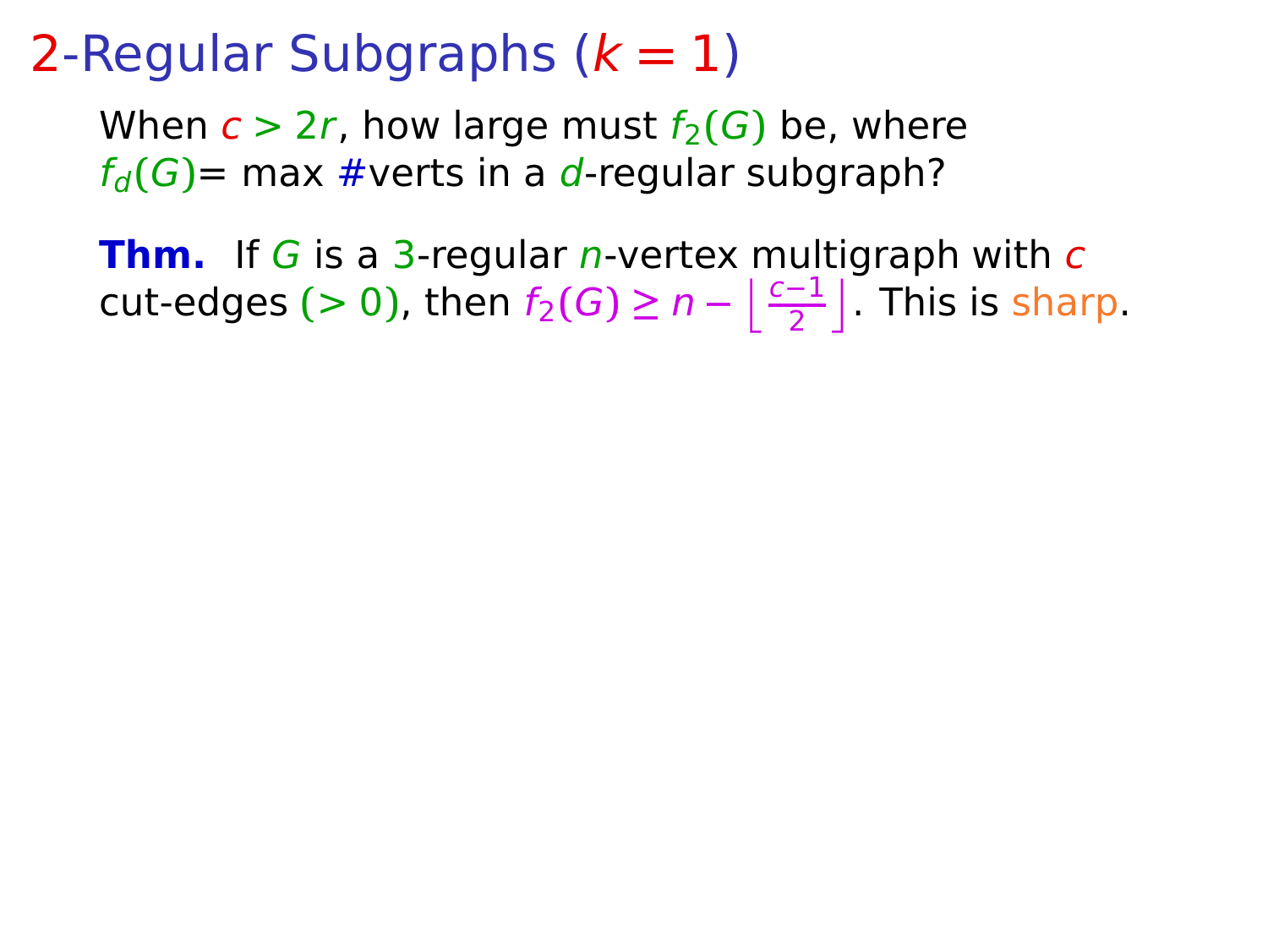# 2-Regular Subgraphs ($k = 1$)

When $c > 2r$, how large must $f_2(G)$ be, where $f_d(G)$= max #verts in a $d$-regular subgraph?

**Thm.** If $G$ is a 3-regular $n$-vertex multigraph with $c$ cut-edges ($> 0$), then $f_2(G) \geq n - \left\lfloor \frac{c-1}{2} \right\rfloor$. This is sharp.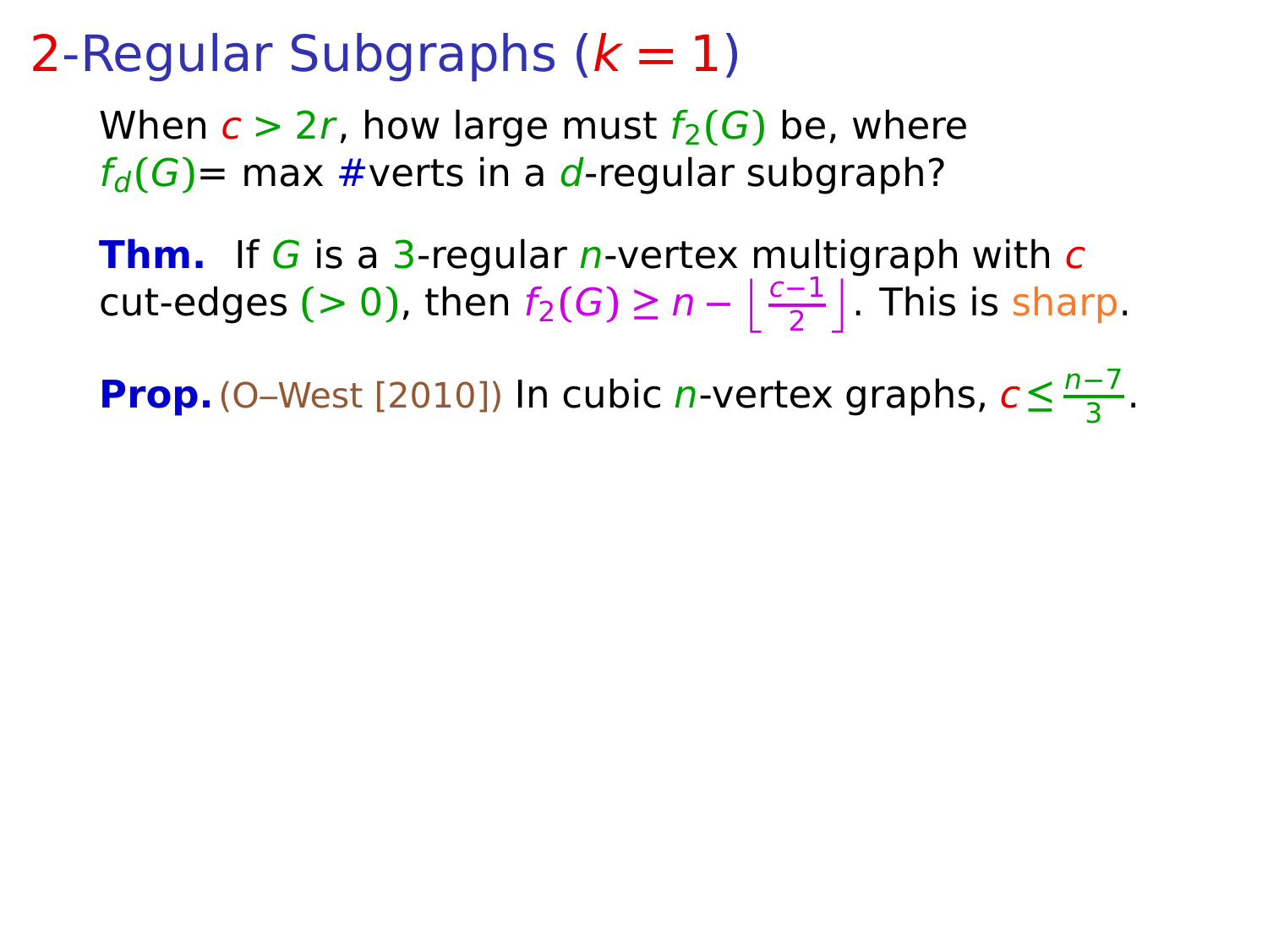# 2-Regular Subgraphs ($k = 1$)

When $c > 2r$, how large must $f_2(G)$ be, where $f_d(G)$= max #verts in a $d$-regular subgraph?

**Thm.** If $G$ is a 3-regular $n$-vertex multigraph with $c$ cut-edges ($> 0$), then $f_2(G) \geq n - \left\lfloor \frac{c-1}{2} \right\rfloor$. This is sharp.

**Prop.** (O–West [2010]) In cubic $n$-vertex graphs, $c \leq \frac{n-7}{3}$.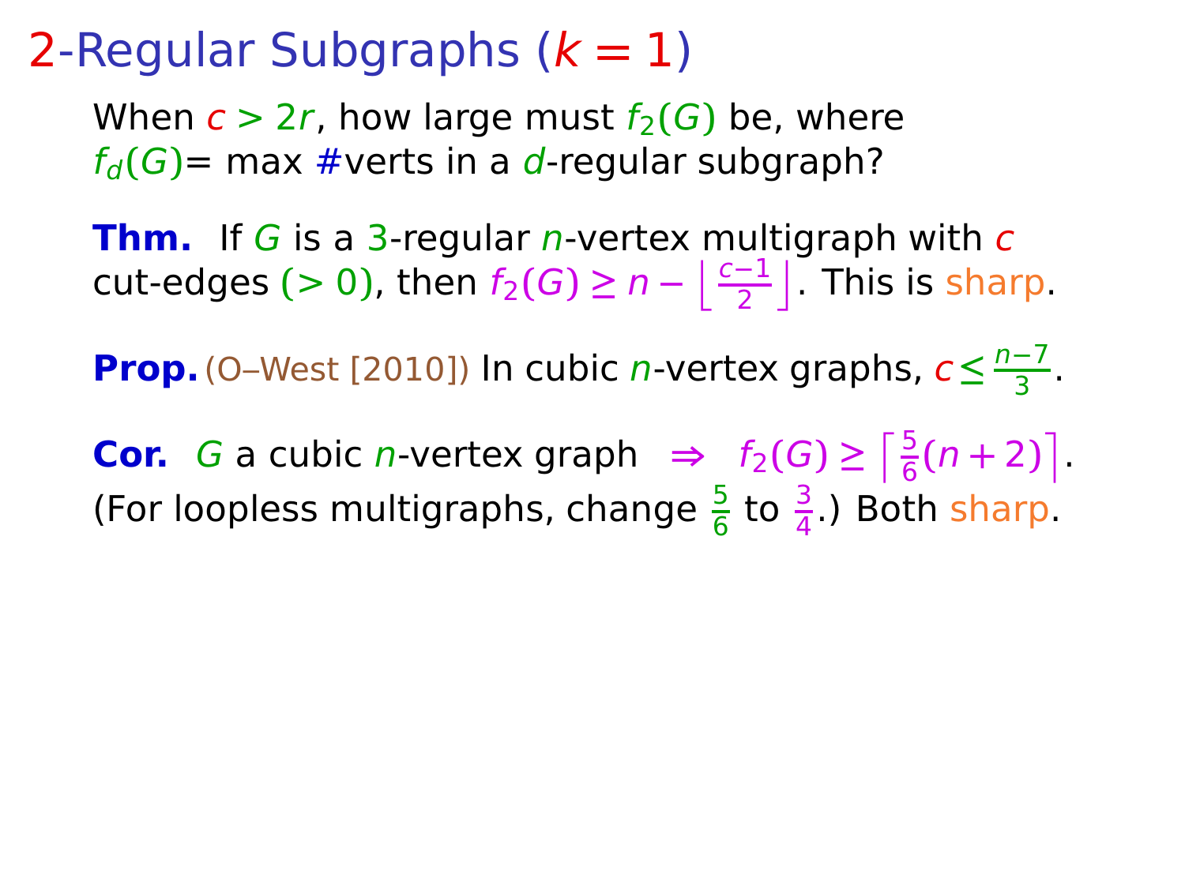# 2-Regular Subgraphs ($k = 1$)

When $c > 2r$, how large must $f_2(G)$ be, where $f_d(G)$= max #verts in a $d$-regular subgraph?

**Thm.** If $G$ is a 3-regular $n$-vertex multigraph with $c$ cut-edges ($> 0$), then $f_2(G) \geq n - \left\lfloor \frac{c-1}{2} \right\rfloor$. This is sharp.

**Prop.** (O–West [2010]) In cubic $n$-vertex graphs, $c \leq \frac{n-7}{3}$.

**Cor.** $G$ a cubic $n$-vertex graph $\Rightarrow$ $f_2(G) \geq \left\lceil \frac{5}{6}(n+2) \right\rceil$.
(For loopless multigraphs, change $\frac{5}{6}$ to $\frac{3}{4}$.) Both sharp.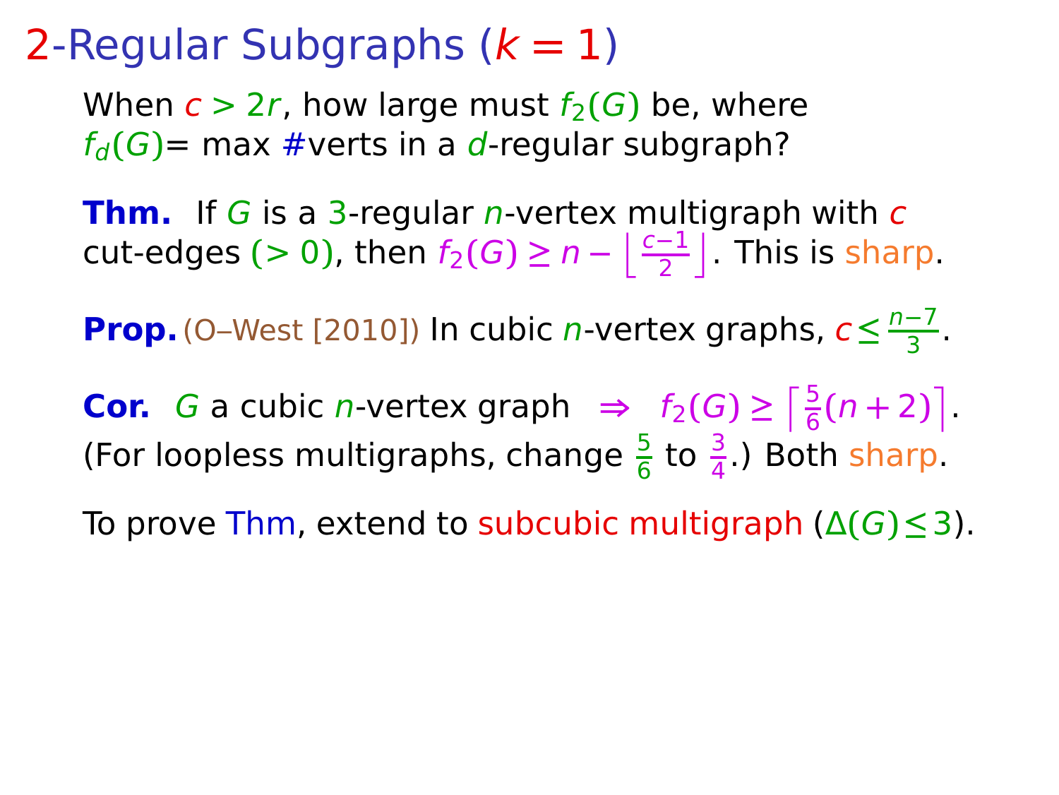# 2-Regular Subgraphs ($k = 1$)

When $c > 2r$, how large must $f_2(G)$ be, where $f_d(G)$= max #verts in a $d$-regular subgraph?

**Thm.** If $G$ is a 3-regular $n$-vertex multigraph with $c$ cut-edges ($> 0$), then $f_2(G) \geq n - \left\lfloor \frac{c-1}{2} \right\rfloor$. This is sharp.

**Prop.** (O–West [2010]) In cubic $n$-vertex graphs, $c \leq \frac{n-7}{3}$.

**Cor.** $G$ a cubic $n$-vertex graph $\Rightarrow$ $f_2(G) \geq \left\lceil \frac{5}{6}(n+2) \right\rceil$.
(For loopless multigraphs, change $\frac{5}{6}$ to $\frac{3}{4}$.) Both sharp.

To prove Thm, extend to subcubic multigraph ($\Delta(G) \leq 3$).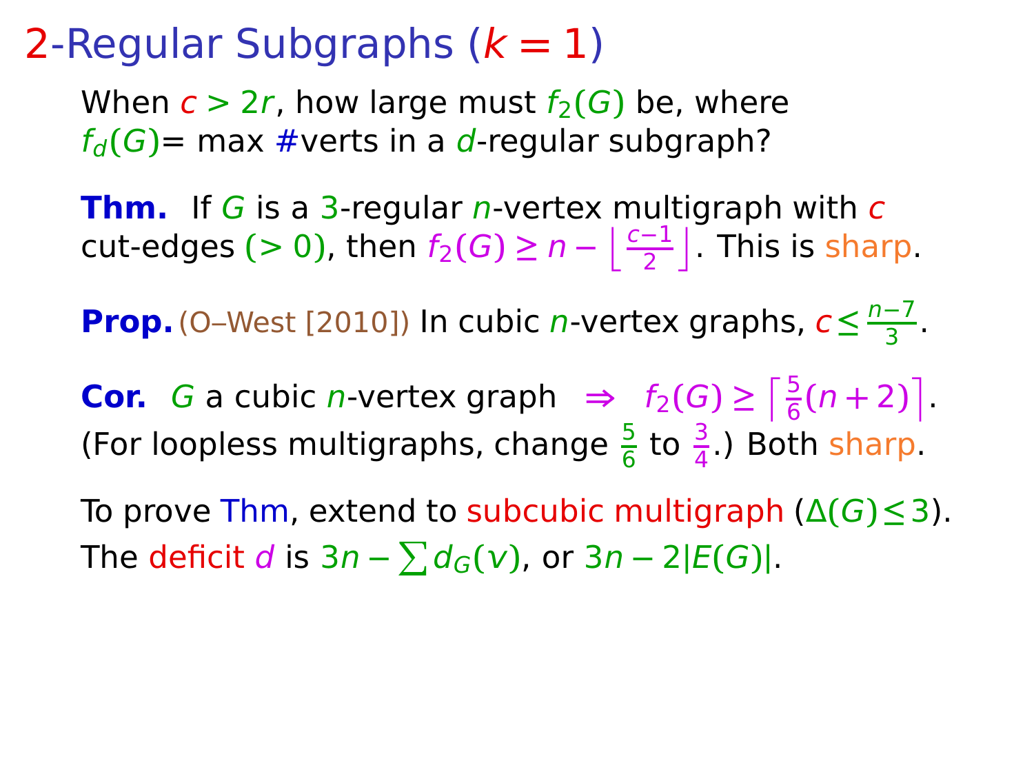# 2-Regular Subgraphs ($k = 1$)

When $c > 2r$, how large must $f_2(G)$ be, where $f_d(G)$= max #verts in a $d$-regular subgraph?

**Thm.** If $G$ is a 3-regular $n$-vertex multigraph with $c$ cut-edges ($> 0$), then $f_2(G) \geq n - \left\lfloor \frac{c-1}{2} \right\rfloor$. This is sharp.

**Prop.** (O–West [2010]) In cubic $n$-vertex graphs, $c \leq \frac{n-7}{3}$.

**Cor.** $G$ a cubic $n$-vertex graph $\Rightarrow$ $f_2(G) \geq \left\lceil \frac{5}{6}(n+2) \right\rceil$.
(For loopless multigraphs, change $\frac{5}{6}$ to $\frac{3}{4}$.) Both sharp.

To prove Thm, extend to subcubic multigraph ($\Delta(G) \leq 3$).
The deficit $d$ is $3n - \sum d_G(v)$, or $3n - 2|E(G)|$.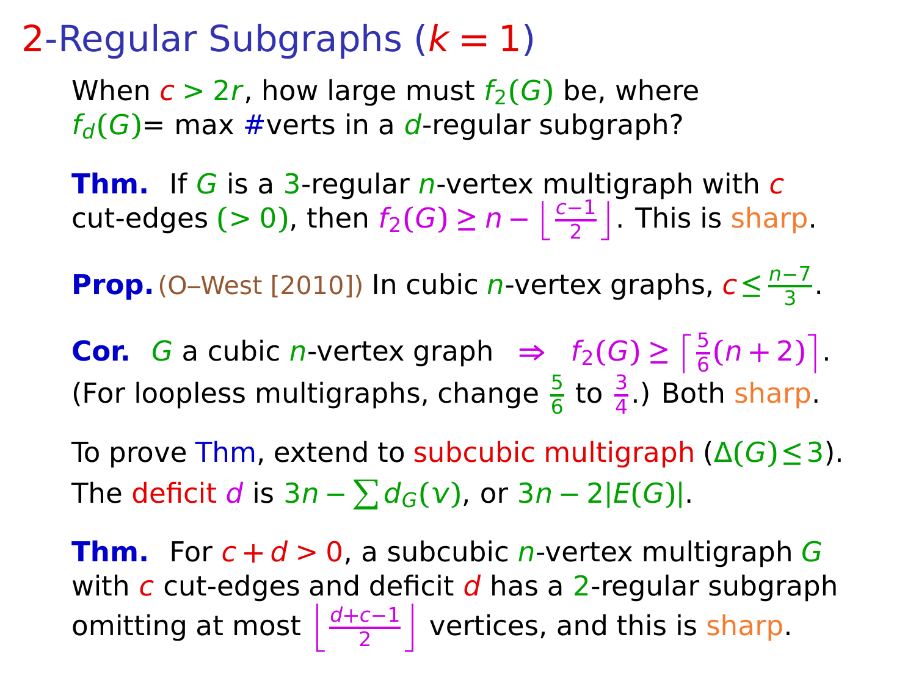# 2-Regular Subgraphs ($k = 1$)

When $c > 2r$, how large must $f_2(G)$ be, where $f_d(G)$= max #verts in a $d$-regular subgraph?

**Thm.** If $G$ is a 3-regular $n$-vertex multigraph with $c$ cut-edges ($> 0$), then $f_2(G) \geq n - \left\lfloor \frac{c-1}{2} \right\rfloor$. This is sharp.

**Prop.** (O–West [2010]) In cubic $n$-vertex graphs, $c \leq \frac{n-7}{3}$.

**Cor.** $G$ a cubic $n$-vertex graph $\Rightarrow$ $f_2(G) \geq \left\lceil \frac{5}{6}(n+2) \right\rceil$.
(For loopless multigraphs, change $\frac{5}{6}$ to $\frac{3}{4}$.) Both sharp.

To prove Thm, extend to subcubic multigraph ($\Delta(G) \leq 3$).
The deficit $d$ is $3n - \sum d_G(v)$, or $3n - 2|E(G)|$.

**Thm.** For $c + d > 0$, a subcubic $n$-vertex multigraph $G$ with $c$ cut-edges and deficit $d$ has a 2-regular subgraph omitting at most $\left\lfloor \frac{d+c-1}{2} \right\rfloor$ vertices, and this is sharp.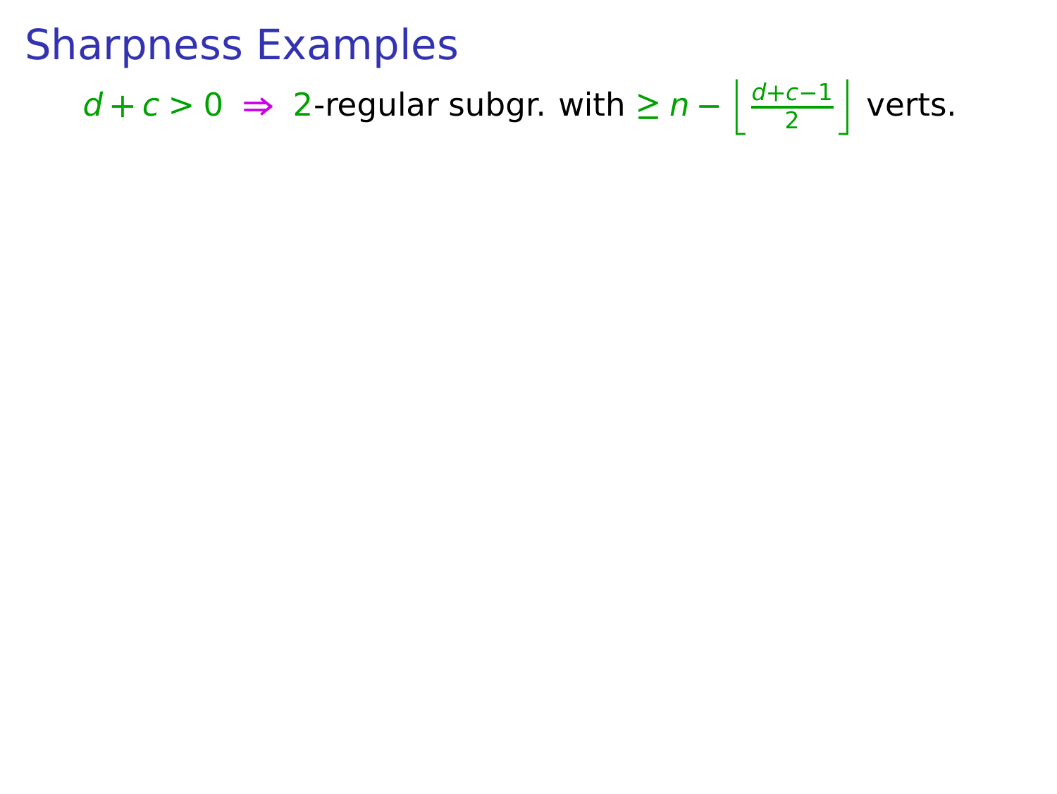# Sharpness Examples

$d+c>0 \Rightarrow 2$-regular subgr. with $\geq n - \left\lfloor \frac{d+c-1}{2} \right\rfloor$ verts.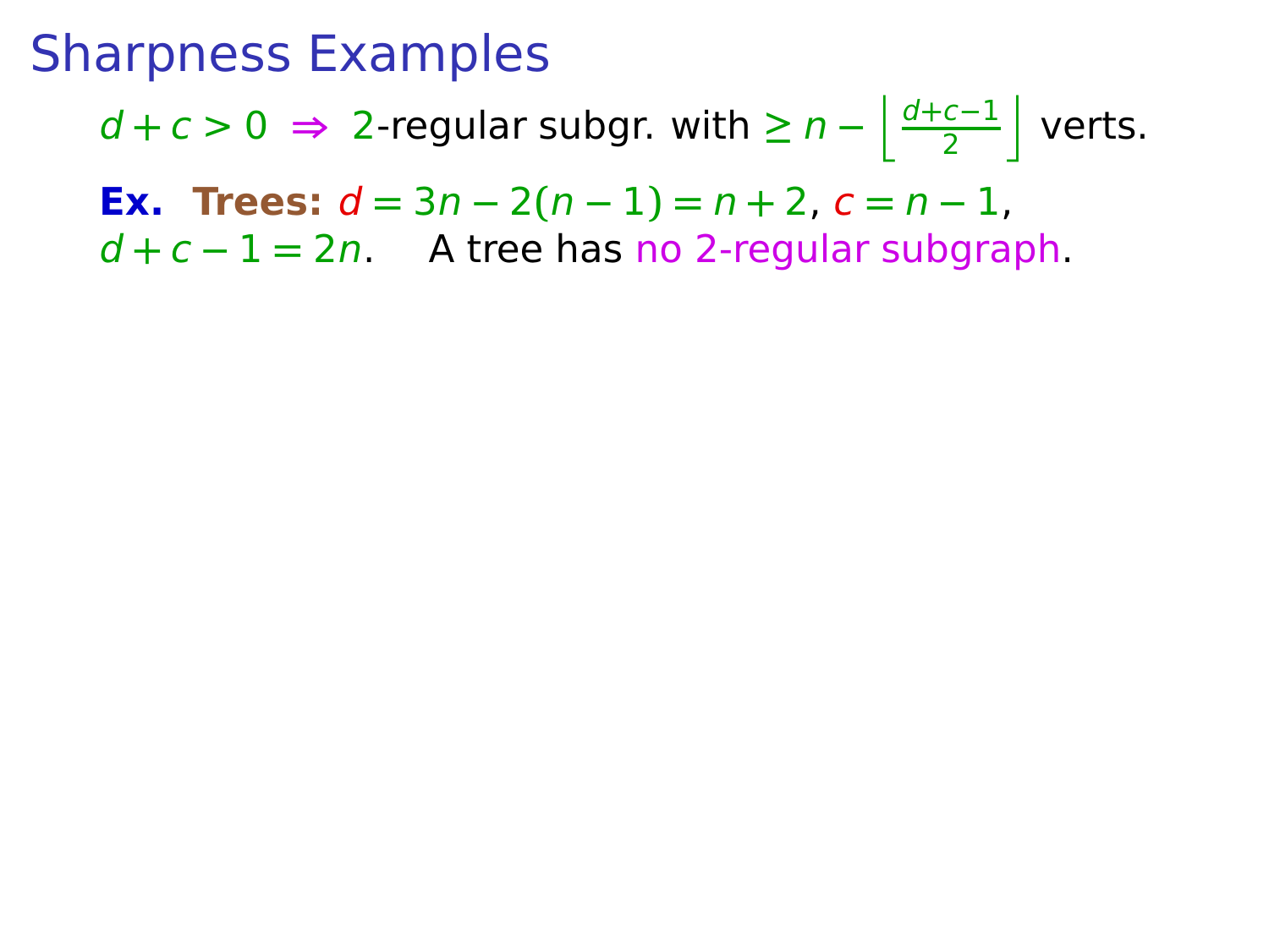# Sharpness Examples

$d + c > 0 \Rightarrow 2$-regular subgr. with $\geq n - \left\lfloor \frac{d+c-1}{2} \right\rfloor$ verts.

**Ex.** **Trees:** $d = 3n - 2(n-1) = n + 2$, $c = n - 1$,
$d + c - 1 = 2n$. A tree has no 2-regular subgraph.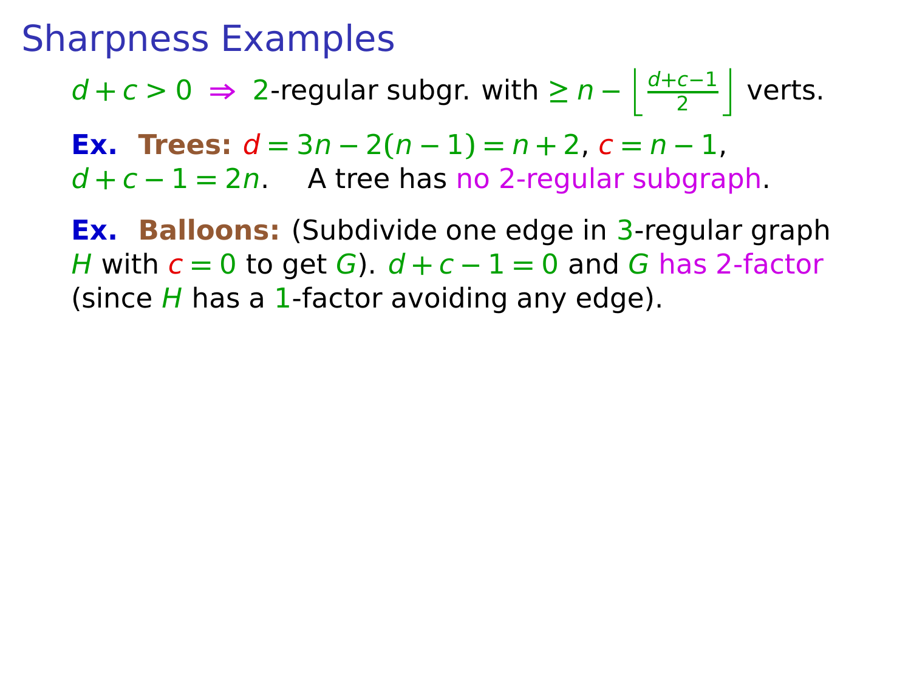# Sharpness Examples

$d + c > 0 \Rightarrow 2$-regular subgr. with $\geq n - \left\lfloor \frac{d+c-1}{2} \right\rfloor$ verts.

**Ex.** **Trees:** $d = 3n - 2(n-1) = n+2$, $c = n-1$, $d + c - 1 = 2n$. A tree has no 2-regular subgraph.

**Ex.** **Balloons:** (Subdivide one edge in 3-regular graph $H$ with $c = 0$ to get $G$). $d + c - 1 = 0$ and $G$ has 2-factor (since $H$ has a 1-factor avoiding any edge).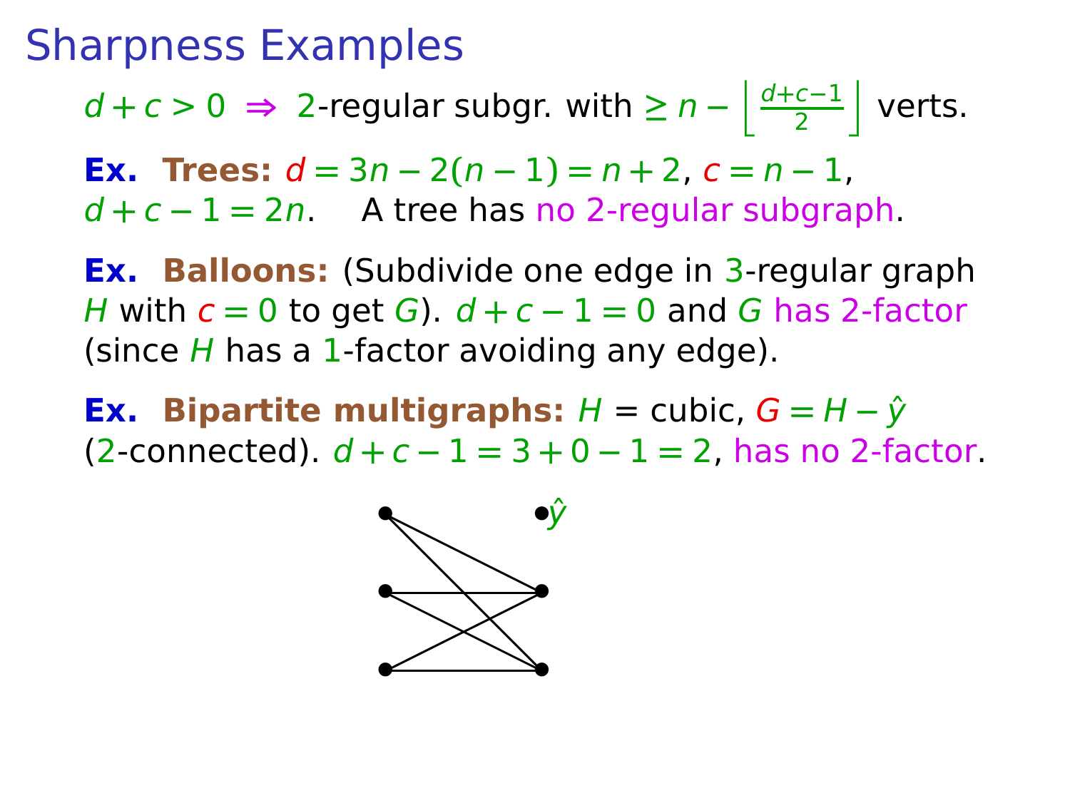# Sharpness Examples

$d + c > 0 \Rightarrow 2$-regular subgr. with $\geq n - \left\lfloor \frac{d+c-1}{2} \right\rfloor$ verts.

**Ex. Trees:** $d = 3n - 2(n-1) = n + 2$, $c = n - 1$, $d + c - 1 = 2n$. A tree has no 2-regular subgraph.

**Ex. Balloons:** (Subdivide one edge in $3$-regular graph $H$ with $c = 0$ to get $G$). $d + c - 1 = 0$ and $G$ has 2-factor (since $H$ has a $1$-factor avoiding any edge).

**Ex. Bipartite multigraphs:** $H$ = cubic, $G = H - \hat{y}$ ($2$-connected). $d + c - 1 = 3 + 0 - 1 = 2$, has no 2-factor.

$\hat{y}$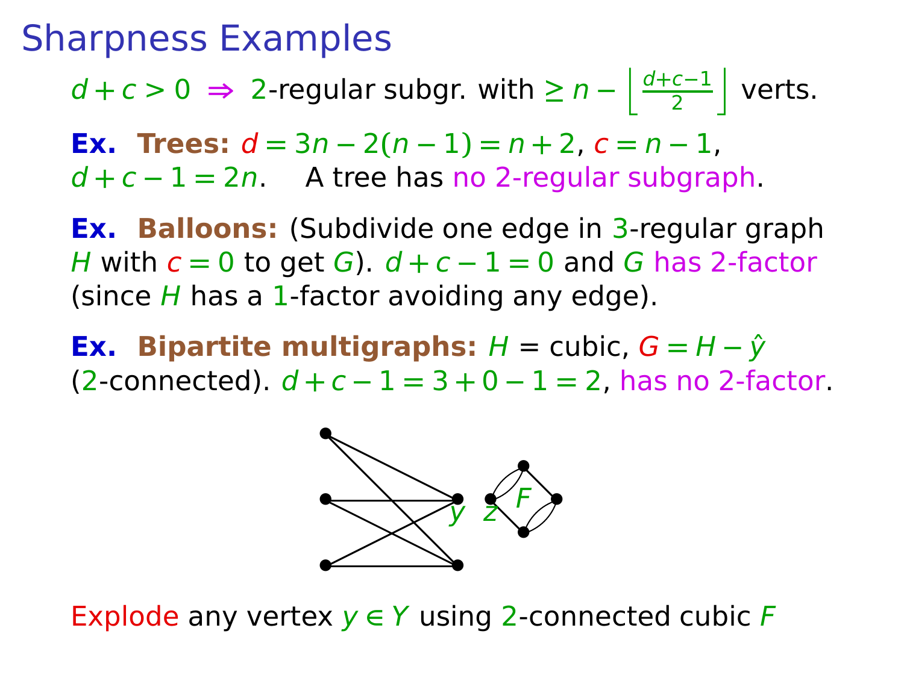# Sharpness Examples

$d + c > 0 \Rightarrow 2$-regular subgr. with $\geq n - \left\lfloor \frac{d+c-1}{2} \right\rfloor$ verts.

**Ex.** **Trees:** $d = 3n - 2(n-1) = n + 2$, $c = n - 1$, $d + c - 1 = 2n$. A tree has no 2-regular subgraph.

**Ex.** **Balloons:** (Subdivide one edge in 3-regular graph $H$ with $c = 0$ to get $G$). $d + c - 1 = 0$ and $G$ has 2-factor (since $H$ has a 1-factor avoiding any edge).

**Ex.** **Bipartite multigraphs:** $H$ = cubic, $G = H - \hat{y}$ (2-connected). $d + c - 1 = 3 + 0 - 1 = 2$, has no 2-factor.

Explode any vertex $y \in Y$ using 2-connected cubic $F$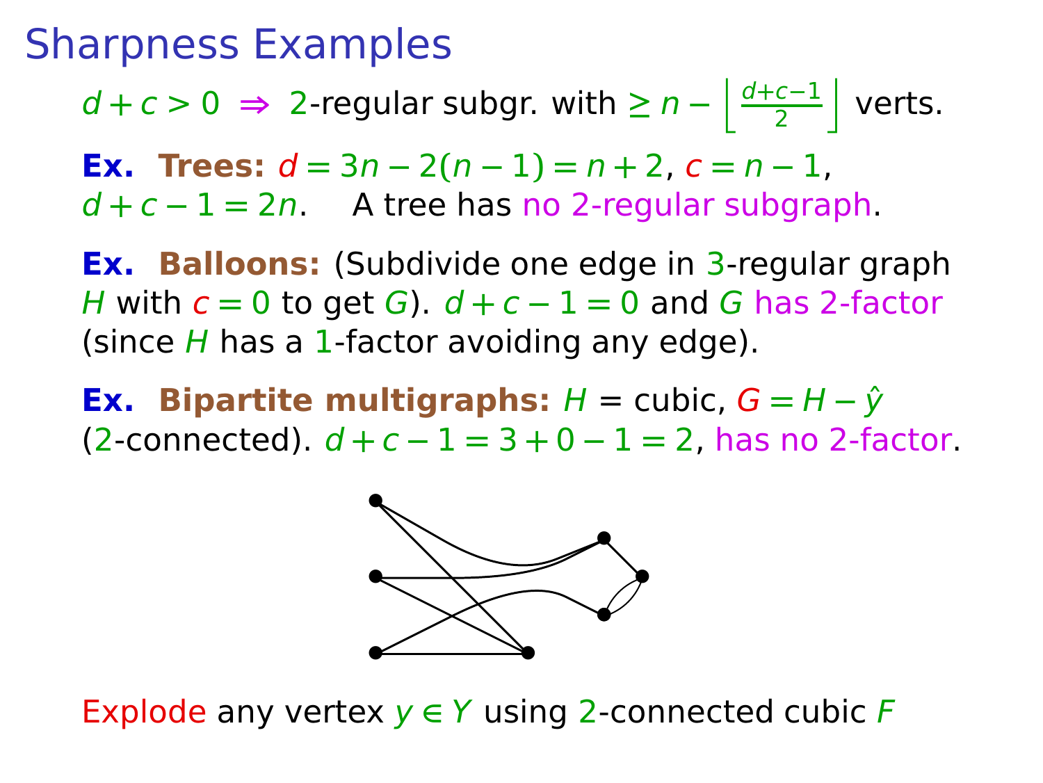# Sharpness Examples

$d + c > 0 \Rightarrow 2$-regular subgr. with $\geq n - \left\lfloor \frac{d+c-1}{2} \right\rfloor$ verts.

**Ex. Trees:** $d = 3n - 2(n-1) = n + 2$, $c = n - 1$, $d + c - 1 = 2n$. A tree has no 2-regular subgraph.

**Ex. Balloons:** (Subdivide one edge in 3-regular graph $H$ with $c = 0$ to get $G$). $d + c - 1 = 0$ and $G$ has 2-factor (since $H$ has a 1-factor avoiding any edge).

**Ex. Bipartite multigraphs:** $H$ = cubic, $G = H - \hat{y}$ (2-connected). $d + c - 1 = 3 + 0 - 1 = 2$, has no 2-factor.

Explode any vertex $y \in Y$ using 2-connected cubic $F$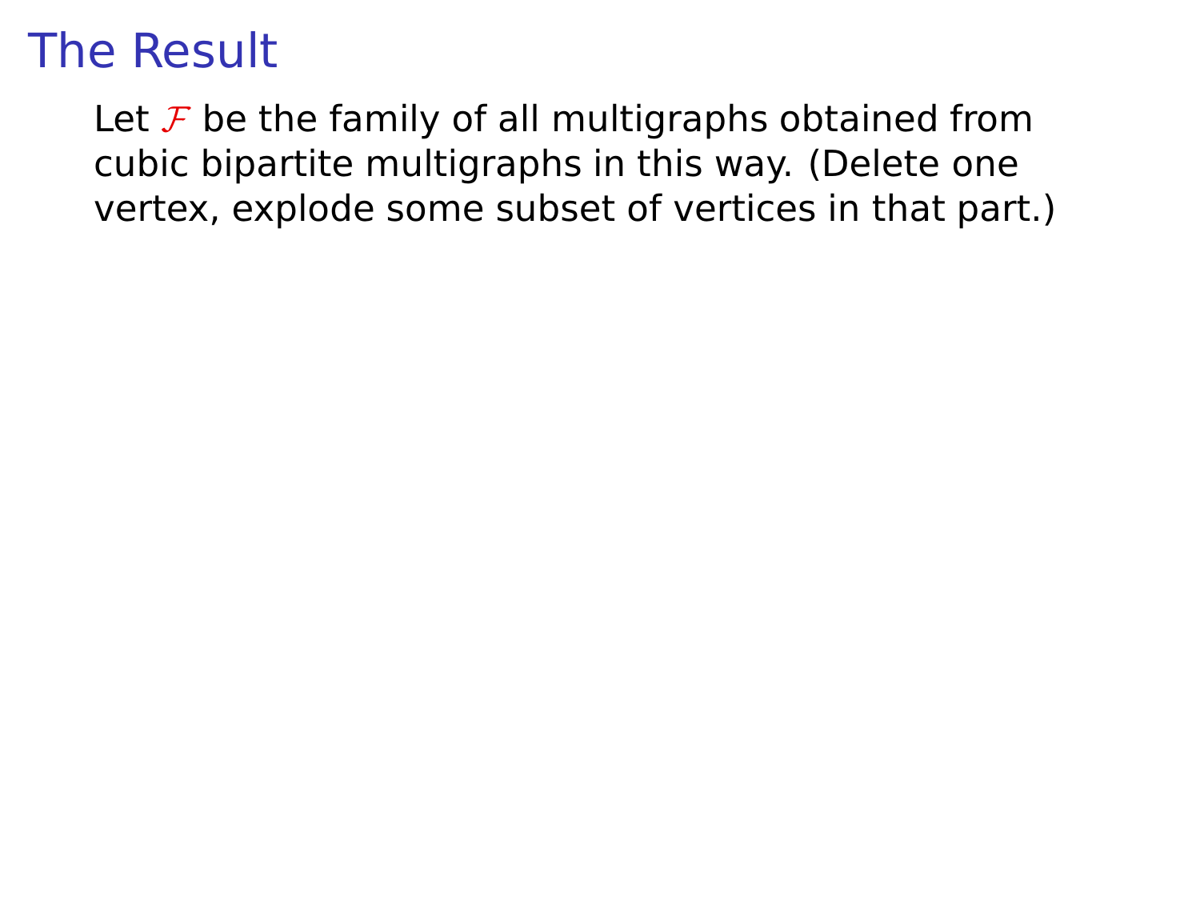# The Result

Let $\mathcal{F}$ be the family of all multigraphs obtained from cubic bipartite multigraphs in this way. (Delete one vertex, explode some subset of vertices in that part.)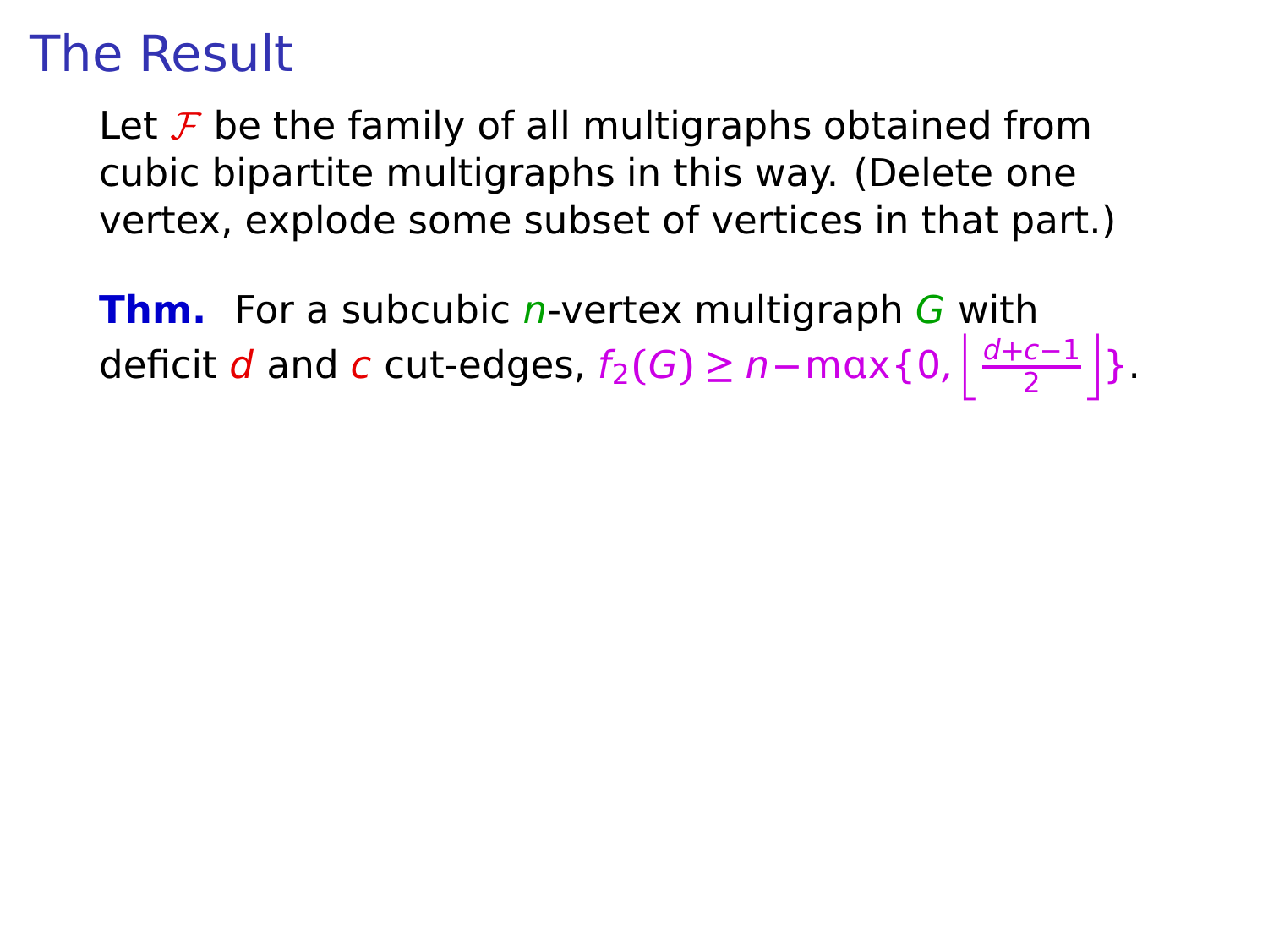# The Result

Let $\mathcal{F}$ be the family of all multigraphs obtained from cubic bipartite multigraphs in this way. (Delete one vertex, explode some subset of vertices in that part.)

**Thm.** For a subcubic $n$-vertex multigraph $G$ with deficit $d$ and $c$ cut-edges, $f_2(G) \geq n - \max\{0, \left\lfloor \frac{d+c-1}{2} \right\rfloor\}$.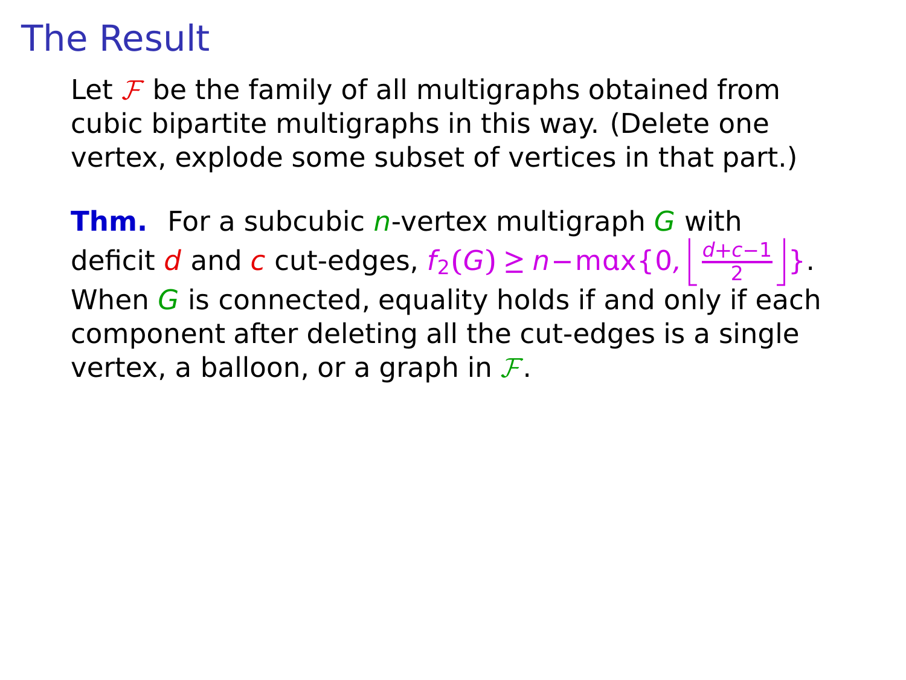# The Result

Let $\mathcal{F}$ be the family of all multigraphs obtained from cubic bipartite multigraphs in this way. (Delete one vertex, explode some subset of vertices in that part.)

**Thm.** For a subcubic $n$-vertex multigraph $G$ with deficit $d$ and $c$ cut-edges, $f_2(G) \geq n - \max\{0, \left\lfloor \frac{d+c-1}{2} \right\rfloor\}$. When $G$ is connected, equality holds if and only if each component after deleting all the cut-edges is a single vertex, a balloon, or a graph in $\mathcal{F}$.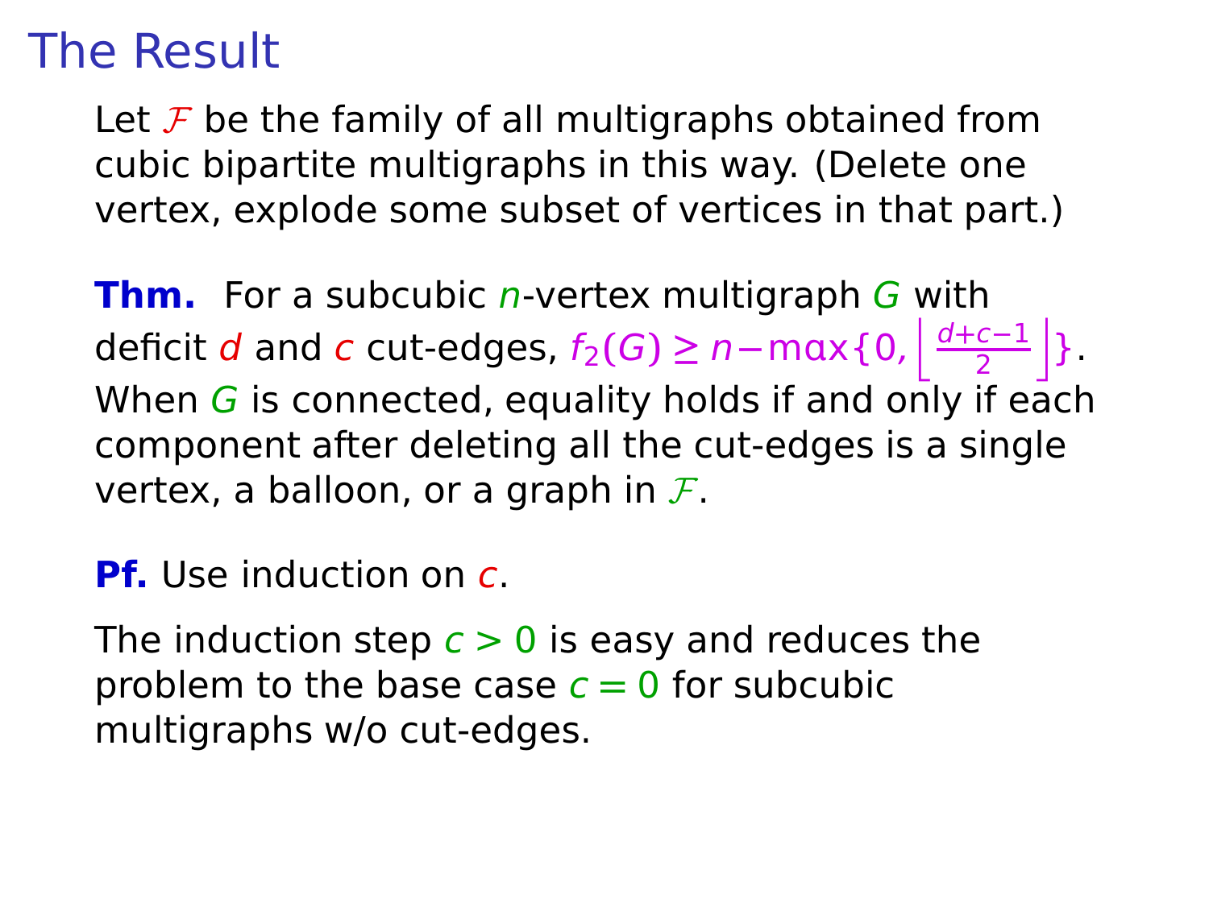# The Result

Let $\mathcal{F}$ be the family of all multigraphs obtained from cubic bipartite multigraphs in this way. (Delete one vertex, explode some subset of vertices in that part.)

**Thm.** For a subcubic $n$-vertex multigraph $G$ with deficit $d$ and $c$ cut-edges, $f_2(G) \geq n - \max\{0, \left\lfloor \frac{d+c-1}{2} \right\rfloor\}$. When $G$ is connected, equality holds if and only if each component after deleting all the cut-edges is a single vertex, a balloon, or a graph in $\mathcal{F}$.

**Pf.** Use induction on $c$.

The induction step $c > 0$ is easy and reduces the problem to the base case $c = 0$ for subcubic multigraphs w/o cut-edges.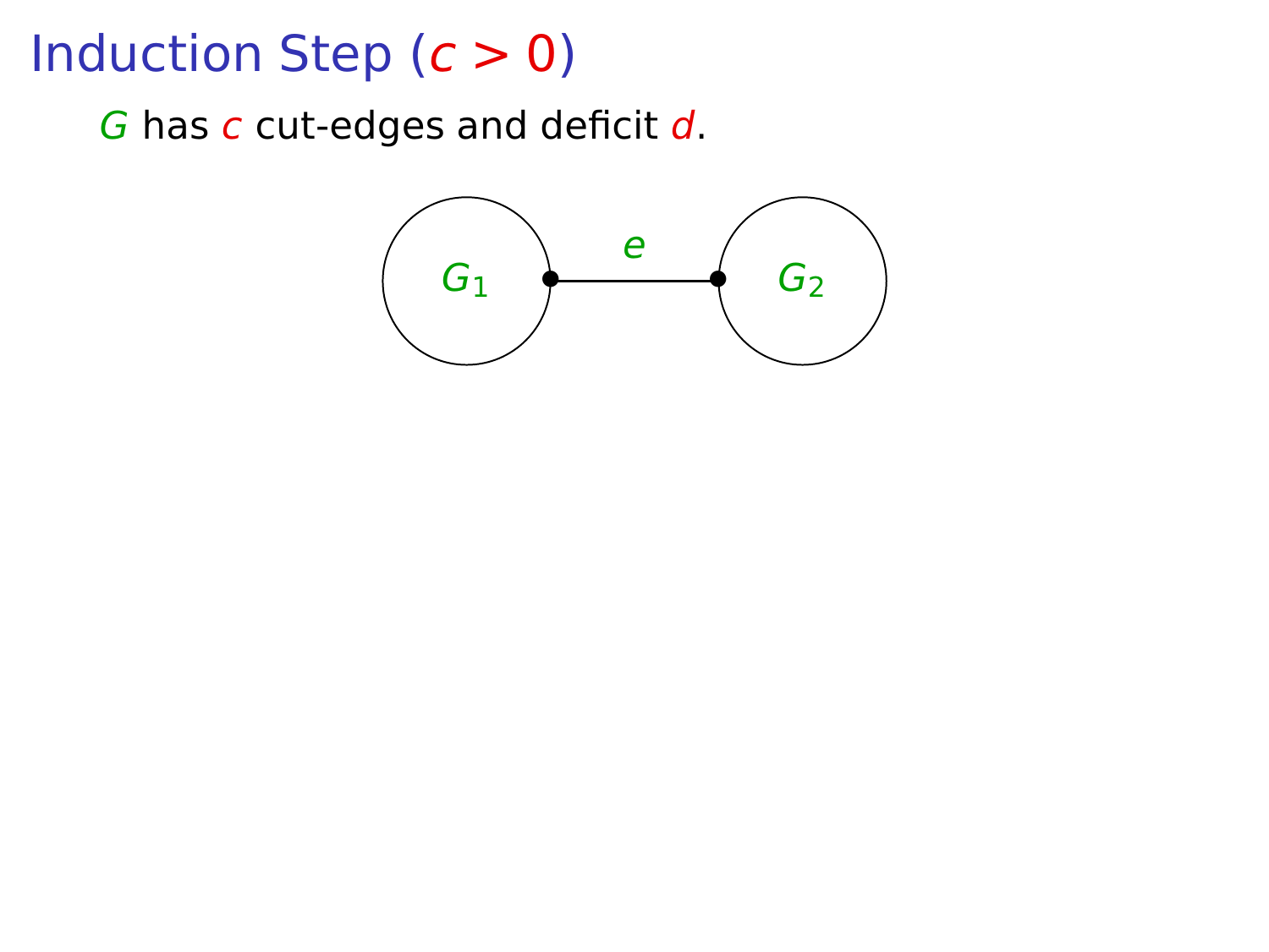# Induction Step ($c > 0$)

$G$ has $c$ cut-edges and deficit $d$.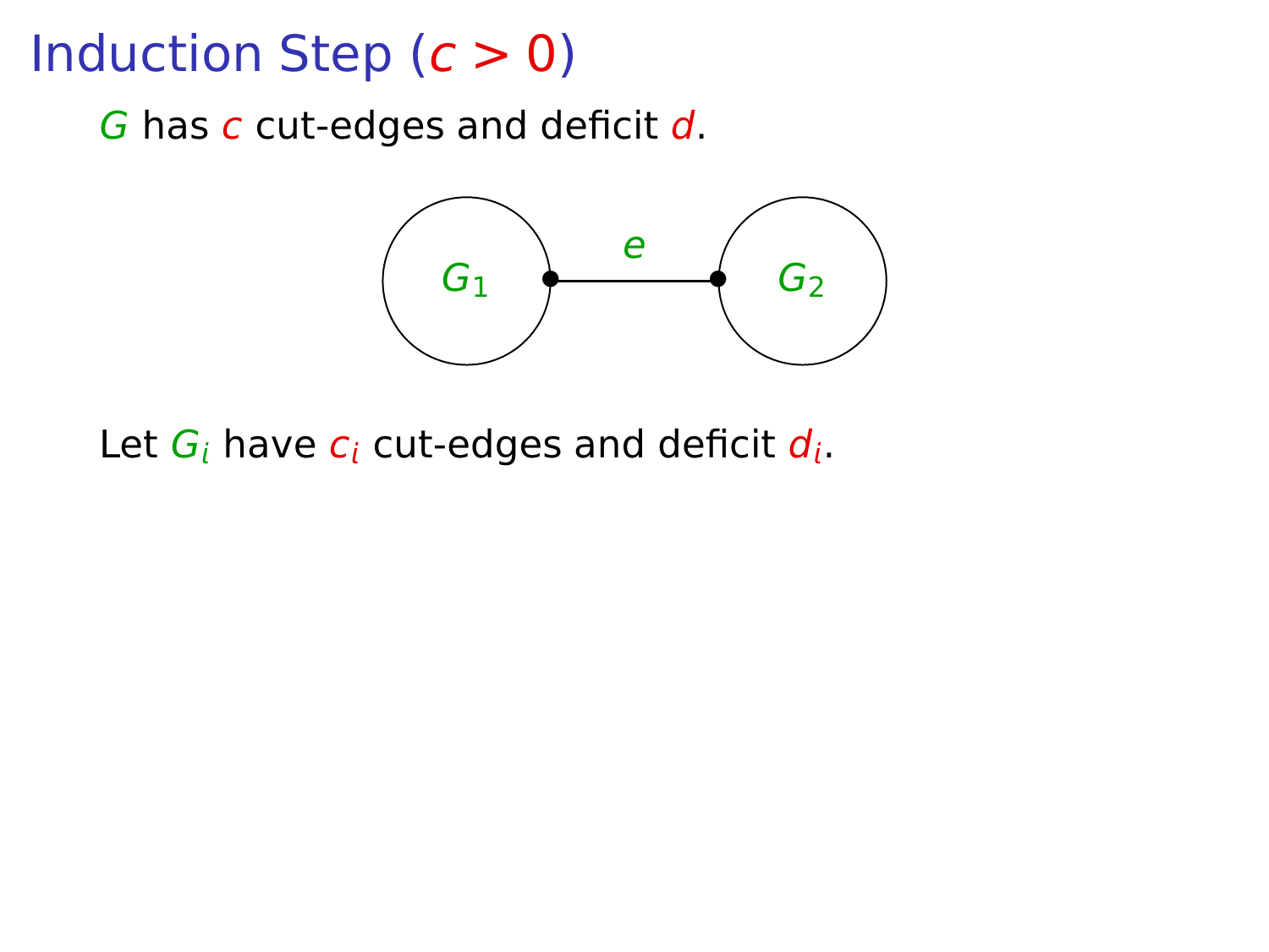# Induction Step ($c > 0$)

$G$ has $c$ cut-edges and deficit $d$.

Let $G_i$ have $c_i$ cut-edges and deficit $d_i$.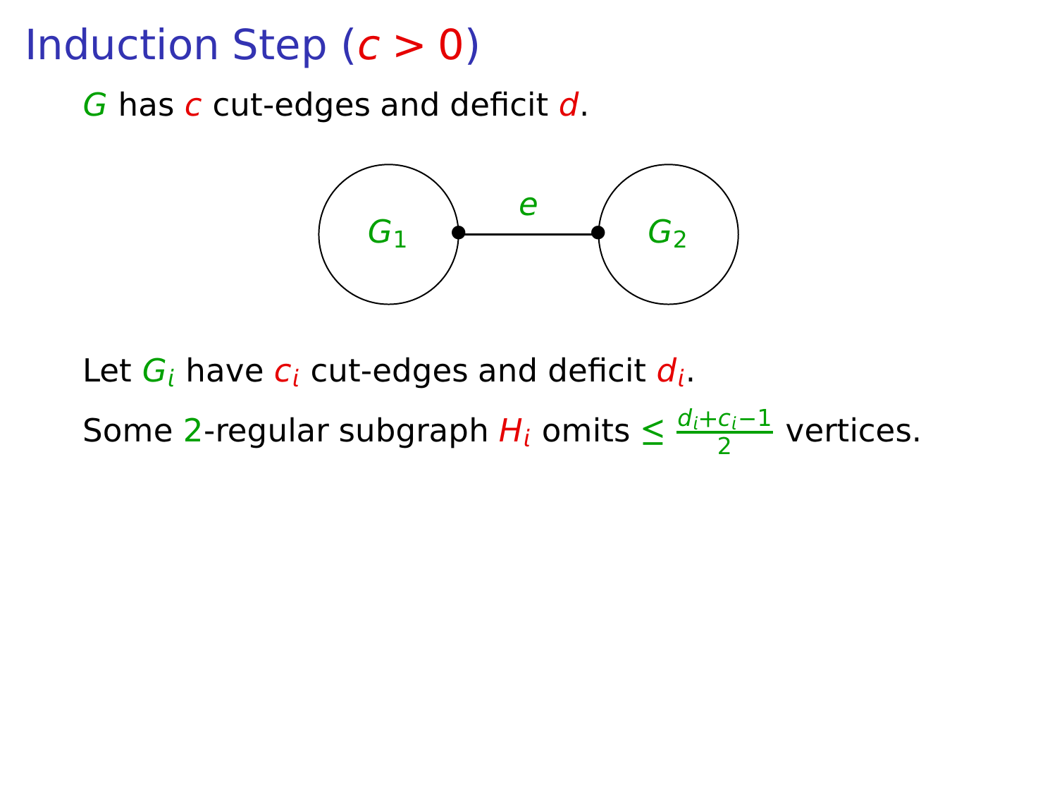# Induction Step ($c > 0$)

$G$ has $c$ cut-edges and deficit $d$.

$G_1$ — $e$ — $G_2$

Let $G_i$ have $c_i$ cut-edges and deficit $d_i$.

Some 2-regular subgraph $H_i$ omits $\leq \frac{d_i + c_i - 1}{2}$ vertices.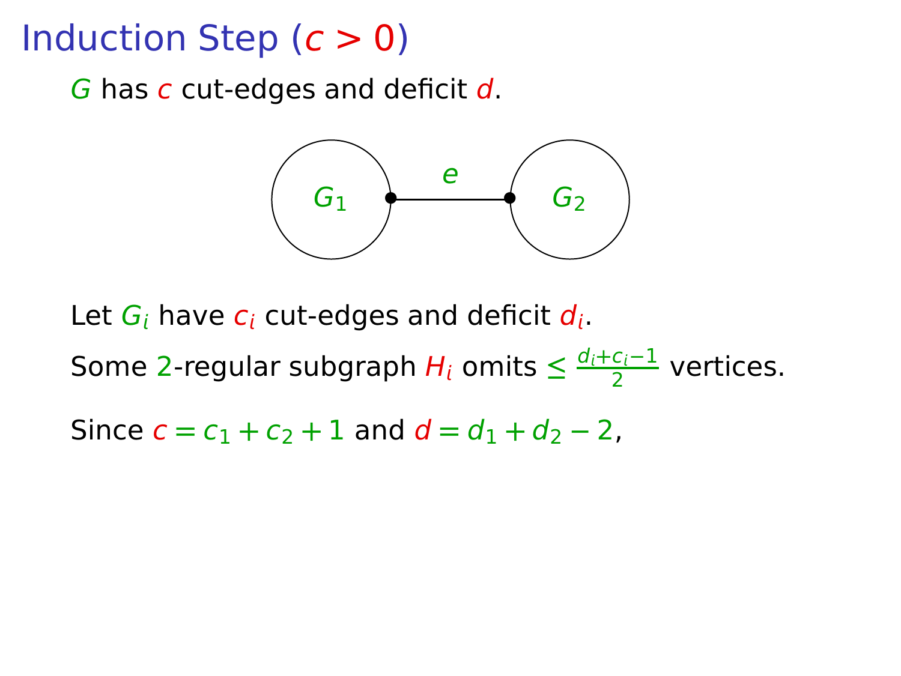# Induction Step ($c > 0$)

$G$ has $c$ cut-edges and deficit $d$.

$G_1$ — $e$ — $G_2$

Let $G_i$ have $c_i$ cut-edges and deficit $d_i$.

Some 2-regular subgraph $H_i$ omits $\leq \frac{d_i + c_i - 1}{2}$ vertices.

Since $c = c_1 + c_2 + 1$ and $d = d_1 + d_2 - 2$,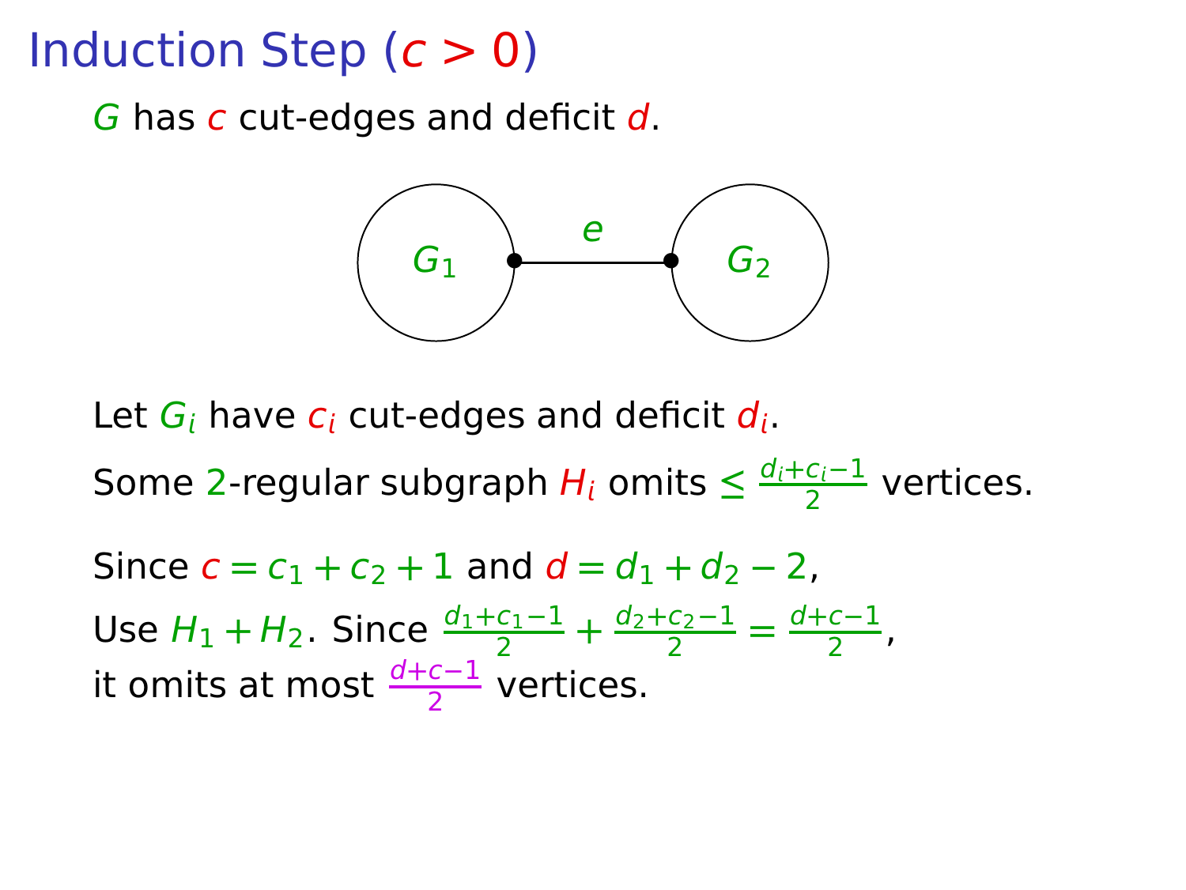# Induction Step ($c > 0$)

$G$ has $c$ cut-edges and deficit $d$.

$G_1$ — $e$ — $G_2$

Let $G_i$ have $c_i$ cut-edges and deficit $d_i$.

Some 2-regular subgraph $H_i$ omits $\leq \frac{d_i+c_i-1}{2}$ vertices.

Since $c = c_1 + c_2 + 1$ and $d = d_1 + d_2 - 2$,

Use $H_1 + H_2$. Since $\frac{d_1+c_1-1}{2} + \frac{d_2+c_2-1}{2} = \frac{d+c-1}{2}$,
it omits at most $\frac{d+c-1}{2}$ vertices.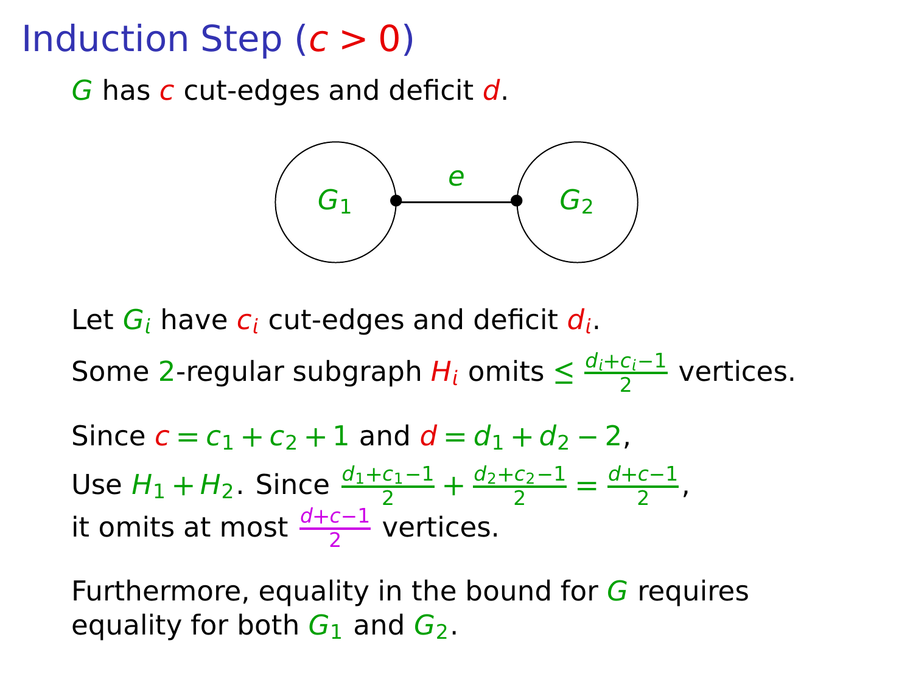# Induction Step ($c > 0$)

$G$ has $c$ cut-edges and deficit $d$.

Let $G_i$ have $c_i$ cut-edges and deficit $d_i$.

Some 2-regular subgraph $H_i$ omits $\leq \frac{d_i + c_i - 1}{2}$ vertices.

Since $c = c_1 + c_2 + 1$ and $d = d_1 + d_2 - 2$,

Use $H_1 + H_2$. Since $\frac{d_1 + c_1 - 1}{2} + \frac{d_2 + c_2 - 1}{2} = \frac{d + c - 1}{2}$,
it omits at most $\frac{d + c - 1}{2}$ vertices.

Furthermore, equality in the bound for $G$ requires equality for both $G_1$ and $G_2$.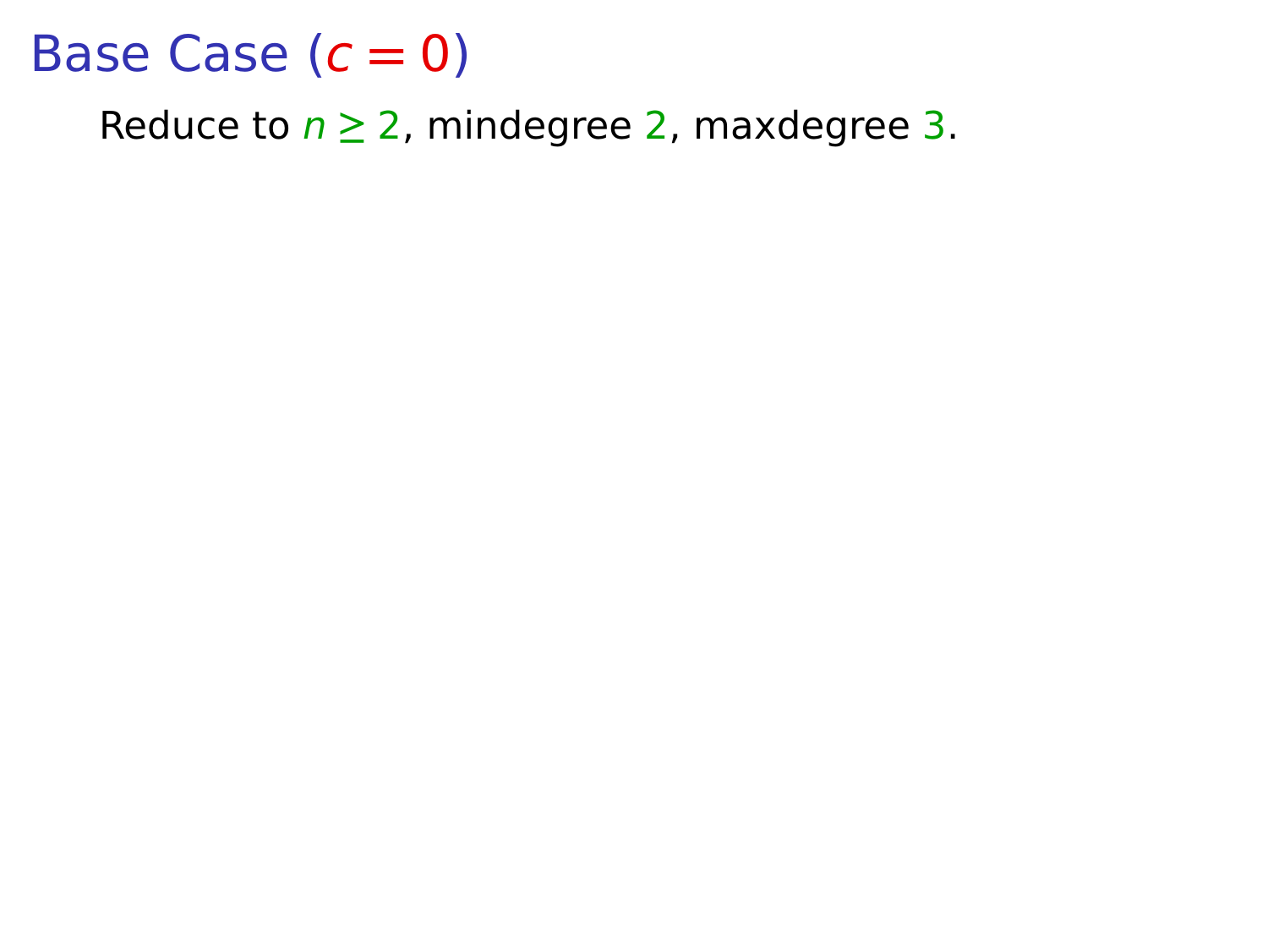# Base Case ($c = 0$)

Reduce to $n \geq 2$, mindegree $2$, maxdegree $3$.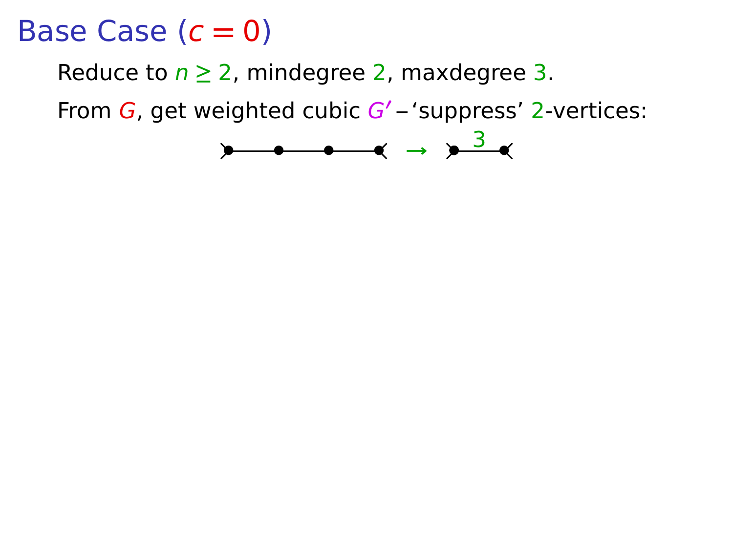# Base Case ($c = 0$)

Reduce to $n \geq 2$, mindegree $2$, maxdegree $3$.

From $G$, get weighted cubic $G'$ – 'suppress' $2$-vertices:

$\rightarrow$ 3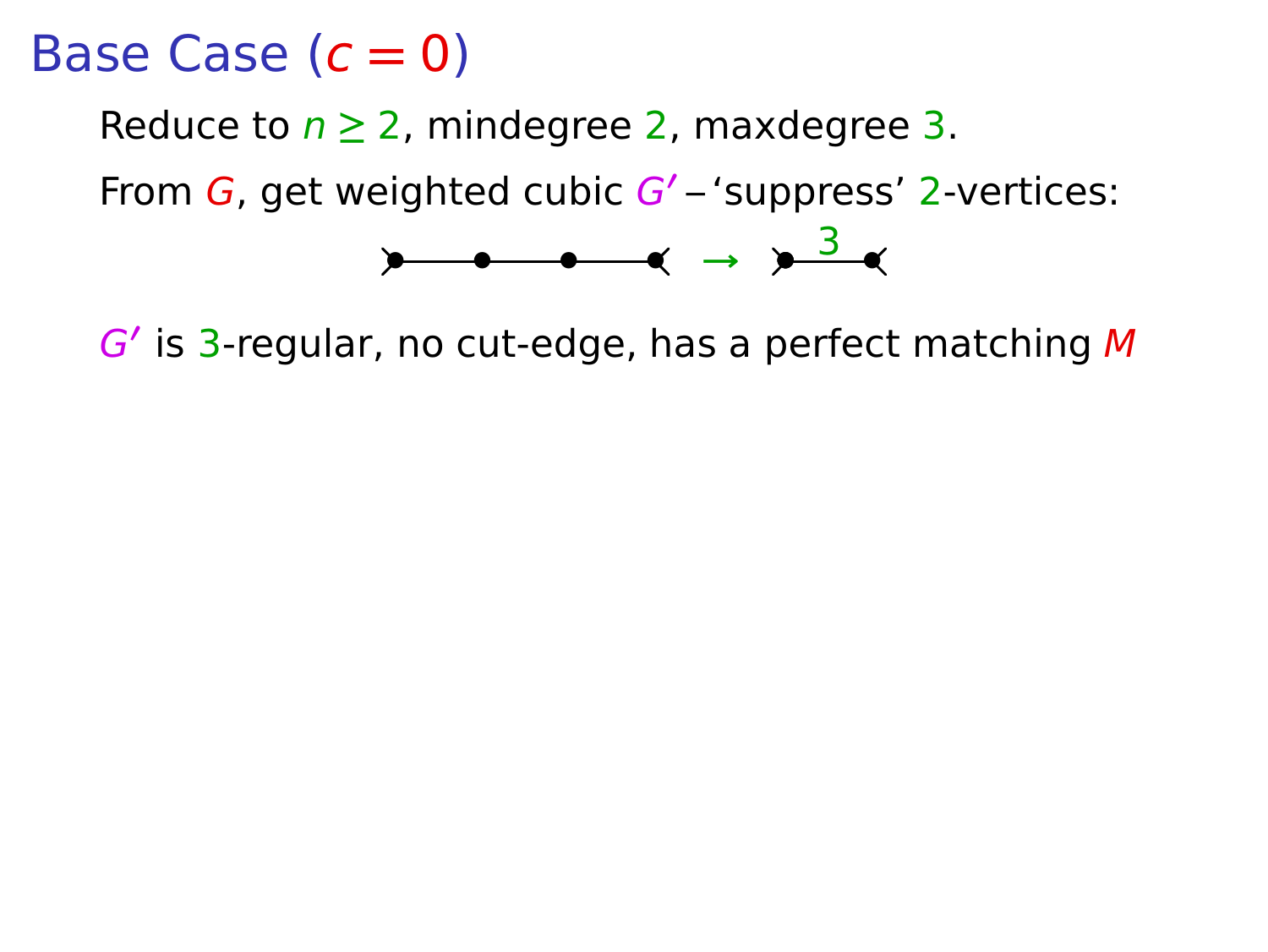# Base Case ($c = 0$)

Reduce to $n \geq 2$, mindegree 2, maxdegree 3.

From $G$, get weighted cubic $G'$ – 'suppress' 2-vertices:

$G'$ is 3-regular, no cut-edge, has a perfect matching $M$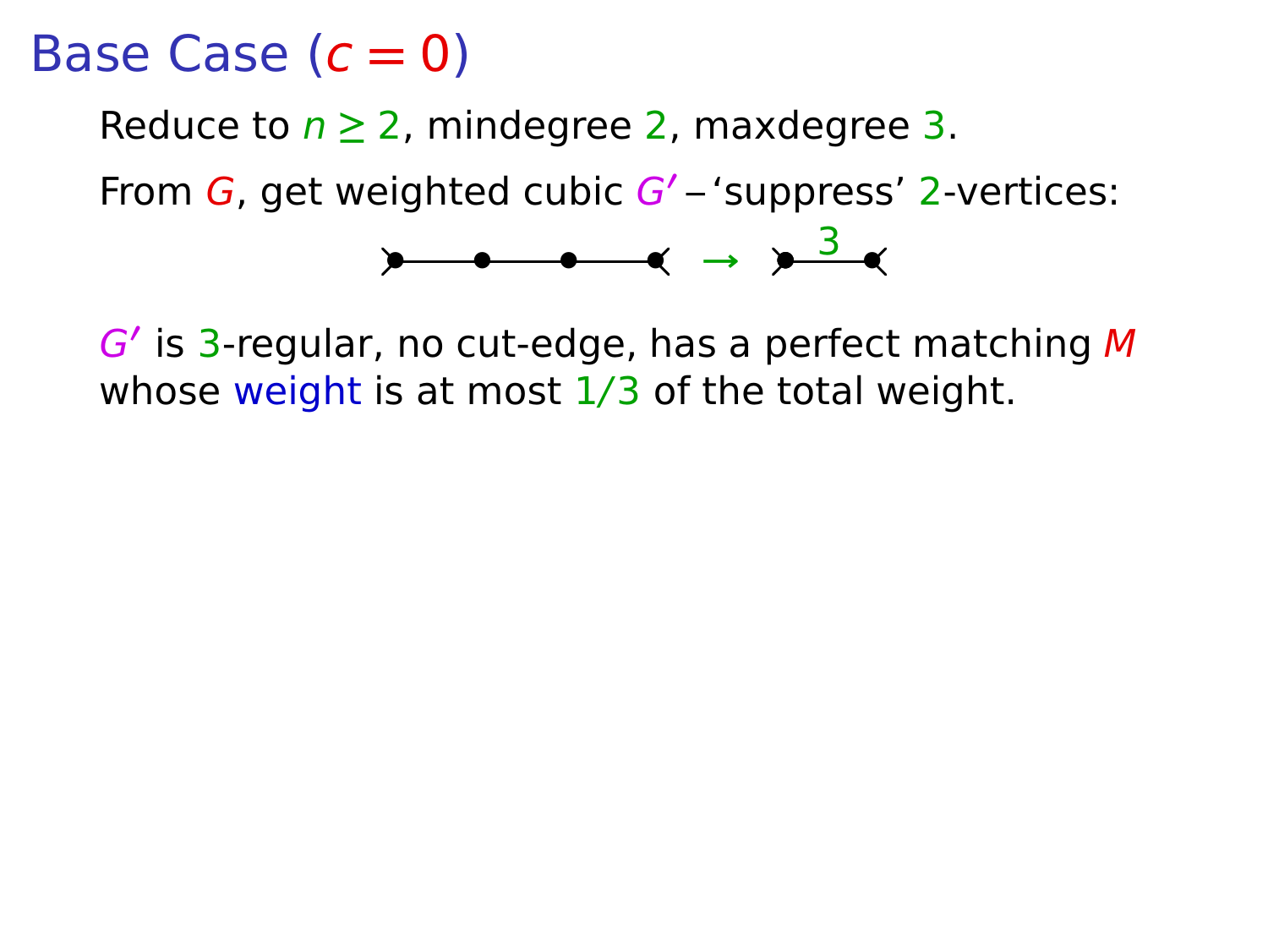# Base Case ($c = 0$)

Reduce to $n \geq 2$, mindegree $2$, maxdegree $3$.

From $G$, get weighted cubic $G'$ – 'suppress' $2$-vertices:

$G'$ is $3$-regular, no cut-edge, has a perfect matching $M$ whose weight is at most $1/3$ of the total weight.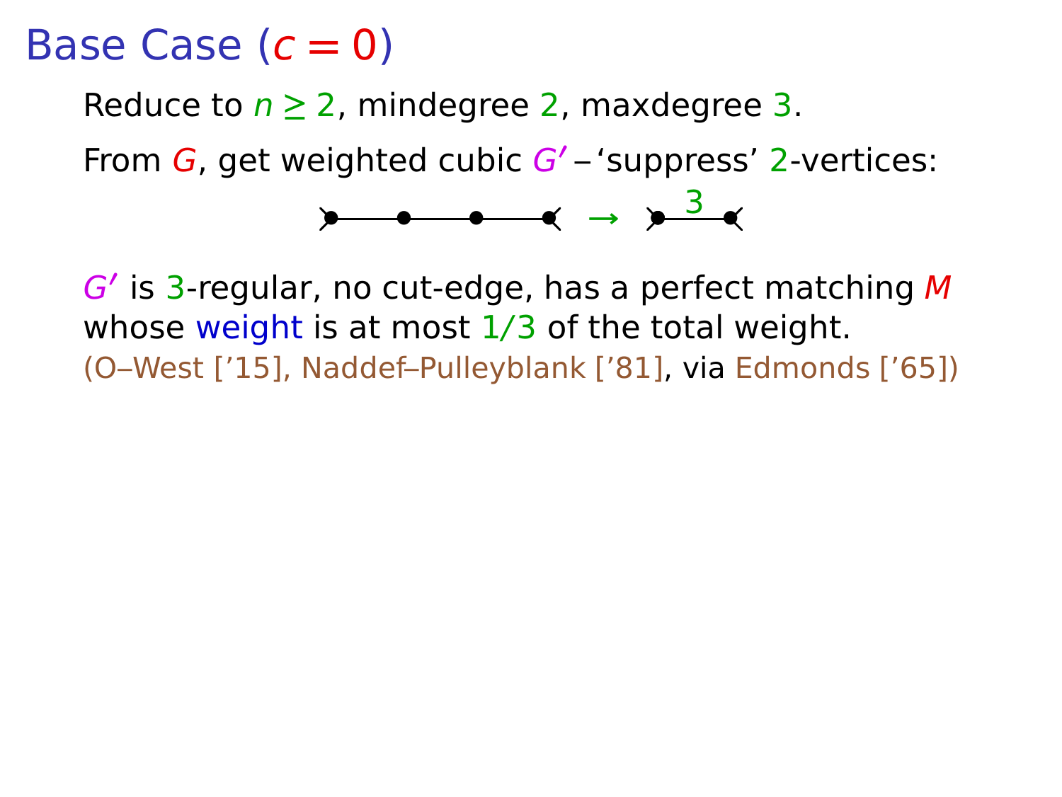# Base Case ($c = 0$)

Reduce to $n \geq 2$, mindegree 2, maxdegree 3.

From $G$, get weighted cubic $G'$ – ‘suppress’ 2-vertices:

$G'$ is 3-regular, no cut-edge, has a perfect matching $M$ whose weight is at most 1/3 of the total weight.
(O–West [’15], Naddef–Pulleyblank [’81], via Edmonds [’65])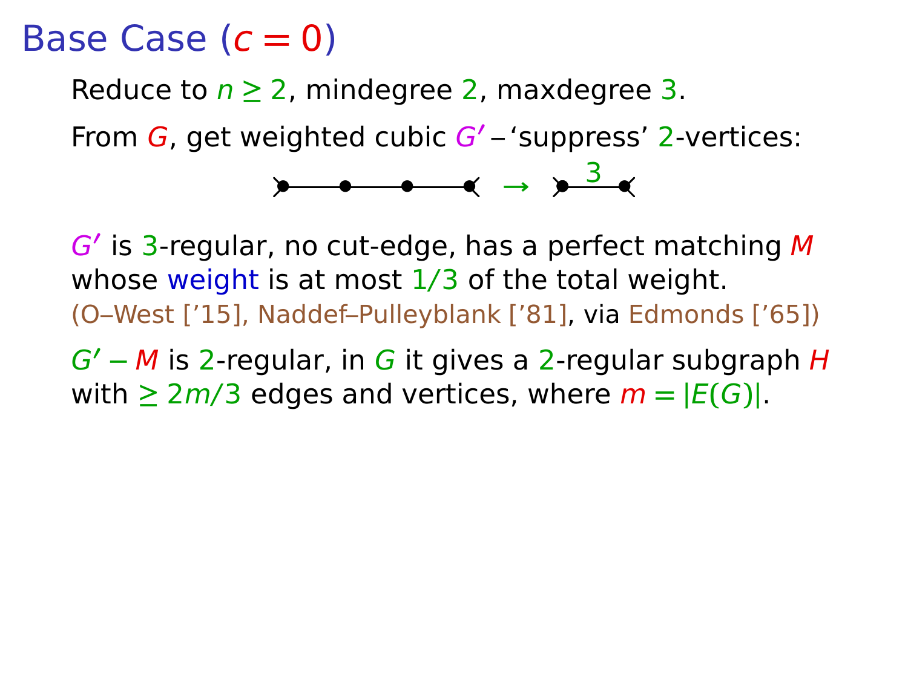# Base Case ($c = 0$)

Reduce to $n \geq 2$, mindegree 2, maxdegree 3.

From $G$, get weighted cubic $G'$ – 'suppress' 2-vertices:

$$\text{path with two internal 2-vertices} \rightarrow \text{single edge of weight } 3$$

$G'$ is 3-regular, no cut-edge, has a perfect matching $M$ whose weight is at most $1/3$ of the total weight.
(O–West ['15], Naddef–Pulleyblank ['81], via Edmonds ['65])

$G' - M$ is 2-regular, in $G$ it gives a 2-regular subgraph $H$ with $\geq 2m/3$ edges and vertices, where $m = |E(G)|$.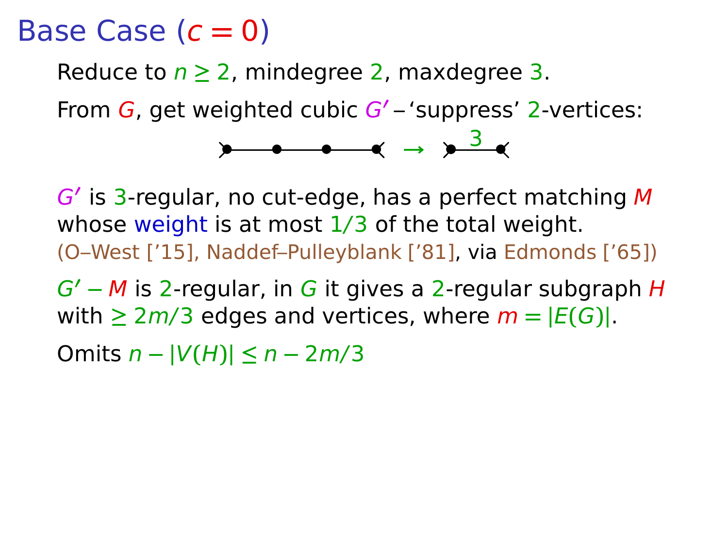# Base Case ($c = 0$)

Reduce to $n \geq 2$, mindegree $2$, maxdegree $3$.

From $G$, get weighted cubic $G'$ – 'suppress' $2$-vertices:

$G'$ is $3$-regular, no cut-edge, has a perfect matching $M$ whose weight is at most $1/3$ of the total weight.
(O–West ['15], Naddef–Pulleyblank ['81], via Edmonds ['65])

$G' - M$ is $2$-regular, in $G$ it gives a $2$-regular subgraph $H$ with $\geq 2m/3$ edges and vertices, where $m = |E(G)|$.

Omits $n - |V(H)| \leq n - 2m/3$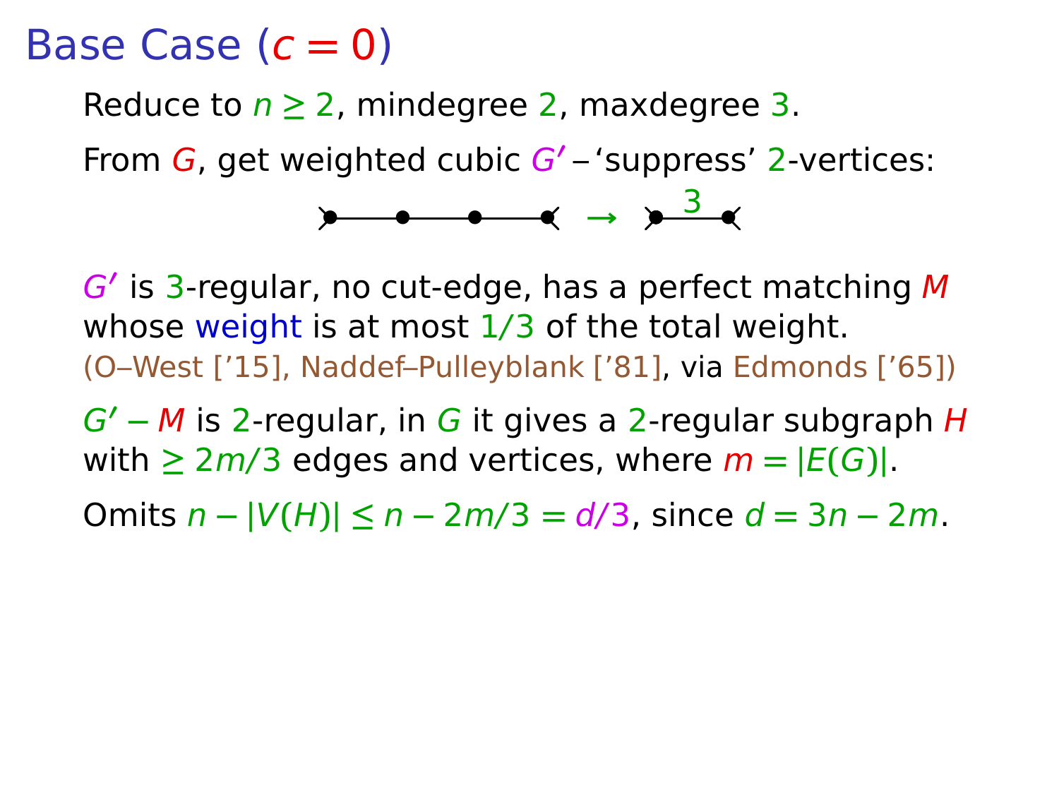# Base Case ($c = 0$)

Reduce to $n \geq 2$, mindegree $2$, maxdegree $3$.

From $G$, get weighted cubic $G'$ – 'suppress' $2$-vertices:

$G'$ is $3$-regular, no cut-edge, has a perfect matching $M$ whose weight is at most $1/3$ of the total weight.
(O–West ['15], Naddef–Pulleyblank ['81], via Edmonds ['65])

$G' - M$ is $2$-regular, in $G$ it gives a $2$-regular subgraph $H$ with $\geq 2m/3$ edges and vertices, where $m = |E(G)|$.

Omits $n - |V(H)| \leq n - 2m/3 = d/3$, since $d = 3n - 2m$.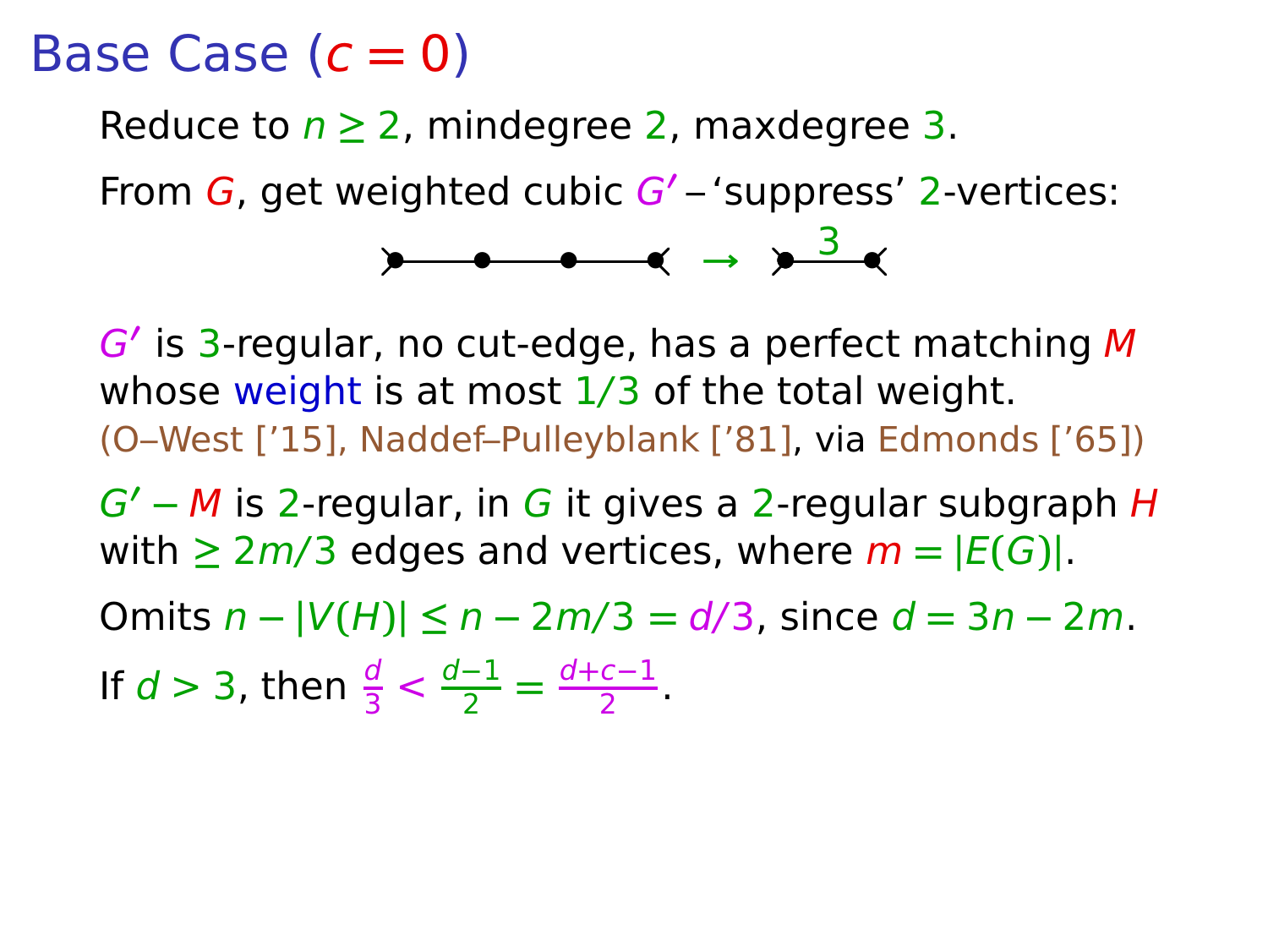# Base Case ($c = 0$)

Reduce to $n \geq 2$, mindegree $2$, maxdegree $3$.

From $G$, get weighted cubic $G'$ – 'suppress' $2$-vertices:

$G'$ is $3$-regular, no cut-edge, has a perfect matching $M$ whose weight is at most $1/3$ of the total weight.
(O–West ['15], Naddef–Pulleyblank ['81], via Edmonds ['65])

$G' - M$ is $2$-regular, in $G$ it gives a $2$-regular subgraph $H$ with $\geq 2m/3$ edges and vertices, where $m = |E(G)|$.

Omits $n - |V(H)| \leq n - 2m/3 = d/3$, since $d = 3n - 2m$.

If $d > 3$, then $\frac{d}{3} < \frac{d-1}{2} = \frac{d+c-1}{2}$.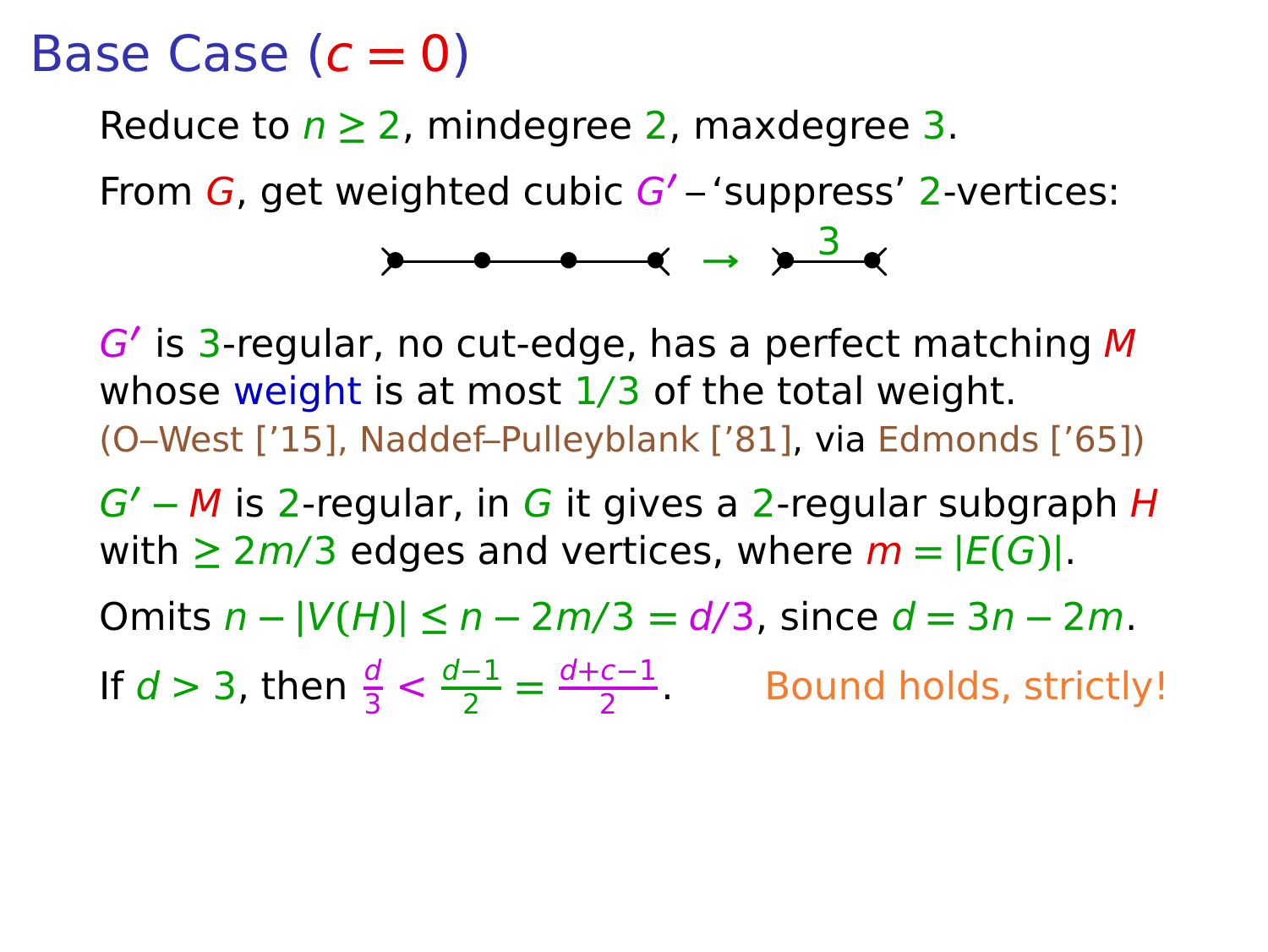# Base Case ($c = 0$)

Reduce to $n \geq 2$, mindegree 2, maxdegree 3.

From $G$, get weighted cubic $G'$ – 'suppress' 2-vertices:

$G'$ is 3-regular, no cut-edge, has a perfect matching $M$ whose weight is at most 1/3 of the total weight.
(O–West ['15], Naddef–Pulleyblank ['81], via Edmonds ['65])

$G' - M$ is 2-regular, in $G$ it gives a 2-regular subgraph $H$ with $\geq 2m/3$ edges and vertices, where $m = |E(G)|$.

Omits $n - |V(H)| \leq n - 2m/3 = d/3$, since $d = 3n - 2m$.

If $d > 3$, then $\frac{d}{3} < \frac{d-1}{2} = \frac{d+c-1}{2}$. Bound holds, strictly!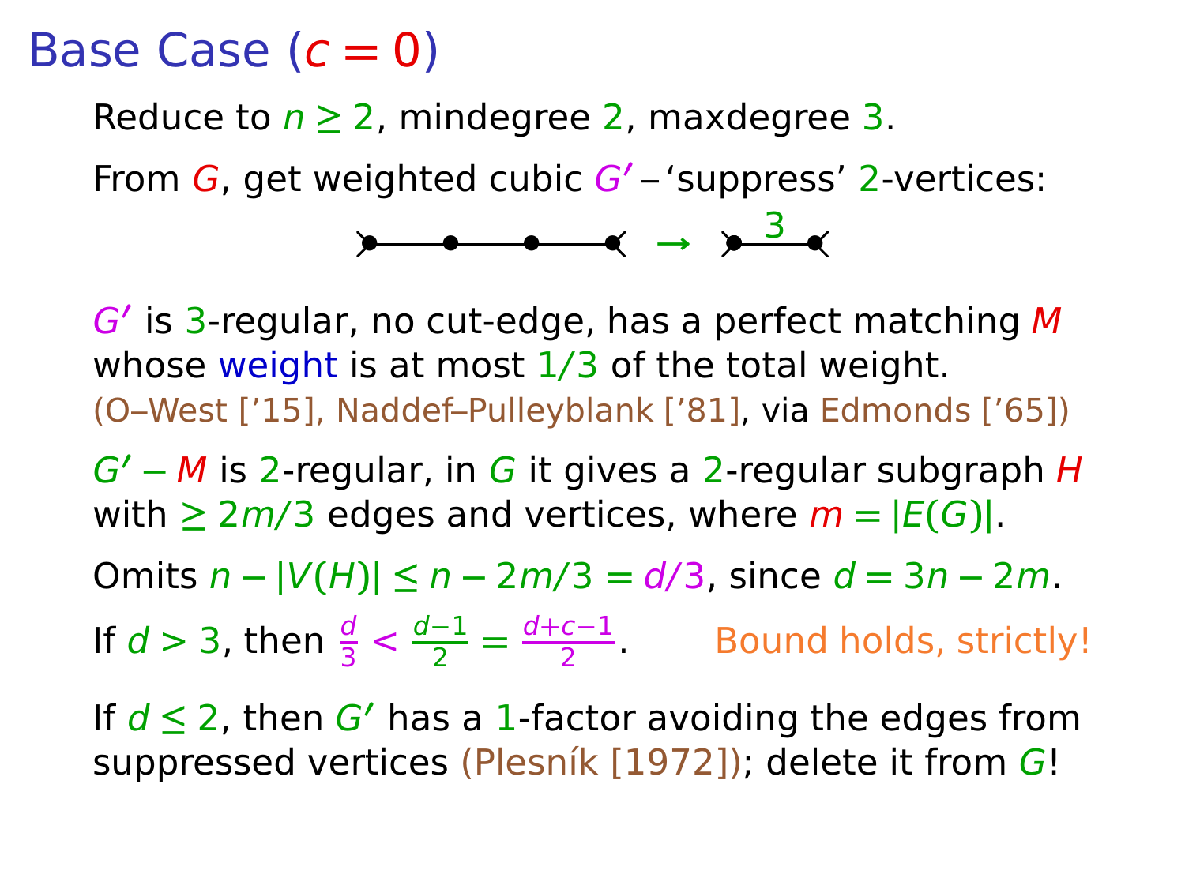# Base Case ($c = 0$)

Reduce to $n \geq 2$, mindegree $2$, maxdegree $3$.

From $G$, get weighted cubic $G'$ – 'suppress' $2$-vertices:

$G'$ is $3$-regular, no cut-edge, has a perfect matching $M$ whose weight is at most $1/3$ of the total weight.
(O–West ['15], Naddef–Pulleyblank ['81], via Edmonds ['65])

$G' - M$ is $2$-regular, in $G$ it gives a $2$-regular subgraph $H$ with $\geq 2m/3$ edges and vertices, where $m = |E(G)|$.

Omits $n - |V(H)| \leq n - 2m/3 = d/3$, since $d = 3n - 2m$.

If $d > 3$, then $\frac{d}{3} < \frac{d-1}{2} = \frac{d+c-1}{2}$. Bound holds, strictly!

If $d \leq 2$, then $G'$ has a $1$-factor avoiding the edges from suppressed vertices (Plesník [1972]); delete it from $G$!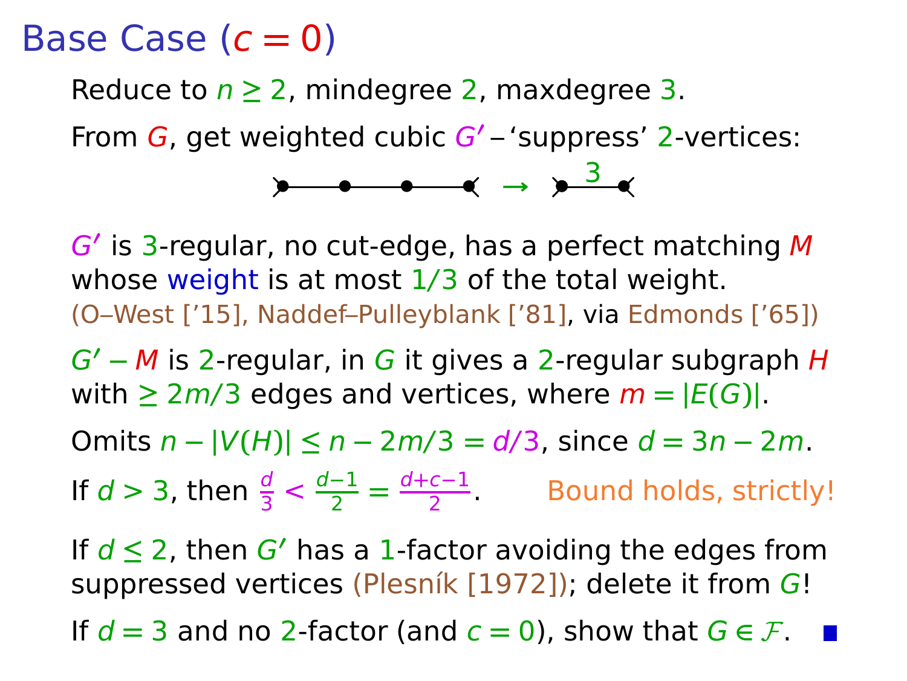# Base Case ($c = 0$)

Reduce to $n \geq 2$, mindegree 2, maxdegree 3.

From $G$, get weighted cubic $G'$ – 'suppress' 2-vertices:

$G'$ is 3-regular, no cut-edge, has a perfect matching $M$ whose weight is at most 1/3 of the total weight.
(O–West ['15], Naddef–Pulleyblank ['81], via Edmonds ['65])

$G' - M$ is 2-regular, in $G$ it gives a 2-regular subgraph $H$ with $\geq 2m/3$ edges and vertices, where $m = |E(G)|$.

Omits $n - |V(H)| \leq n - 2m/3 = d/3$, since $d = 3n - 2m$.

If $d > 3$, then $\frac{d}{3} < \frac{d-1}{2} = \frac{d+c-1}{2}$. Bound holds, strictly!

If $d \leq 2$, then $G'$ has a 1-factor avoiding the edges from suppressed vertices (Plesník [1972]); delete it from $G$!

If $d = 3$ and no 2-factor (and $c = 0$), show that $G \in \mathcal{F}$. ■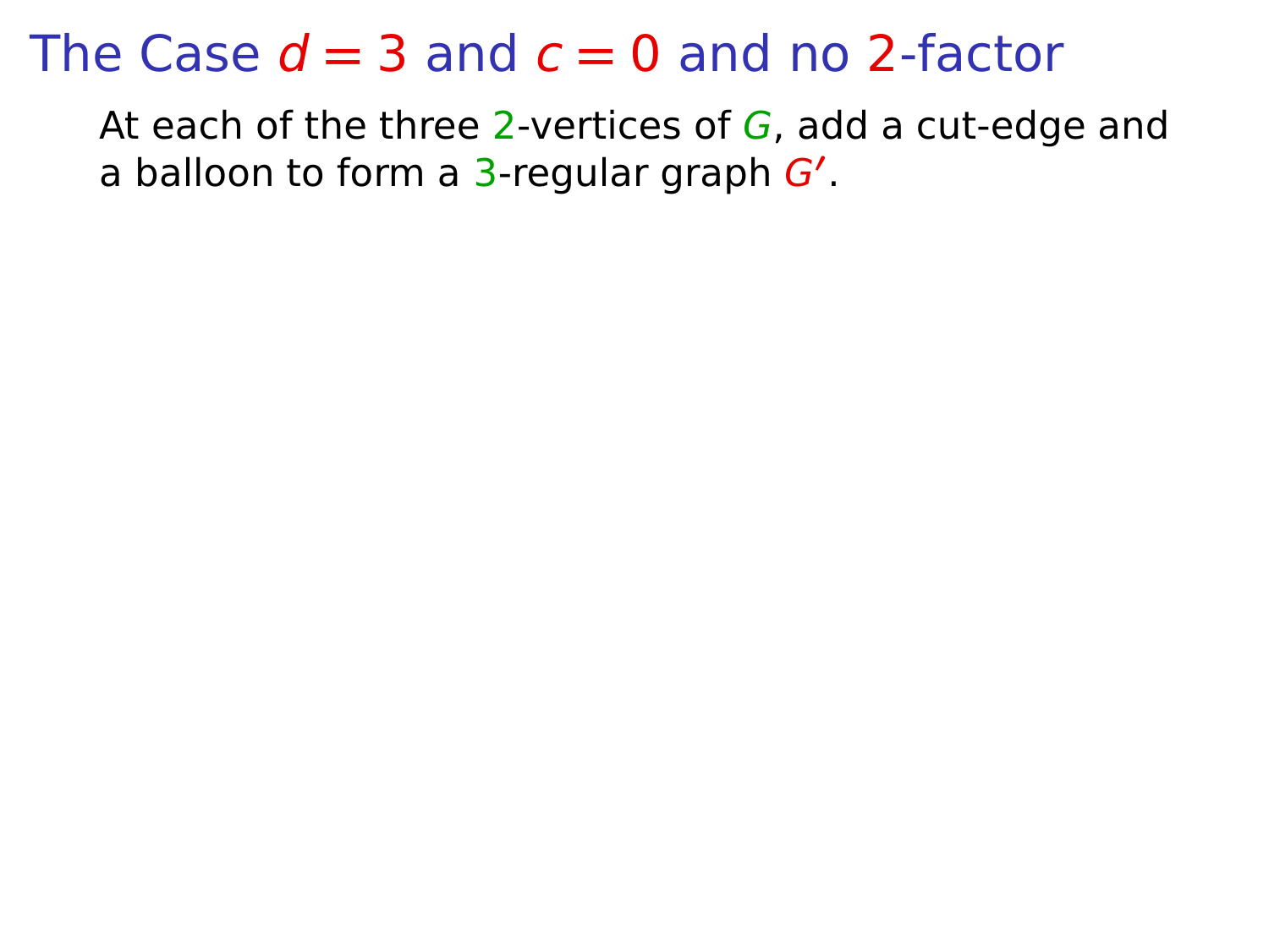# The Case $d = 3$ and $c = 0$ and no $2$-factor

At each of the three $2$-vertices of $G$, add a cut-edge and a balloon to form a $3$-regular graph $G'$.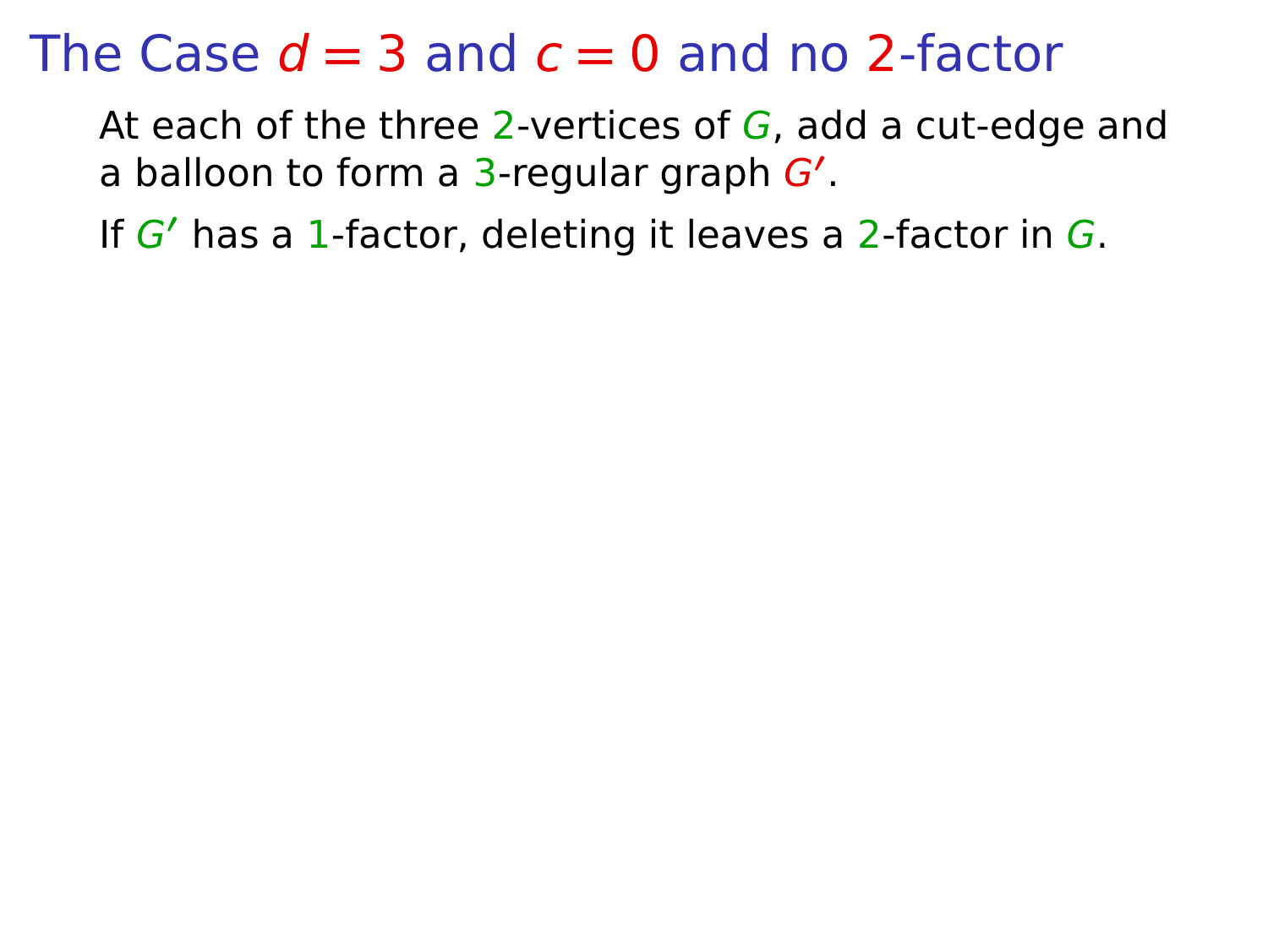# The Case $d = 3$ and $c = 0$ and no $2$-factor

At each of the three $2$-vertices of $G$, add a cut-edge and a balloon to form a $3$-regular graph $G'$.

If $G'$ has a $1$-factor, deleting it leaves a $2$-factor in $G$.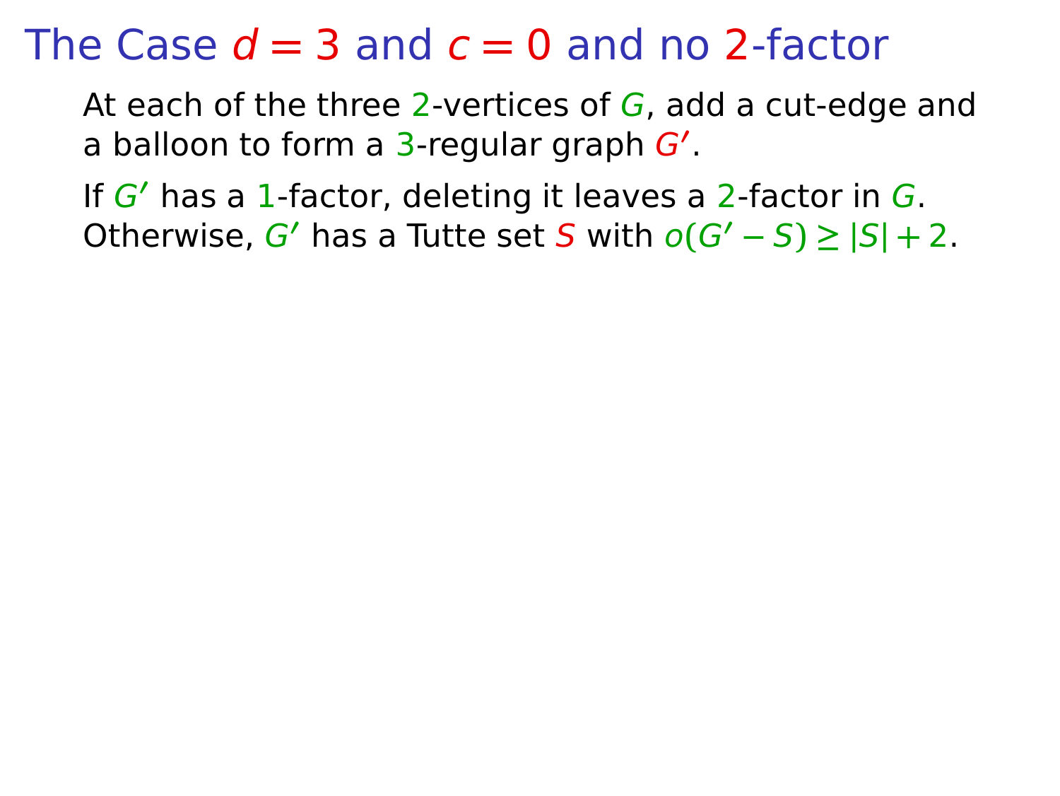# The Case $d = 3$ and $c = 0$ and no $2$-factor

At each of the three $2$-vertices of $G$, add a cut-edge and a balloon to form a $3$-regular graph $G'$.

If $G'$ has a $1$-factor, deleting it leaves a $2$-factor in $G$. Otherwise, $G'$ has a Tutte set $S$ with $o(G' - S) \geq |S| + 2$.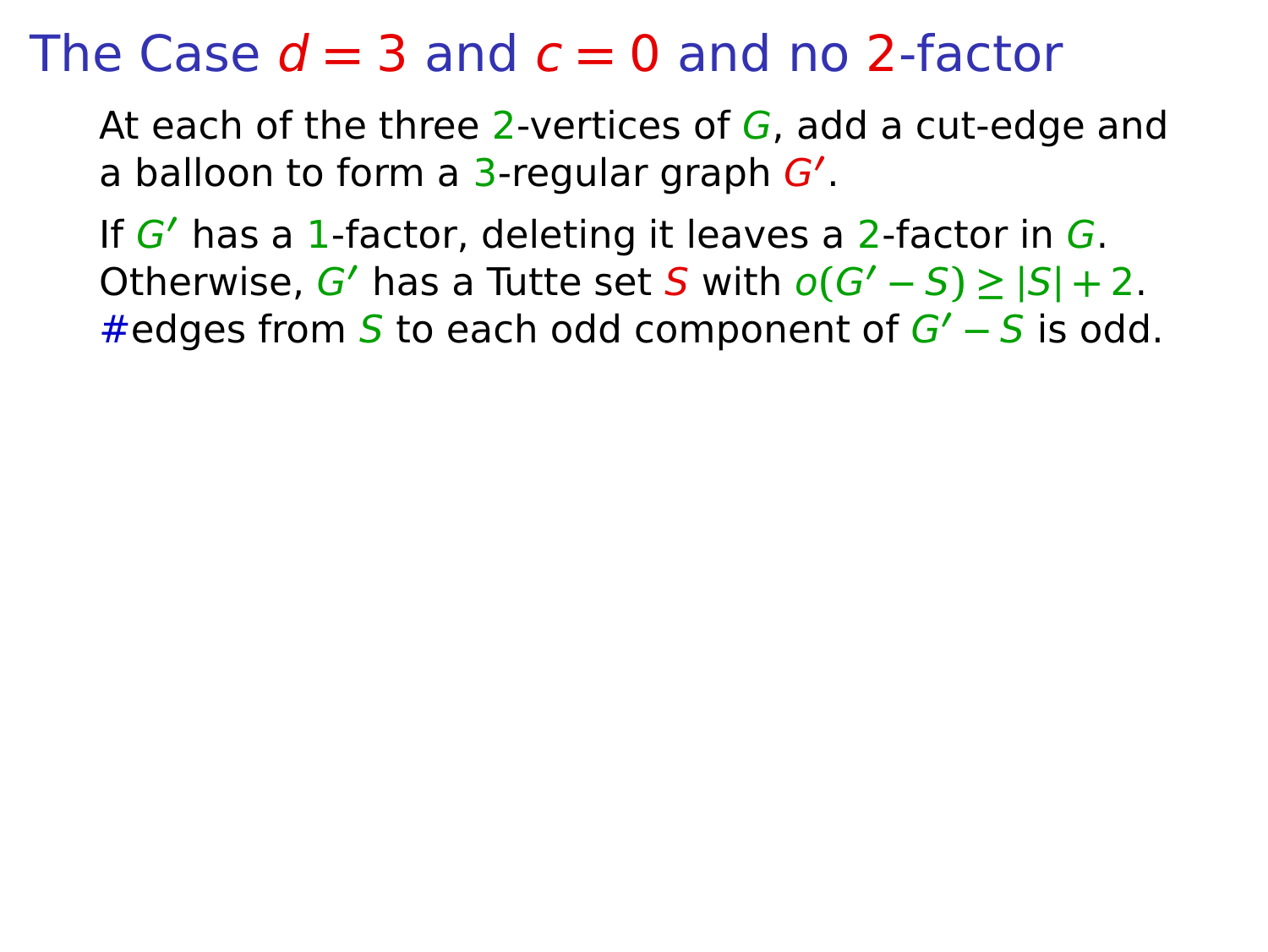# The Case $d = 3$ and $c = 0$ and no $2$-factor

At each of the three $2$-vertices of $G$, add a cut-edge and a balloon to form a $3$-regular graph $G'$.

If $G'$ has a $1$-factor, deleting it leaves a $2$-factor in $G$. Otherwise, $G'$ has a Tutte set $S$ with $o(G' - S) \geq |S| + 2$. #edges from $S$ to each odd component of $G' - S$ is odd.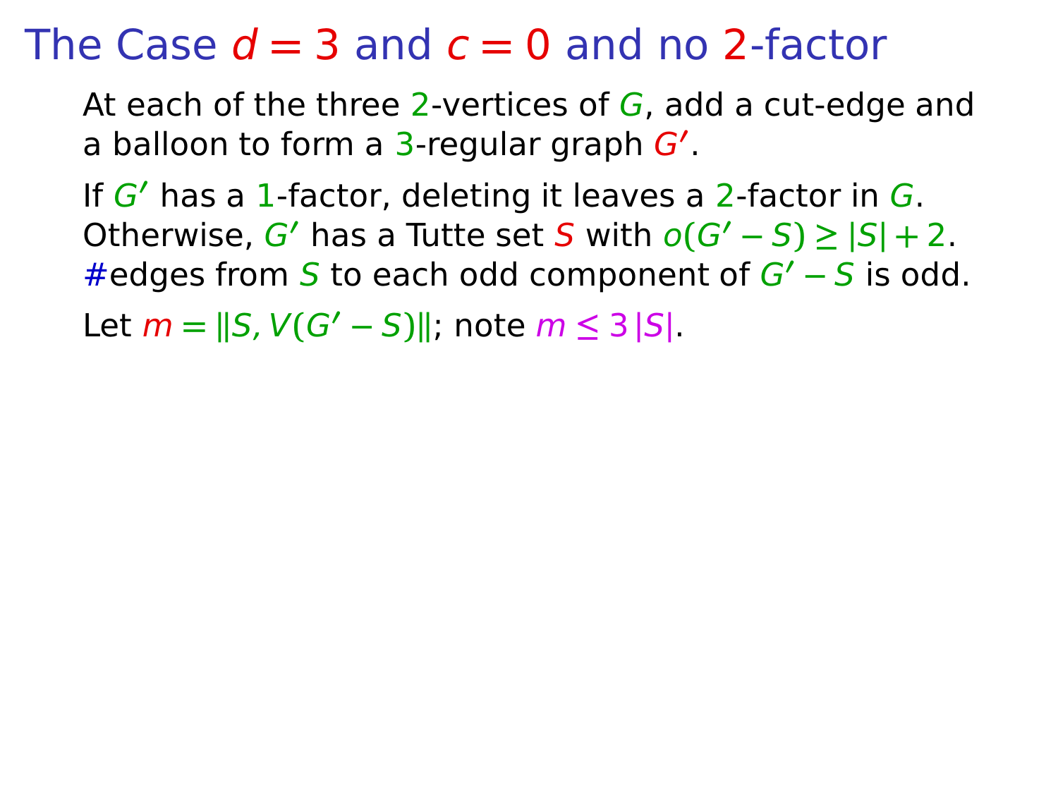# The Case $d = 3$ and $c = 0$ and no $2$-factor

At each of the three $2$-vertices of $G$, add a cut-edge and a balloon to form a $3$-regular graph $G'$.

If $G'$ has a $1$-factor, deleting it leaves a $2$-factor in $G$. Otherwise, $G'$ has a Tutte set $S$ with $o(G' - S) \geq |S| + 2$. #edges from $S$ to each odd component of $G' - S$ is odd.

Let $m = \|S, V(G' - S)\|$; note $m \leq 3\,|S|$.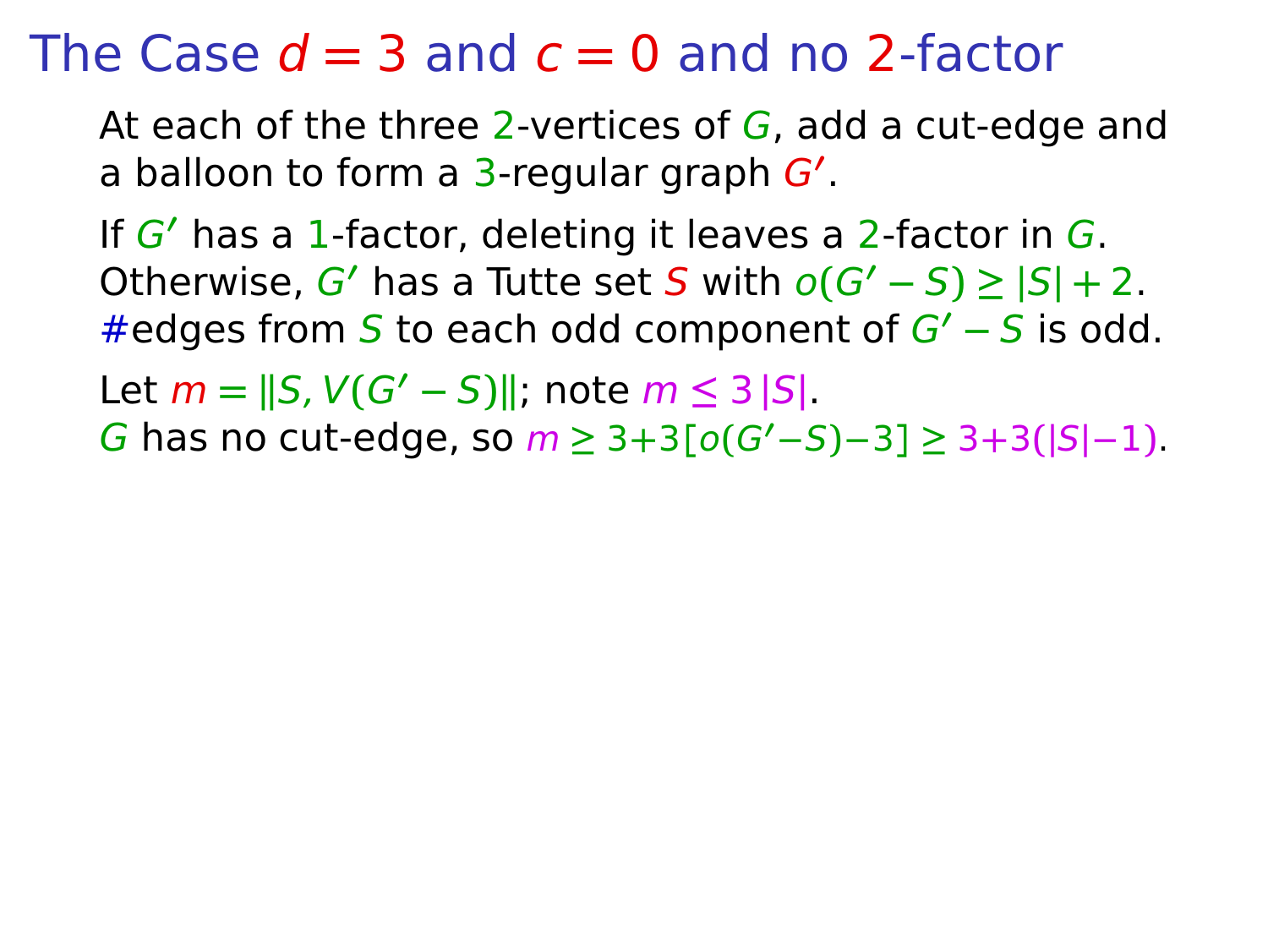# The Case $d = 3$ and $c = 0$ and no $2$-factor

At each of the three $2$-vertices of $G$, add a cut-edge and a balloon to form a $3$-regular graph $G'$.

If $G'$ has a $1$-factor, deleting it leaves a $2$-factor in $G$.
Otherwise, $G'$ has a Tutte set $S$ with $o(G' - S) \geq |S| + 2$.
#edges from $S$ to each odd component of $G' - S$ is odd.

Let $m = \|S, V(G' - S)\|$; note $m \leq 3\,|S|$.
$G$ has no cut-edge, so $m \geq 3{+}3[o(G'{-}S){-}3] \geq 3{+}3(|S|{-}1)$.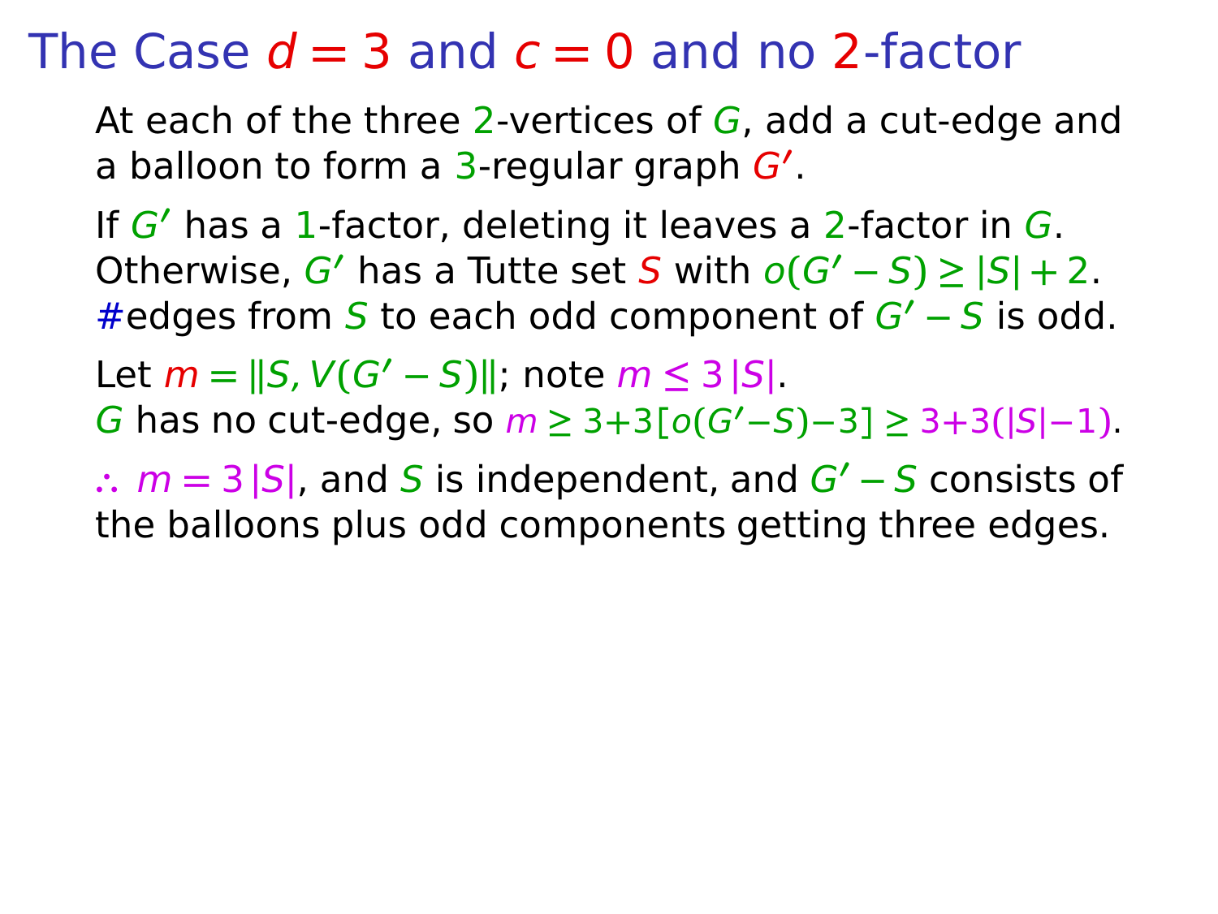# The Case $d = 3$ and $c = 0$ and no $2$-factor

At each of the three $2$-vertices of $G$, add a cut-edge and a balloon to form a $3$-regular graph $G'$.

If $G'$ has a $1$-factor, deleting it leaves a $2$-factor in $G$. Otherwise, $G'$ has a Tutte set $S$ with $o(G' - S) \geq |S| + 2$. #edges from $S$ to each odd component of $G' - S$ is odd.

Let $m = \|S, V(G' - S)\|$; note $m \leq 3\,|S|$.
$G$ has no cut-edge, so $m \geq 3 + 3[o(G' - S) - 3] \geq 3 + 3(|S| - 1)$.

$\therefore$ $m = 3\,|S|$, and $S$ is independent, and $G' - S$ consists of the balloons plus odd components getting three edges.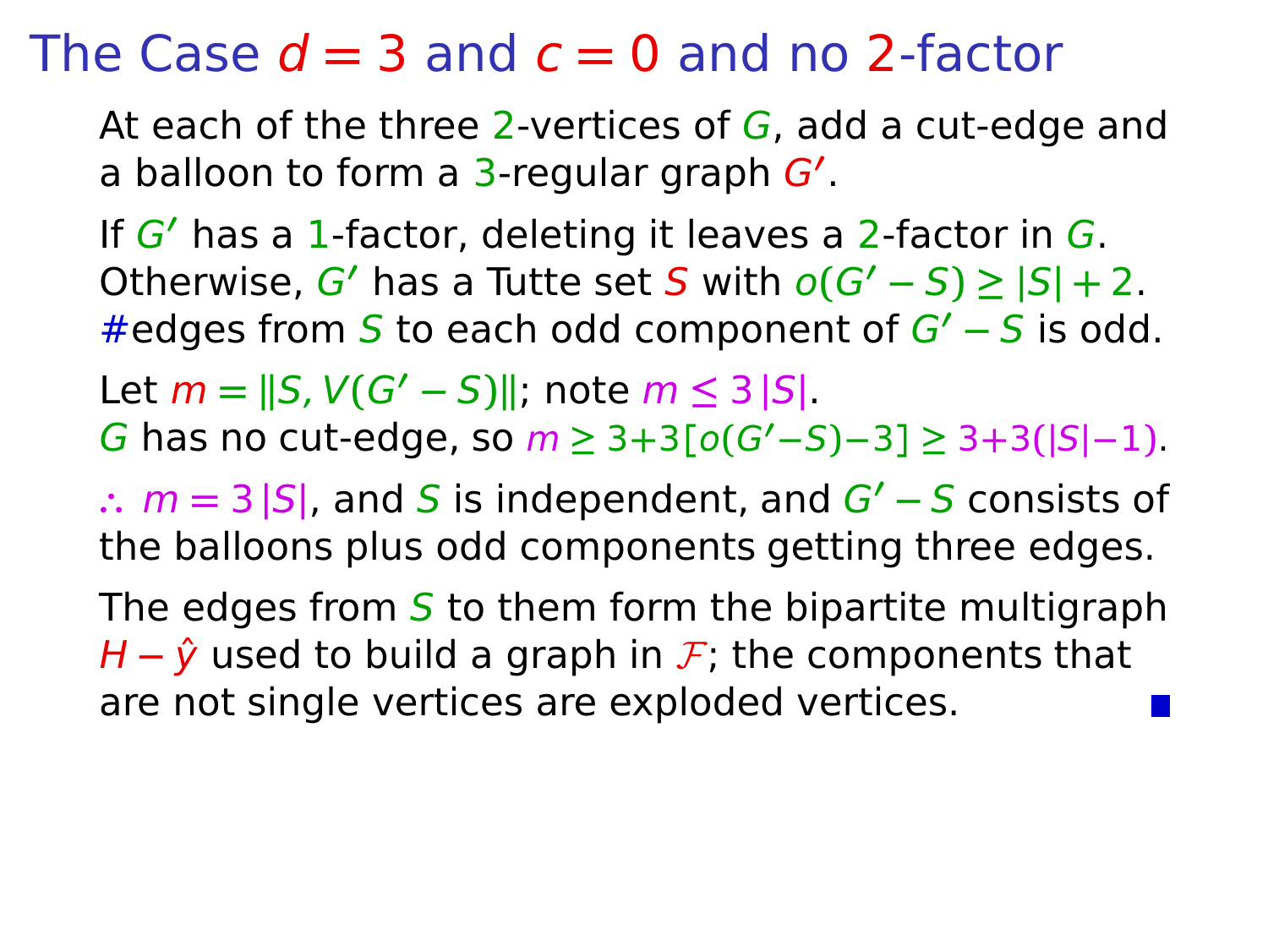# The Case $d = 3$ and $c = 0$ and no 2-factor

At each of the three 2-vertices of $G$, add a cut-edge and a balloon to form a 3-regular graph $G'$.

If $G'$ has a 1-factor, deleting it leaves a 2-factor in $G$. Otherwise, $G'$ has a Tutte set $S$ with $o(G' - S) \geq |S| + 2$. #edges from $S$ to each odd component of $G' - S$ is odd.

Let $m = \|S, V(G' - S)\|$; note $m \leq 3\,|S|$.
$G$ has no cut-edge, so $m \geq 3 + 3[o(G' - S) - 3] \geq 3 + 3(|S| - 1)$.

$\therefore$ $m = 3\,|S|$, and $S$ is independent, and $G' - S$ consists of the balloons plus odd components getting three edges.

The edges from $S$ to them form the bipartite multigraph $H - \hat{y}$ used to build a graph in $\mathcal{F}$; the components that are not single vertices are exploded vertices. ∎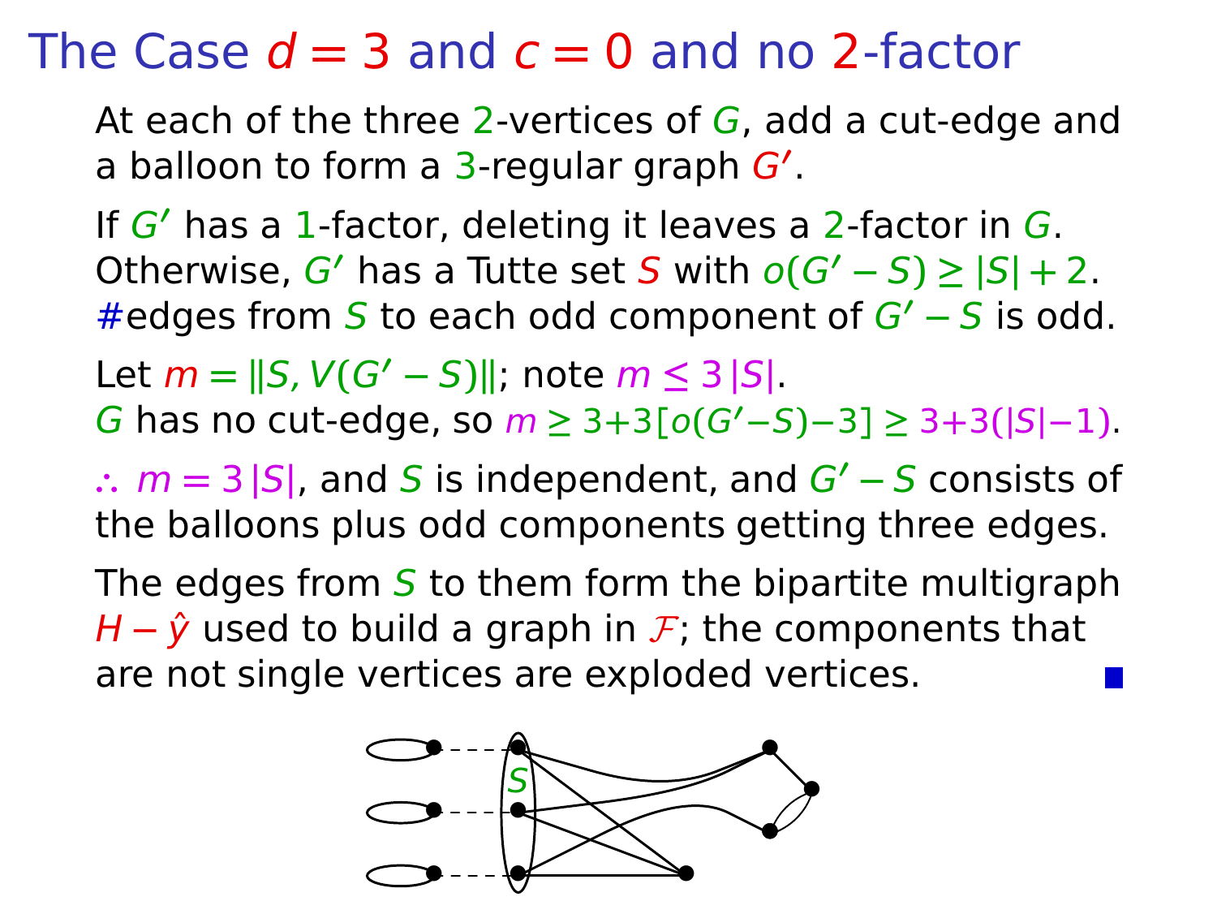# The Case $d = 3$ and $c = 0$ and no 2-factor

At each of the three 2-vertices of $G$, add a cut-edge and a balloon to form a 3-regular graph $G'$.

If $G'$ has a 1-factor, deleting it leaves a 2-factor in $G$. Otherwise, $G'$ has a Tutte set $S$ with $o(G' - S) \geq |S| + 2$. #edges from $S$ to each odd component of $G' - S$ is odd.

Let $m = \|S, V(G' - S)\|$; note $m \leq 3\,|S|$.
$G$ has no cut-edge, so $m \geq 3+3[o(G'-S)-3] \geq 3+3(|S|-1)$.

$\therefore$ $m = 3\,|S|$, and $S$ is independent, and $G' - S$ consists of the balloons plus odd components getting three edges.

The edges from $S$ to them form the bipartite multigraph $H - \hat{y}$ used to build a graph in $\mathcal{F}$; the components that are not single vertices are exploded vertices. ∎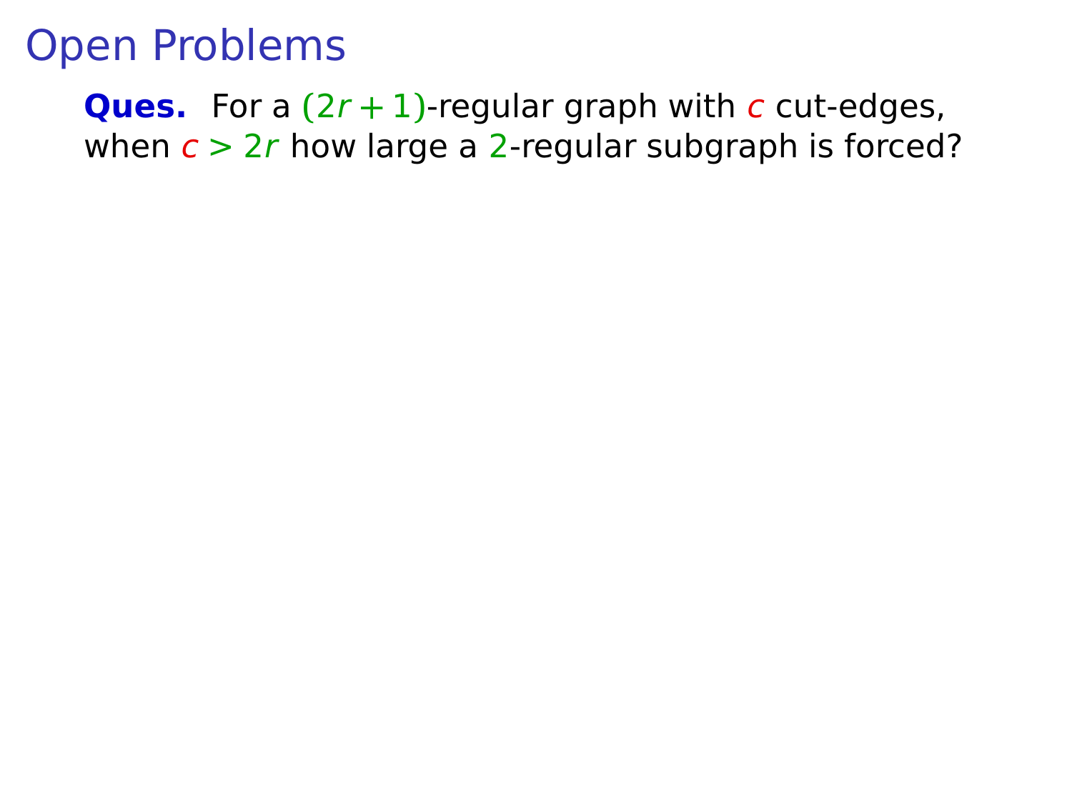# Open Problems

**Ques.** For a $(2r+1)$-regular graph with $c$ cut-edges, when $c > 2r$ how large a 2-regular subgraph is forced?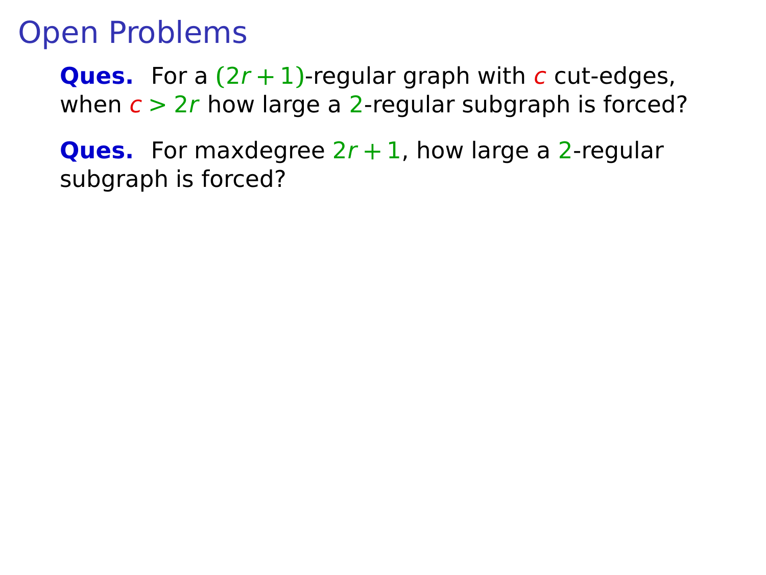# Open Problems

**Ques.** For a $(2r+1)$-regular graph with $c$ cut-edges, when $c > 2r$ how large a $2$-regular subgraph is forced?

**Ques.** For maxdegree $2r+1$, how large a $2$-regular subgraph is forced?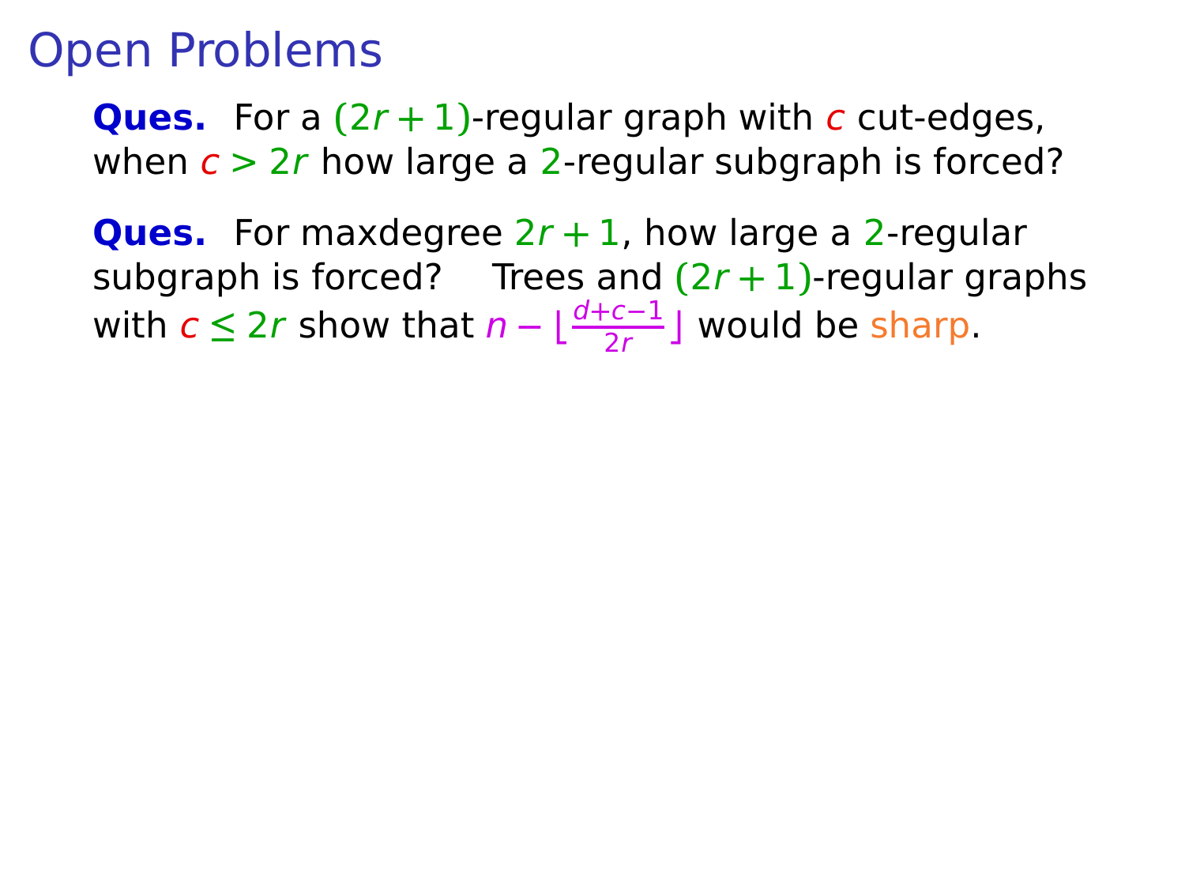# Open Problems

**Ques.** For a $(2r+1)$-regular graph with $c$ cut-edges, when $c > 2r$ how large a $2$-regular subgraph is forced?

**Ques.** For maxdegree $2r+1$, how large a $2$-regular subgraph is forced? Trees and $(2r+1)$-regular graphs with $c \le 2r$ show that $n - \lfloor \frac{d+c-1}{2r} \rfloor$ would be sharp.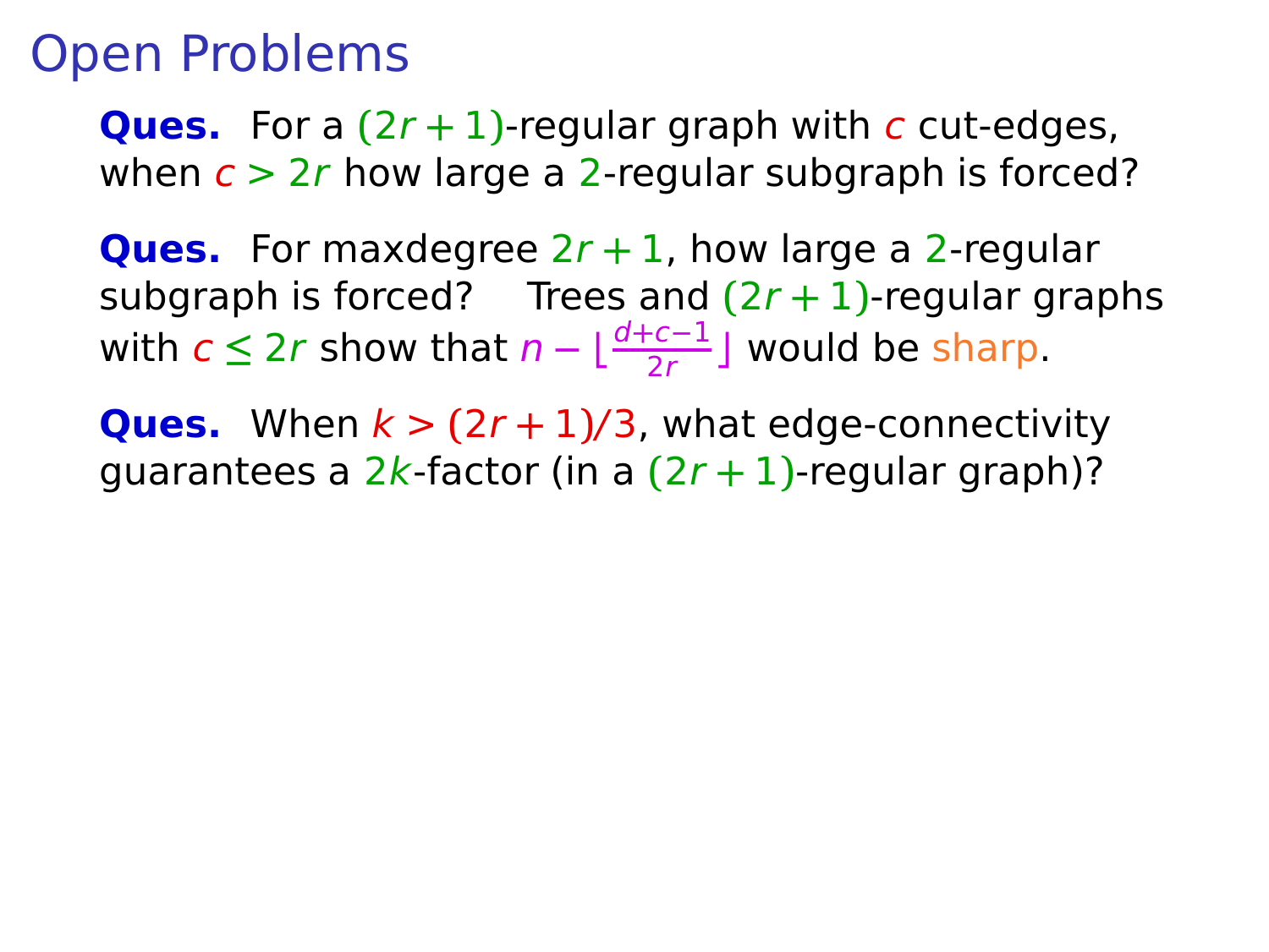# Open Problems

**Ques.** For a $(2r+1)$-regular graph with $c$ cut-edges, when $c > 2r$ how large a 2-regular subgraph is forced?

**Ques.** For maxdegree $2r+1$, how large a 2-regular subgraph is forced? Trees and $(2r+1)$-regular graphs with $c \le 2r$ show that $n - \lfloor \frac{d+c-1}{2r} \rfloor$ would be sharp.

**Ques.** When $k > (2r+1)/3$, what edge-connectivity guarantees a $2k$-factor (in a $(2r+1)$-regular graph)?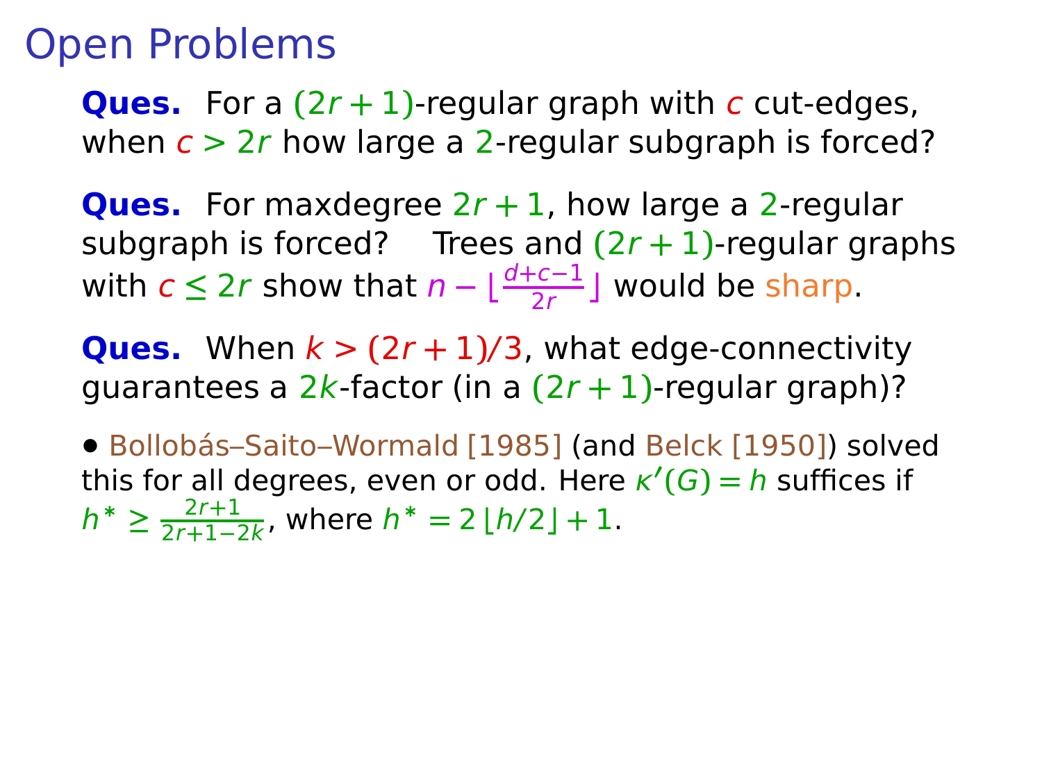# Open Problems

**Ques.** For a $(2r+1)$-regular graph with $c$ cut-edges, when $c > 2r$ how large a 2-regular subgraph is forced?

**Ques.** For maxdegree $2r+1$, how large a 2-regular subgraph is forced? Trees and $(2r+1)$-regular graphs with $c \le 2r$ show that $n - \lfloor \frac{d+c-1}{2r} \rfloor$ would be sharp.

**Ques.** When $k > (2r+1)/3$, what edge-connectivity guarantees a $2k$-factor (in a $(2r+1)$-regular graph)?

- Bollobás–Saito–Wormald [1985] (and Belck [1950]) solved this for all degrees, even or odd. Here $\kappa'(G) = h$ suffices if $h^* \ge \frac{2r+1}{2r+1-2k}$, where $h^* = 2\lfloor h/2 \rfloor + 1$.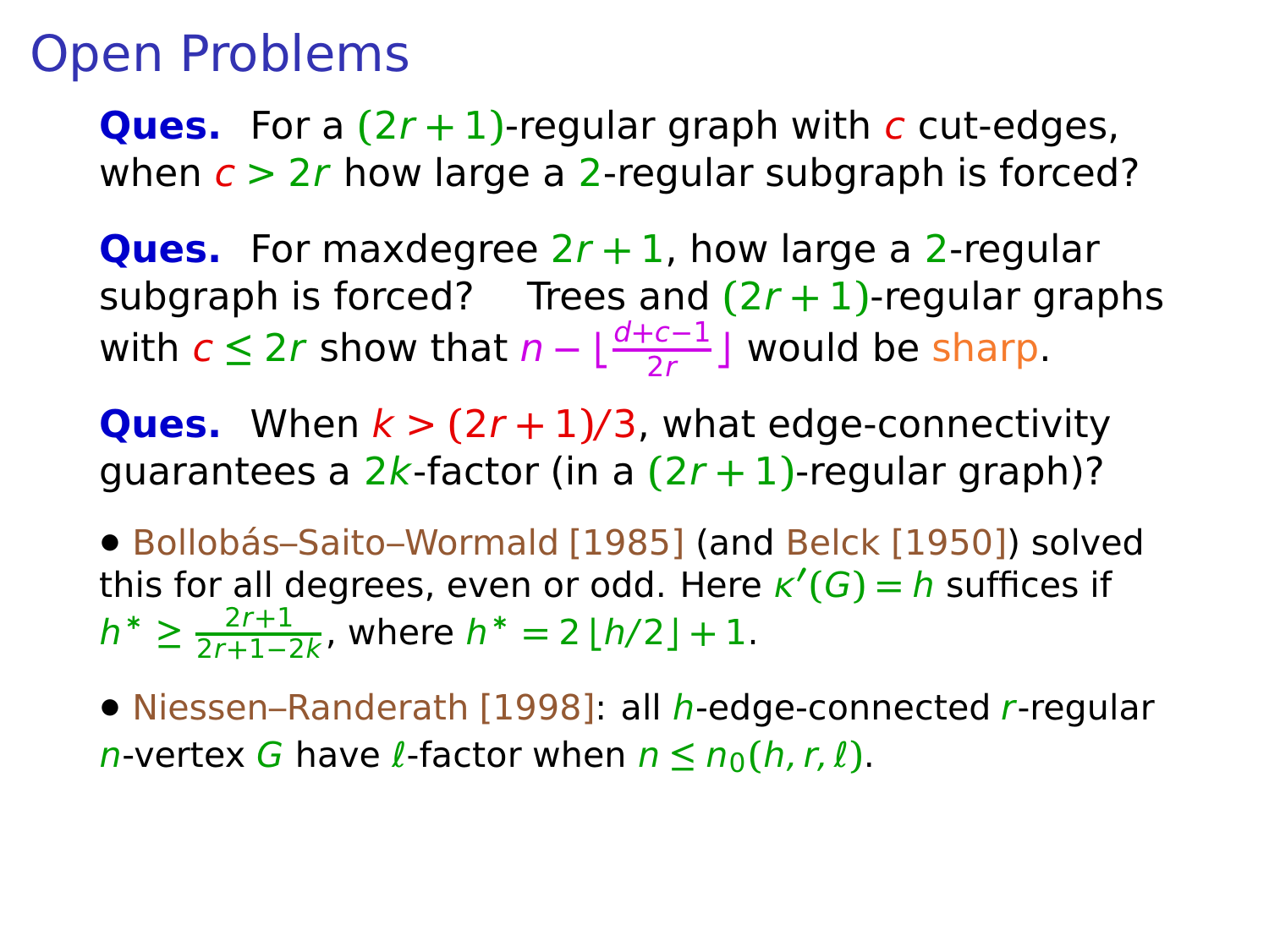# Open Problems

**Ques.** For a $(2r+1)$-regular graph with $c$ cut-edges, when $c > 2r$ how large a $2$-regular subgraph is forced?

**Ques.** For maxdegree $2r+1$, how large a $2$-regular subgraph is forced? Trees and $(2r+1)$-regular graphs with $c \le 2r$ show that $n - \lfloor \frac{d+c-1}{2r} \rfloor$ would be sharp.

**Ques.** When $k > (2r+1)/3$, what edge-connectivity guarantees a $2k$-factor (in a $(2r+1)$-regular graph)?

- Bollobás–Saito–Wormald [1985] (and Belck [1950]) solved this for all degrees, even or odd. Here $\kappa'(G) = h$ suffices if $h^* \ge \frac{2r+1}{2r+1-2k}$, where $h^* = 2\lfloor h/2 \rfloor + 1$.

- Niessen–Randerath [1998]: all $h$-edge-connected $r$-regular $n$-vertex $G$ have $\ell$-factor when $n \le n_0(h, r, \ell)$.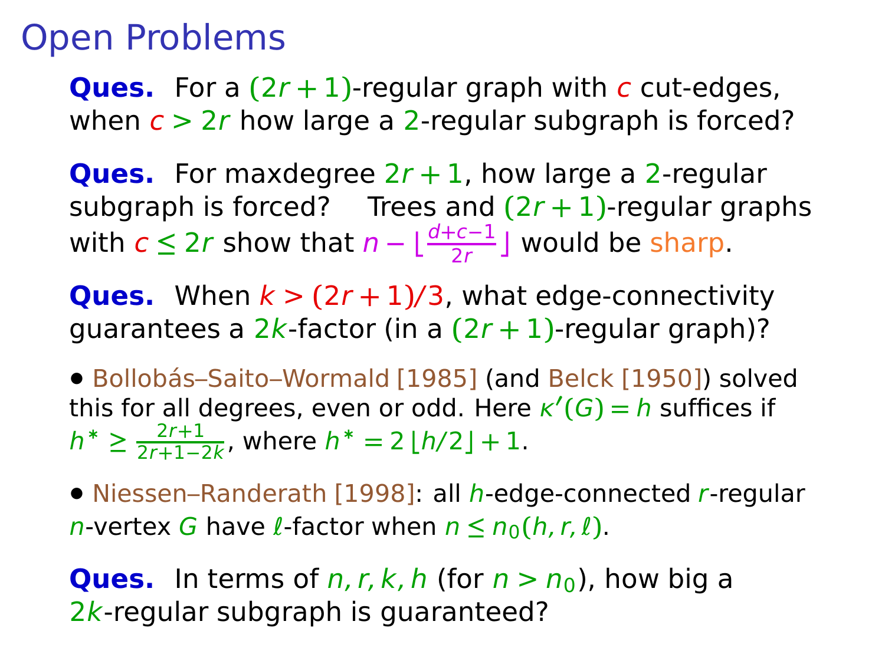# Open Problems

**Ques.** For a $(2r+1)$-regular graph with $c$ cut-edges, when $c > 2r$ how large a $2$-regular subgraph is forced?

**Ques.** For maxdegree $2r+1$, how large a $2$-regular subgraph is forced? Trees and $(2r+1)$-regular graphs with $c \le 2r$ show that $n - \lfloor \frac{d+c-1}{2r} \rfloor$ would be sharp.

**Ques.** When $k > (2r+1)/3$, what edge-connectivity guarantees a $2k$-factor (in a $(2r+1)$-regular graph)?

- Bollobás–Saito–Wormald [1985] (and Belck [1950]) solved this for all degrees, even or odd. Here $\kappa'(G) = h$ suffices if $h^* \ge \frac{2r+1}{2r+1-2k}$, where $h^* = 2\lfloor h/2 \rfloor + 1$.

- Niessen–Randerath [1998]: all $h$-edge-connected $r$-regular $n$-vertex $G$ have $\ell$-factor when $n \le n_0(h, r, \ell)$.

**Ques.** In terms of $n, r, k, h$ (for $n > n_0$), how big a $2k$-regular subgraph is guaranteed?